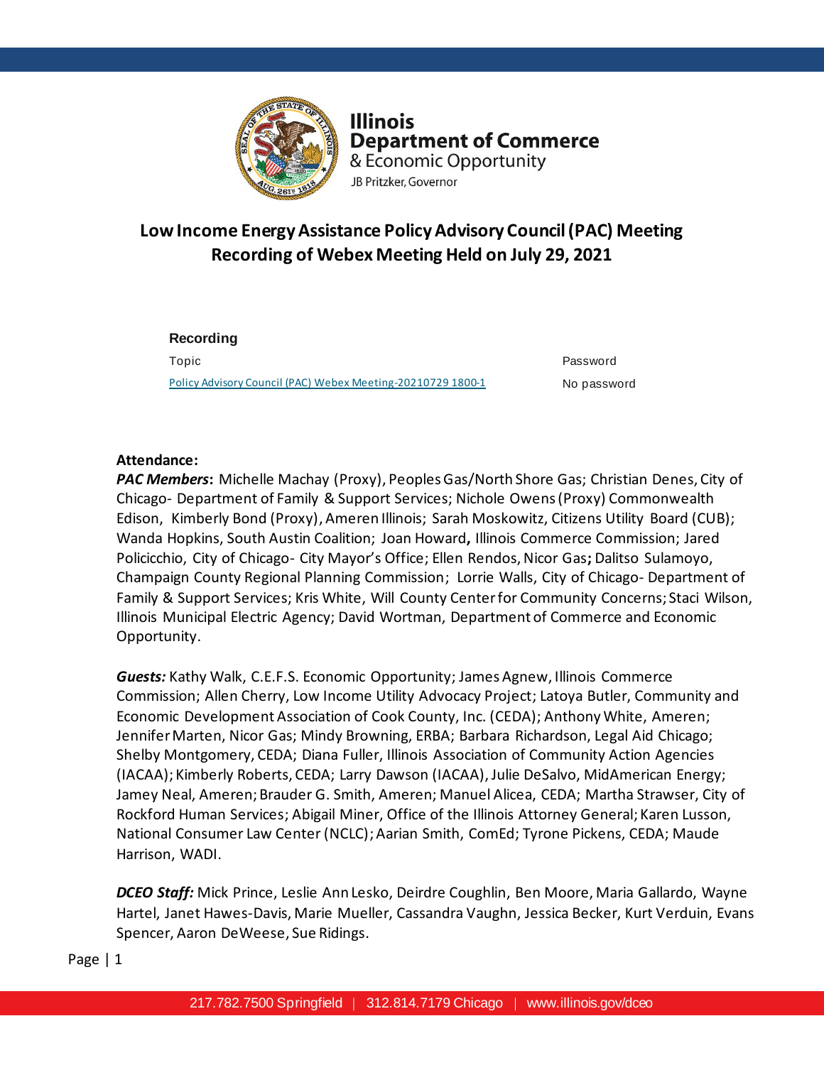Illinois Department of Commerce & Economic Opportunity
JB Pritzker, Governor

# Low Income Energy Assistance Policy Advisory Council (PAC) Meeting Recording of Webex Meeting Held on July 29, 2021

**Recording**

| Topic | Password |
| --- | --- |
| Policy Advisory Council (PAC) Webex Meeting-20210729 1800-1 | No password |

**Attendance:**

***PAC Members*:** Michelle Machay (Proxy), Peoples Gas/North Shore Gas; Christian Denes, City of Chicago- Department of Family & Support Services; Nichole Owens (Proxy) Commonwealth Edison, Kimberly Bond (Proxy), Ameren Illinois; Sarah Moskowitz, Citizens Utility Board (CUB); Wanda Hopkins, South Austin Coalition; Joan Howard**,** Illinois Commerce Commission; Jared Policicchio, City of Chicago- City Mayor's Office; Ellen Rendos, Nicor Gas**;** Dalitso Sulamoyo, Champaign County Regional Planning Commission; Lorrie Walls, City of Chicago- Department of Family & Support Services; Kris White, Will County Center for Community Concerns; Staci Wilson, Illinois Municipal Electric Agency; David Wortman, Department of Commerce and Economic Opportunity.

***Guests:*** Kathy Walk, C.E.F.S. Economic Opportunity; James Agnew, Illinois Commerce Commission; Allen Cherry, Low Income Utility Advocacy Project; Latoya Butler, Community and Economic Development Association of Cook County, Inc. (CEDA); Anthony White, Ameren; Jennifer Marten, Nicor Gas; Mindy Browning, ERBA; Barbara Richardson, Legal Aid Chicago; Shelby Montgomery, CEDA; Diana Fuller, Illinois Association of Community Action Agencies (IACAA); Kimberly Roberts, CEDA; Larry Dawson (IACAA), Julie DeSalvo, MidAmerican Energy; Jamey Neal, Ameren; Brauder G. Smith, Ameren; Manuel Alicea, CEDA; Martha Strawser, City of Rockford Human Services; Abigail Miner, Office of the Illinois Attorney General; Karen Lusson, National Consumer Law Center (NCLC); Aarian Smith, ComEd; Tyrone Pickens, CEDA; Maude Harrison, WADI.

***DCEO Staff:*** Mick Prince, Leslie Ann Lesko, Deirdre Coughlin, Ben Moore, Maria Gallardo, Wayne Hartel, Janet Hawes-Davis, Marie Mueller, Cassandra Vaughn, Jessica Becker, Kurt Verduin, Evans Spencer, Aaron DeWeese, Sue Ridings.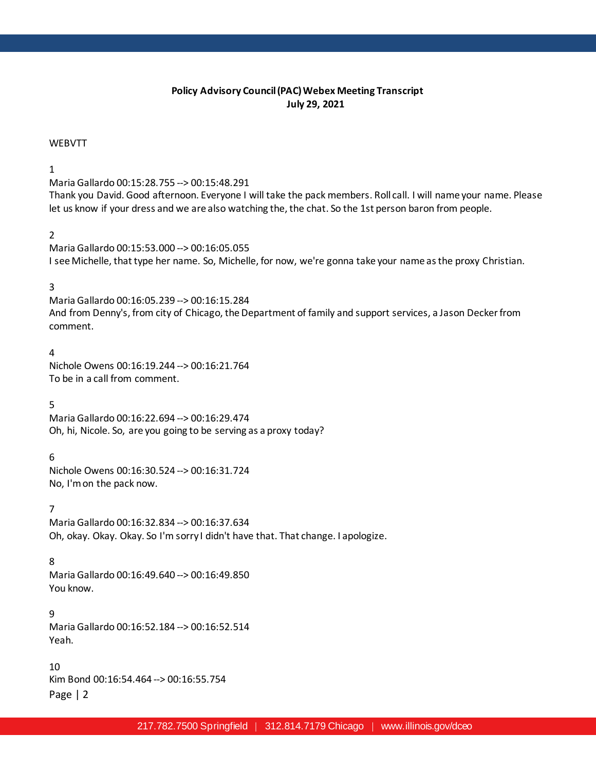**Policy Advisory Council (PAC) Webex Meeting Transcript**
**July 29, 2021**

WEBVTT

1
Maria Gallardo 00:15:28.755 --> 00:15:48.291
Thank you David. Good afternoon. Everyone I will take the pack members. Roll call. I will name your name. Please let us know if your dress and we are also watching the, the chat. So the 1st person baron from people.

2
Maria Gallardo 00:15:53.000 --> 00:16:05.055
I see Michelle, that type her name. So, Michelle, for now, we're gonna take your name as the proxy Christian.

3
Maria Gallardo 00:16:05.239 --> 00:16:15.284
And from Denny's, from city of Chicago, the Department of family and support services, a Jason Decker from comment.

4
Nichole Owens 00:16:19.244 --> 00:16:21.764
To be in a call from comment.

5
Maria Gallardo 00:16:22.694 --> 00:16:29.474
Oh, hi, Nicole. So, are you going to be serving as a proxy today?

6
Nichole Owens 00:16:30.524 --> 00:16:31.724
No, I'm on the pack now.

7
Maria Gallardo 00:16:32.834 --> 00:16:37.634
Oh, okay. Okay. Okay. So I'm sorry I didn't have that. That change. I apologize.

8
Maria Gallardo 00:16:49.640 --> 00:16:49.850
You know.

9
Maria Gallardo 00:16:52.184 --> 00:16:52.514
Yeah.

10
Kim Bond 00:16:54.464 --> 00:16:55.754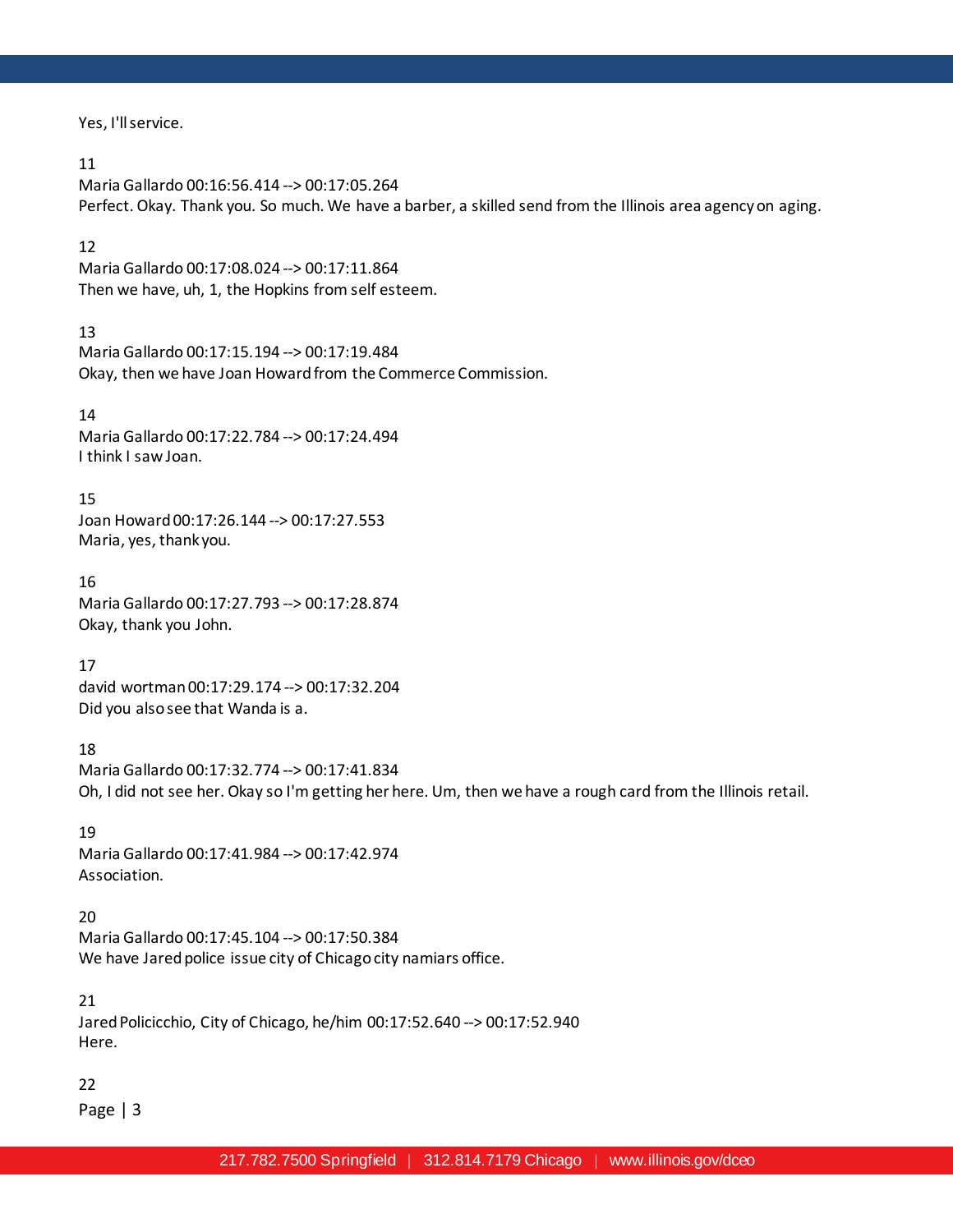Yes, I'll service.

11
Maria Gallardo 00:16:56.414 --> 00:17:05.264
Perfect. Okay. Thank you. So much. We have a barber, a skilled send from the Illinois area agency on aging.

12
Maria Gallardo 00:17:08.024 --> 00:17:11.864
Then we have, uh, 1, the Hopkins from self esteem.

13
Maria Gallardo 00:17:15.194 --> 00:17:19.484
Okay, then we have Joan Howard from the Commerce Commission.

14
Maria Gallardo 00:17:22.784 --> 00:17:24.494
I think I saw Joan.

15
Joan Howard 00:17:26.144 --> 00:17:27.553
Maria, yes, thank you.

16
Maria Gallardo 00:17:27.793 --> 00:17:28.874
Okay, thank you John.

17
david wortman 00:17:29.174 --> 00:17:32.204
Did you also see that Wanda is a.

18
Maria Gallardo 00:17:32.774 --> 00:17:41.834
Oh, I did not see her. Okay so I'm getting her here. Um, then we have a rough card from the Illinois retail.

19
Maria Gallardo 00:17:41.984 --> 00:17:42.974
Association.

20
Maria Gallardo 00:17:45.104 --> 00:17:50.384
We have Jared police issue city of Chicago city namiars office.

21
Jared Policicchio, City of Chicago, he/him 00:17:52.640 --> 00:17:52.940
Here.

22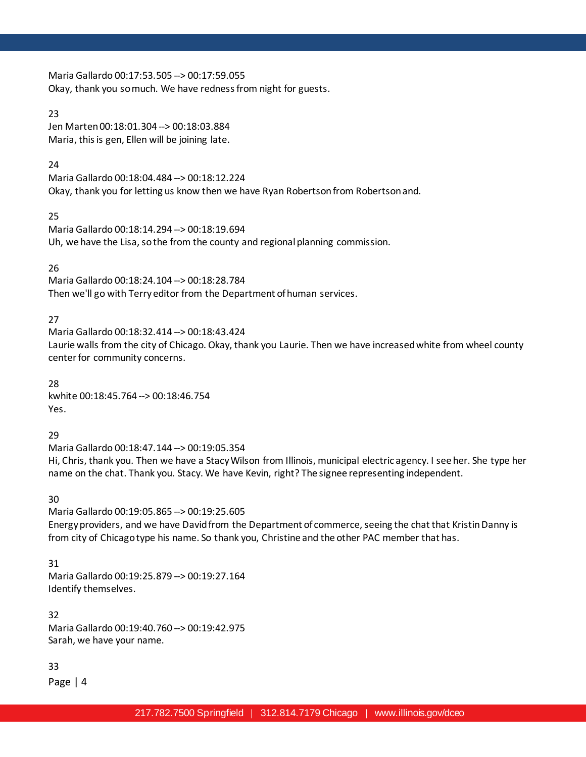Maria Gallardo 00:17:53.505 --> 00:17:59.055
Okay, thank you so much. We have redness from night for guests.

23
Jen Marten 00:18:01.304 --> 00:18:03.884
Maria, this is gen, Ellen will be joining late.

24
Maria Gallardo 00:18:04.484 --> 00:18:12.224
Okay, thank you for letting us know then we have Ryan Robertson from Robertson and.

25
Maria Gallardo 00:18:14.294 --> 00:18:19.694
Uh, we have the Lisa, so the from the county and regional planning commission.

26
Maria Gallardo 00:18:24.104 --> 00:18:28.784
Then we'll go with Terry editor from the Department of human services.

27
Maria Gallardo 00:18:32.414 --> 00:18:43.424
Laurie walls from the city of Chicago. Okay, thank you Laurie. Then we have increased white from wheel county center for community concerns.

28
kwhite 00:18:45.764 --> 00:18:46.754
Yes.

29
Maria Gallardo 00:18:47.144 --> 00:19:05.354
Hi, Chris, thank you. Then we have a Stacy Wilson from Illinois, municipal electric agency. I see her. She type her name on the chat. Thank you. Stacy. We have Kevin, right? The signee representing independent.

30
Maria Gallardo 00:19:05.865 --> 00:19:25.605
Energy providers, and we have David from the Department of commerce, seeing the chat that Kristin Danny is from city of Chicago type his name. So thank you, Christine and the other PAC member that has.

31
Maria Gallardo 00:19:25.879 --> 00:19:27.164
Identify themselves.

32
Maria Gallardo 00:19:40.760 --> 00:19:42.975
Sarah, we have your name.

33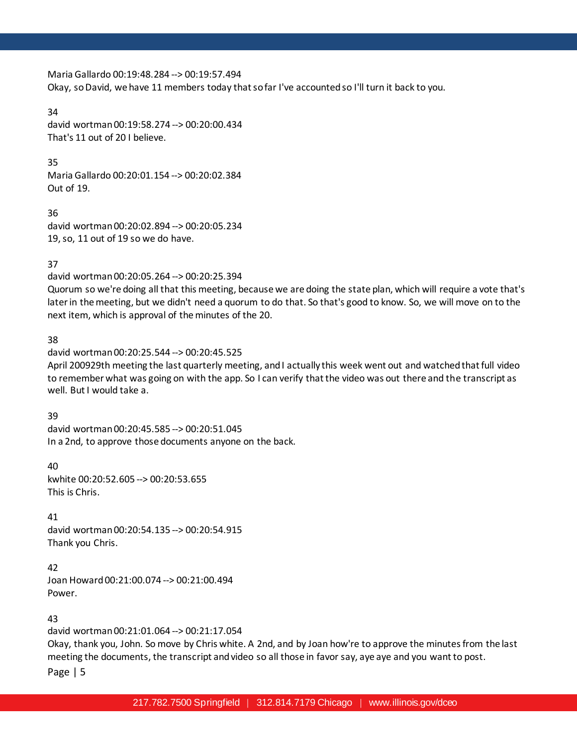Maria Gallardo 00:19:48.284 --> 00:19:57.494
Okay, so David, we have 11 members today that so far I've accounted so I'll turn it back to you.

34
david wortman 00:19:58.274 --> 00:20:00.434
That's 11 out of 20 I believe.

35
Maria Gallardo 00:20:01.154 --> 00:20:02.384
Out of 19.

36
david wortman 00:20:02.894 --> 00:20:05.234
19, so, 11 out of 19 so we do have.

37
david wortman 00:20:05.264 --> 00:20:25.394
Quorum so we're doing all that this meeting, because we are doing the state plan, which will require a vote that's later in the meeting, but we didn't need a quorum to do that. So that's good to know. So, we will move on to the next item, which is approval of the minutes of the 20.

38
david wortman 00:20:25.544 --> 00:20:45.525
April 200929th meeting the last quarterly meeting, and I actually this week went out and watched that full video to remember what was going on with the app. So I can verify that the video was out there and the transcript as well. But I would take a.

39
david wortman 00:20:45.585 --> 00:20:51.045
In a 2nd, to approve those documents anyone on the back.

40
kwhite 00:20:52.605 --> 00:20:53.655
This is Chris.

41
david wortman 00:20:54.135 --> 00:20:54.915
Thank you Chris.

42
Joan Howard 00:21:00.074 --> 00:21:00.494
Power.

43
david wortman 00:21:01.064 --> 00:21:17.054
Okay, thank you, John. So move by Chris white. A 2nd, and by Joan how're to approve the minutes from the last meeting the documents, the transcript and video so all those in favor say, aye aye and you want to post.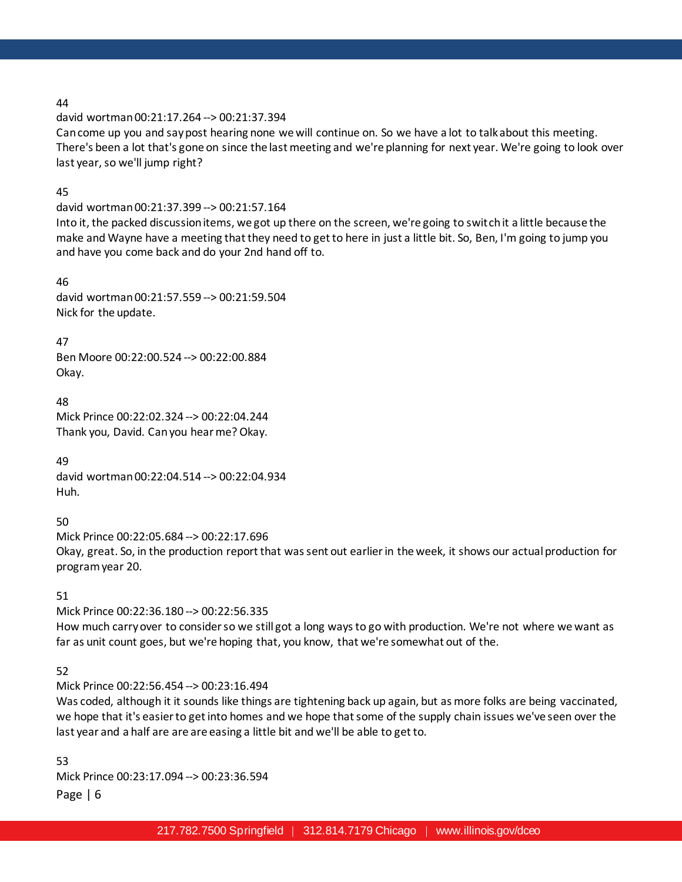44
david wortman 00:21:17.264 --> 00:21:37.394
Can come up you and say post hearing none we will continue on. So we have a lot to talk about this meeting. There's been a lot that's gone on since the last meeting and we're planning for next year. We're going to look over last year, so we'll jump right?

45
david wortman 00:21:37.399 --> 00:21:57.164
Into it, the packed discussion items, we got up there on the screen, we're going to switch it a little because the make and Wayne have a meeting that they need to get to here in just a little bit. So, Ben, I'm going to jump you and have you come back and do your 2nd hand off to.

46
david wortman 00:21:57.559 --> 00:21:59.504
Nick for the update.

47
Ben Moore 00:22:00.524 --> 00:22:00.884
Okay.

48
Mick Prince 00:22:02.324 --> 00:22:04.244
Thank you, David. Can you hear me? Okay.

49
david wortman 00:22:04.514 --> 00:22:04.934
Huh.

50
Mick Prince 00:22:05.684 --> 00:22:17.696
Okay, great. So, in the production report that was sent out earlier in the week, it shows our actual production for program year 20.

51
Mick Prince 00:22:36.180 --> 00:22:56.335
How much carry over to consider so we still got a long ways to go with production. We're not where we want as far as unit count goes, but we're hoping that, you know, that we're somewhat out of the.

52
Mick Prince 00:22:56.454 --> 00:23:16.494
Was coded, although it it sounds like things are tightening back up again, but as more folks are being vaccinated, we hope that it's easier to get into homes and we hope that some of the supply chain issues we've seen over the last year and a half are are are easing a little bit and we'll be able to get to.

53
Mick Prince 00:23:17.094 --> 00:23:36.594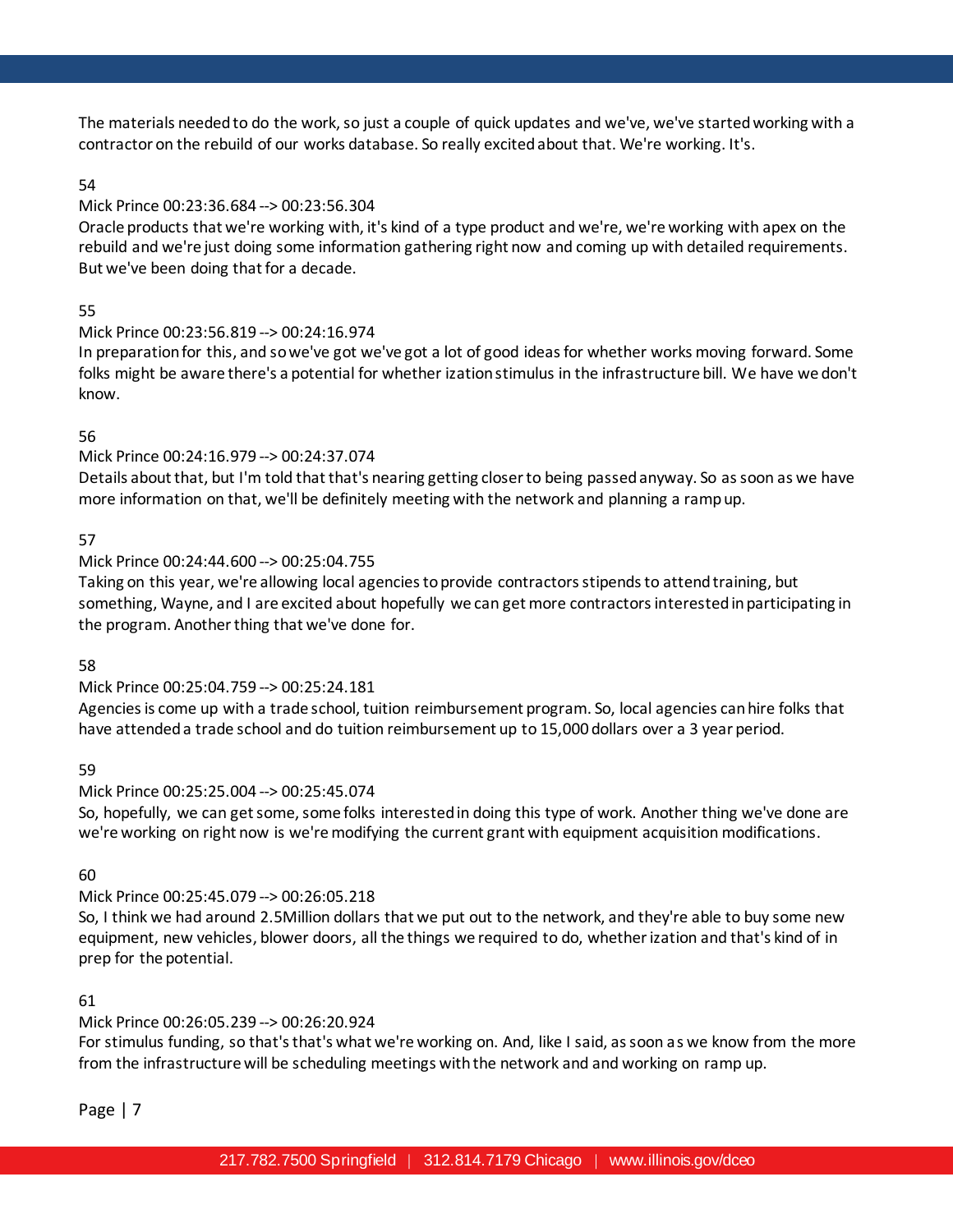The materials needed to do the work, so just a couple of quick updates and we've, we've started working with a contractor on the rebuild of our works database. So really excited about that. We're working. It's.

54

Mick Prince 00:23:36.684 --> 00:23:56.304

Oracle products that we're working with, it's kind of a type product and we're, we're working with apex on the rebuild and we're just doing some information gathering right now and coming up with detailed requirements. But we've been doing that for a decade.

55

Mick Prince 00:23:56.819 --> 00:24:16.974

In preparation for this, and so we've got we've got a lot of good ideas for whether works moving forward. Some folks might be aware there's a potential for whether ization stimulus in the infrastructure bill. We have we don't know.

56

Mick Prince 00:24:16.979 --> 00:24:37.074

Details about that, but I'm told that that's nearing getting closer to being passed anyway. So as soon as we have more information on that, we'll be definitely meeting with the network and planning a ramp up.

57

Mick Prince 00:24:44.600 --> 00:25:04.755

Taking on this year, we're allowing local agencies to provide contractors stipends to attend training, but something, Wayne, and I are excited about hopefully we can get more contractors interested in participating in the program. Another thing that we've done for.

58

Mick Prince 00:25:04.759 --> 00:25:24.181

Agencies is come up with a trade school, tuition reimbursement program. So, local agencies can hire folks that have attended a trade school and do tuition reimbursement up to 15,000 dollars over a 3 year period.

59

Mick Prince 00:25:25.004 --> 00:25:45.074

So, hopefully, we can get some, some folks interested in doing this type of work. Another thing we've done are we're working on right now is we're modifying the current grant with equipment acquisition modifications.

60

Mick Prince 00:25:45.079 --> 00:26:05.218

So, I think we had around 2.5Million dollars that we put out to the network, and they're able to buy some new equipment, new vehicles, blower doors, all the things we required to do, whether ization and that's kind of in prep for the potential.

61

Mick Prince 00:26:05.239 --> 00:26:20.924

For stimulus funding, so that's that's what we're working on. And, like I said, as soon as we know from the more from the infrastructure will be scheduling meetings with the network and and working on ramp up.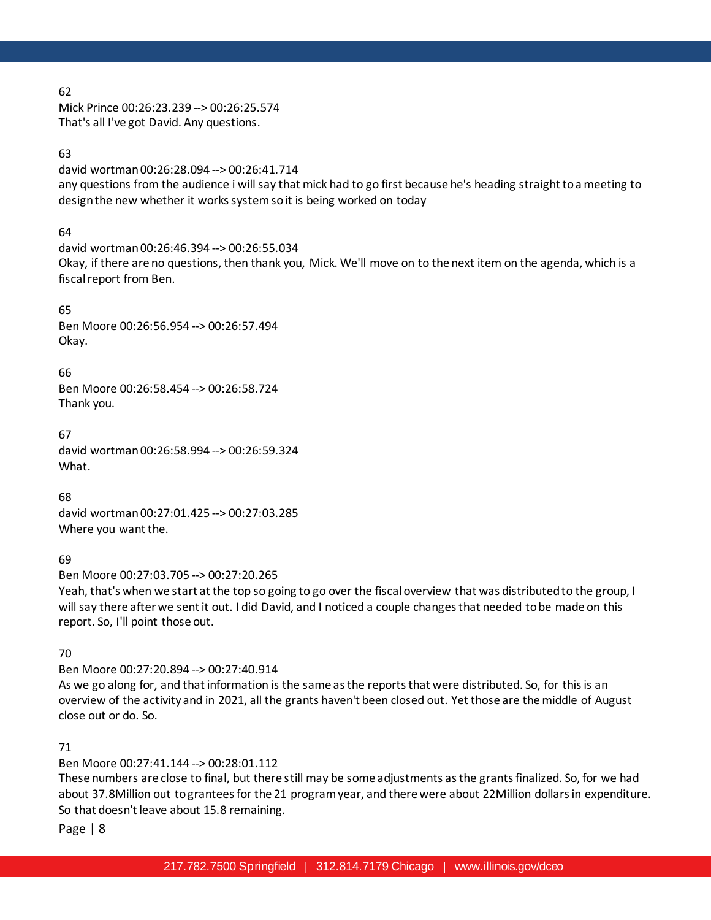62
Mick Prince 00:26:23.239 --> 00:26:25.574
That's all I've got David. Any questions.

63
david wortman 00:26:28.094 --> 00:26:41.714
any questions from the audience i will say that mick had to go first because he's heading straight to a meeting to design the new whether it works system so it is being worked on today

64
david wortman 00:26:46.394 --> 00:26:55.034
Okay, if there are no questions, then thank you, Mick. We'll move on to the next item on the agenda, which is a fiscal report from Ben.

65
Ben Moore 00:26:56.954 --> 00:26:57.494
Okay.

66
Ben Moore 00:26:58.454 --> 00:26:58.724
Thank you.

67
david wortman 00:26:58.994 --> 00:26:59.324
What.

68
david wortman 00:27:01.425 --> 00:27:03.285
Where you want the.

69
Ben Moore 00:27:03.705 --> 00:27:20.265
Yeah, that's when we start at the top so going to go over the fiscal overview that was distributed to the group, I will say there after we sent it out. I did David, and I noticed a couple changes that needed to be made on this report. So, I'll point those out.

70
Ben Moore 00:27:20.894 --> 00:27:40.914
As we go along for, and that information is the same as the reports that were distributed. So, for this is an overview of the activity and in 2021, all the grants haven't been closed out. Yet those are the middle of August close out or do. So.

71
Ben Moore 00:27:41.144 --> 00:28:01.112
These numbers are close to final, but there still may be some adjustments as the grants finalized. So, for we had about 37.8Million out to grantees for the 21 program year, and there were about 22Million dollars in expenditure. So that doesn't leave about 15.8 remaining.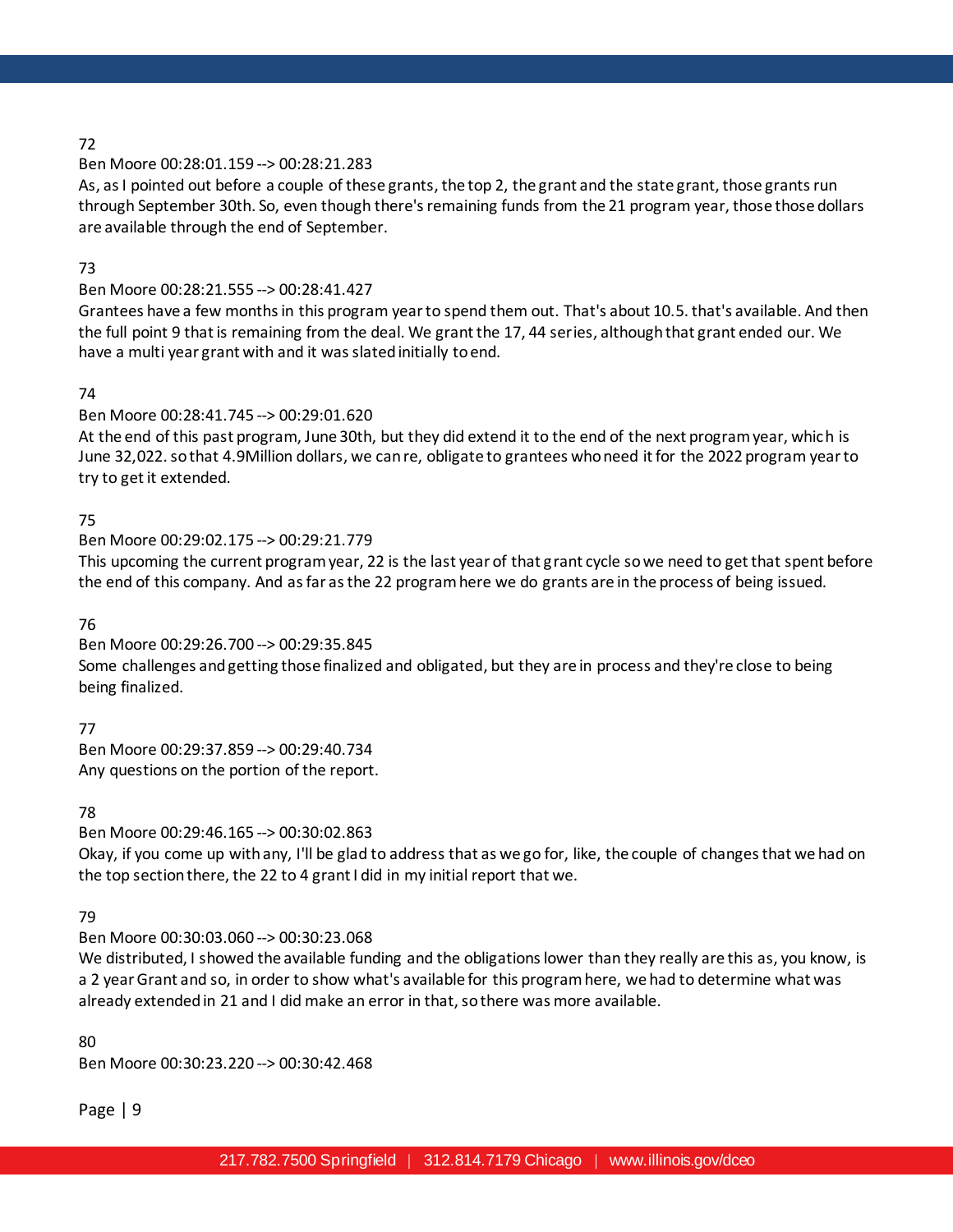72

Ben Moore 00:28:01.159 --> 00:28:21.283

As, as I pointed out before a couple of these grants, the top 2, the grant and the state grant, those grants run through September 30th. So, even though there's remaining funds from the 21 program year, those those dollars are available through the end of September.

73

Ben Moore 00:28:21.555 --> 00:28:41.427

Grantees have a few months in this program year to spend them out. That's about 10.5. that's available. And then the full point 9 that is remaining from the deal. We grant the 17, 44 series, although that grant ended our. We have a multi year grant with and it was slated initially to end.

74

Ben Moore 00:28:41.745 --> 00:29:01.620

At the end of this past program, June 30th, but they did extend it to the end of the next program year, which is June 32,022. so that 4.9Million dollars, we can re, obligate to grantees who need it for the 2022 program year to try to get it extended.

75

Ben Moore 00:29:02.175 --> 00:29:21.779

This upcoming the current program year, 22 is the last year of that grant cycle so we need to get that spent before the end of this company. And as far as the 22 program here we do grants are in the process of being issued.

76

Ben Moore 00:29:26.700 --> 00:29:35.845

Some challenges and getting those finalized and obligated, but they are in process and they're close to being being finalized.

77

Ben Moore 00:29:37.859 --> 00:29:40.734

Any questions on the portion of the report.

78

Ben Moore 00:29:46.165 --> 00:30:02.863

Okay, if you come up with any, I'll be glad to address that as we go for, like, the couple of changes that we had on the top section there, the 22 to 4 grant I did in my initial report that we.

79

Ben Moore 00:30:03.060 --> 00:30:23.068

We distributed, I showed the available funding and the obligations lower than they really are this as, you know, is a 2 year Grant and so, in order to show what's available for this program here, we had to determine what was already extended in 21 and I did make an error in that, so there was more available.

80

Ben Moore 00:30:23.220 --> 00:30:42.468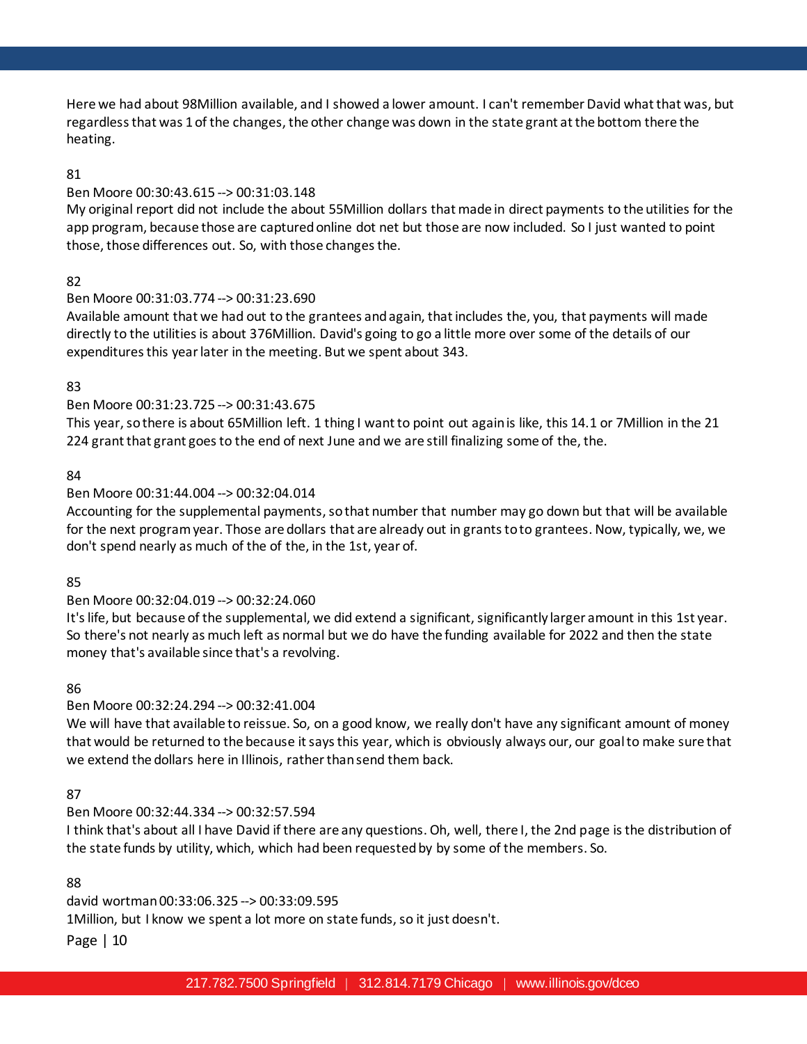Here we had about 98Million available, and I showed a lower amount. I can't remember David what that was, but regardless that was 1 of the changes, the other change was down in the state grant at the bottom there the heating.

81

Ben Moore 00:30:43.615 --> 00:31:03.148

My original report did not include the about 55Million dollars that made in direct payments to the utilities for the app program, because those are captured online dot net but those are now included. So I just wanted to point those, those differences out. So, with those changes the.

82

Ben Moore 00:31:03.774 --> 00:31:23.690

Available amount that we had out to the grantees and again, that includes the, you, that payments will made directly to the utilities is about 376Million. David's going to go a little more over some of the details of our expenditures this year later in the meeting. But we spent about 343.

83

Ben Moore 00:31:23.725 --> 00:31:43.675

This year, so there is about 65Million left. 1 thing I want to point out again is like, this 14.1 or 7Million in the 21 224 grant that grant goes to the end of next June and we are still finalizing some of the, the.

84

Ben Moore 00:31:44.004 --> 00:32:04.014

Accounting for the supplemental payments, so that number that number may go down but that will be available for the next program year. Those are dollars that are already out in grants to to grantees. Now, typically, we, we don't spend nearly as much of the of the, in the 1st, year of.

85

Ben Moore 00:32:04.019 --> 00:32:24.060

It's life, but because of the supplemental, we did extend a significant, significantly larger amount in this 1st year. So there's not nearly as much left as normal but we do have the funding available for 2022 and then the state money that's available since that's a revolving.

86

Ben Moore 00:32:24.294 --> 00:32:41.004

We will have that available to reissue. So, on a good know, we really don't have any significant amount of money that would be returned to the because it says this year, which is obviously always our, our goal to make sure that we extend the dollars here in Illinois, rather than send them back.

87

Ben Moore 00:32:44.334 --> 00:32:57.594

I think that's about all I have David if there are any questions. Oh, well, there I, the 2nd page is the distribution of the state funds by utility, which, which had been requested by by some of the members. So.

88

david wortman 00:33:06.325 --> 00:33:09.595

1Million, but I know we spent a lot more on state funds, so it just doesn't.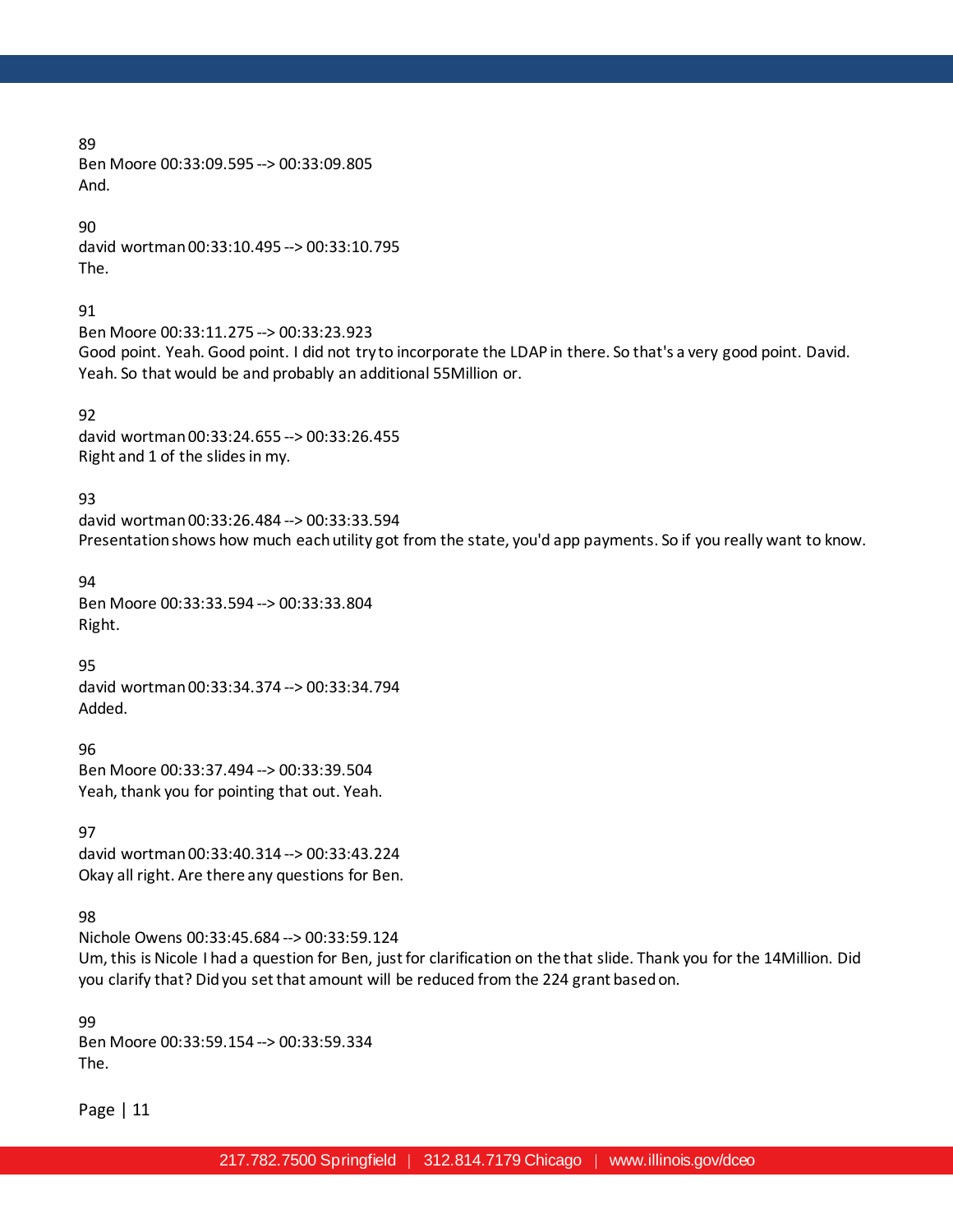89
Ben Moore 00:33:09.595 --> 00:33:09.805
And.

90
david wortman 00:33:10.495 --> 00:33:10.795
The.

91
Ben Moore 00:33:11.275 --> 00:33:23.923
Good point. Yeah. Good point. I did not try to incorporate the LDAP in there. So that's a very good point. David. Yeah. So that would be and probably an additional 55Million or.

92
david wortman 00:33:24.655 --> 00:33:26.455
Right and 1 of the slides in my.

93
david wortman 00:33:26.484 --> 00:33:33.594
Presentation shows how much each utility got from the state, you'd app payments. So if you really want to know.

94
Ben Moore 00:33:33.594 --> 00:33:33.804
Right.

95
david wortman 00:33:34.374 --> 00:33:34.794
Added.

96
Ben Moore 00:33:37.494 --> 00:33:39.504
Yeah, thank you for pointing that out. Yeah.

97
david wortman 00:33:40.314 --> 00:33:43.224
Okay all right. Are there any questions for Ben.

98
Nichole Owens 00:33:45.684 --> 00:33:59.124
Um, this is Nicole I had a question for Ben, just for clarification on the that slide. Thank you for the 14Million. Did you clarify that? Did you set that amount will be reduced from the 224 grant based on.

99
Ben Moore 00:33:59.154 --> 00:33:59.334
The.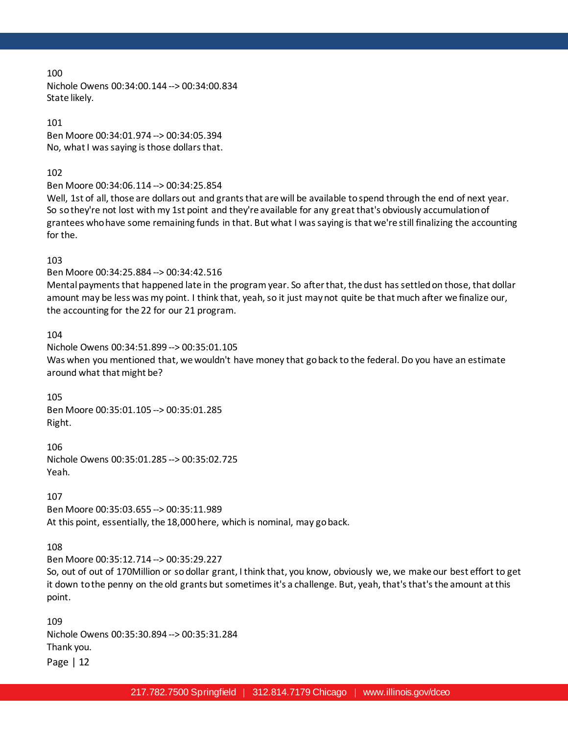100
Nichole Owens 00:34:00.144 --> 00:34:00.834
State likely.

101
Ben Moore 00:34:01.974 --> 00:34:05.394
No, what I was saying is those dollars that.

102
Ben Moore 00:34:06.114 --> 00:34:25.854
Well, 1st of all, those are dollars out and grants that are will be available to spend through the end of next year. So so they're not lost with my 1st point and they're available for any great that's obviously accumulation of grantees who have some remaining funds in that. But what I was saying is that we're still finalizing the accounting for the.

103
Ben Moore 00:34:25.884 --> 00:34:42.516
Mental payments that happened late in the program year. So after that, the dust has settled on those, that dollar amount may be less was my point. I think that, yeah, so it just may not quite be that much after we finalize our, the accounting for the 22 for our 21 program.

104
Nichole Owens 00:34:51.899 --> 00:35:01.105
Was when you mentioned that, we wouldn't have money that go back to the federal. Do you have an estimate around what that might be?

105
Ben Moore 00:35:01.105 --> 00:35:01.285
Right.

106
Nichole Owens 00:35:01.285 --> 00:35:02.725
Yeah.

107
Ben Moore 00:35:03.655 --> 00:35:11.989
At this point, essentially, the 18,000 here, which is nominal, may go back.

108
Ben Moore 00:35:12.714 --> 00:35:29.227
So, out of out of 170Million or so dollar grant, I think that, you know, obviously we, we make our best effort to get it down to the penny on the old grants but sometimes it's a challenge. But, yeah, that's that's the amount at this point.

109
Nichole Owens 00:35:30.894 --> 00:35:31.284
Thank you.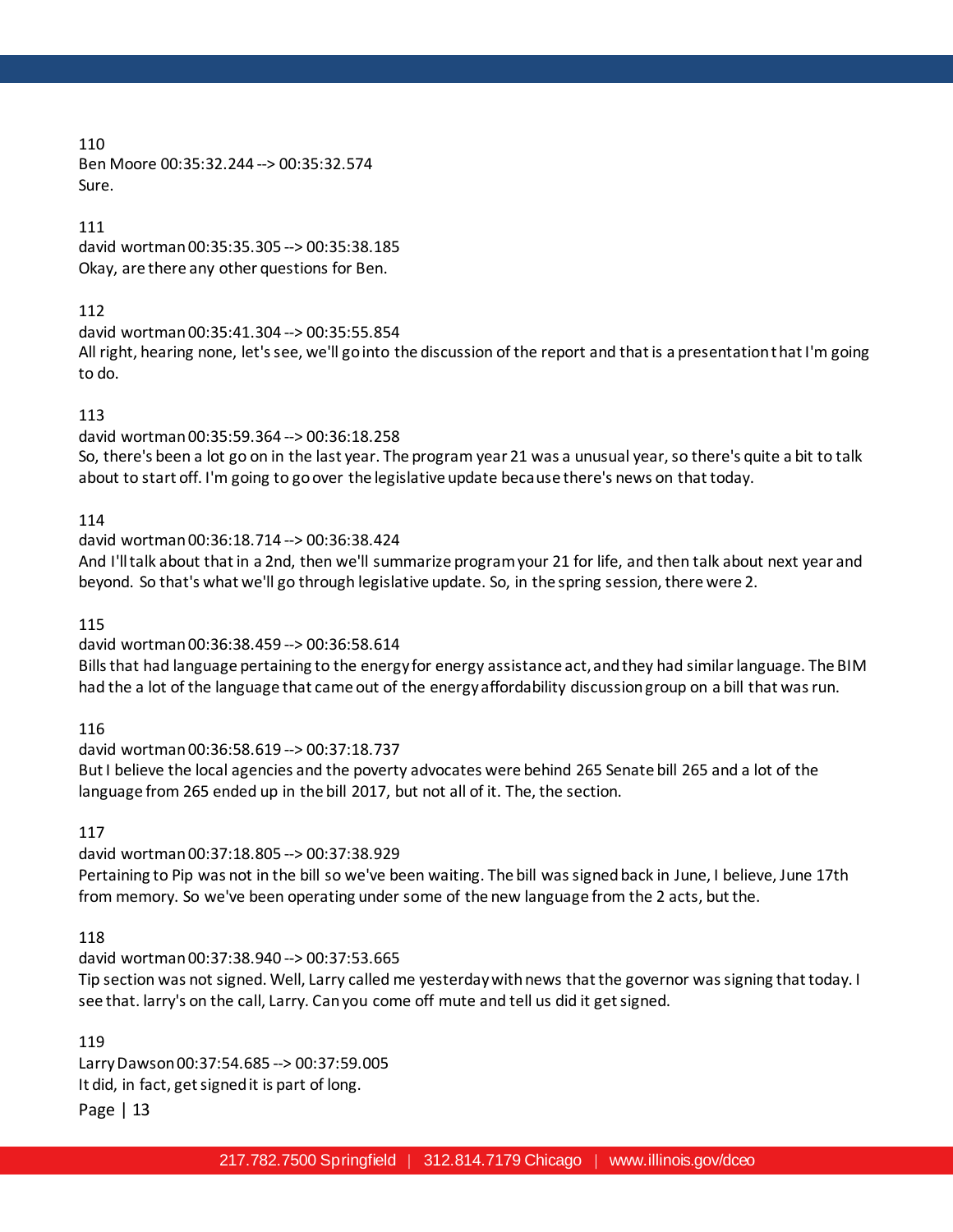110
Ben Moore 00:35:32.244 --> 00:35:32.574
Sure.

111
david wortman 00:35:35.305 --> 00:35:38.185
Okay, are there any other questions for Ben.

112
david wortman 00:35:41.304 --> 00:35:55.854
All right, hearing none, let's see, we'll go into the discussion of the report and that is a presentation that I'm going to do.

113
david wortman 00:35:59.364 --> 00:36:18.258
So, there's been a lot go on in the last year. The program year 21 was a unusual year, so there's quite a bit to talk about to start off. I'm going to go over the legislative update because there's news on that today.

114
david wortman 00:36:18.714 --> 00:36:38.424
And I'll talk about that in a 2nd, then we'll summarize program your 21 for life, and then talk about next year and beyond. So that's what we'll go through legislative update. So, in the spring session, there were 2.

115
david wortman 00:36:38.459 --> 00:36:58.614
Bills that had language pertaining to the energy for energy assistance act, and they had similar language. The BIM had the a lot of the language that came out of the energy affordability discussion group on a bill that was run.

116
david wortman 00:36:58.619 --> 00:37:18.737
But I believe the local agencies and the poverty advocates were behind 265 Senate bill 265 and a lot of the language from 265 ended up in the bill 2017, but not all of it. The, the section.

117
david wortman 00:37:18.805 --> 00:37:38.929
Pertaining to Pip was not in the bill so we've been waiting. The bill was signed back in June, I believe, June 17th from memory. So we've been operating under some of the new language from the 2 acts, but the.

118
david wortman 00:37:38.940 --> 00:37:53.665
Tip section was not signed. Well, Larry called me yesterday with news that the governor was signing that today. I see that. larry's on the call, Larry. Can you come off mute and tell us did it get signed.

119
Larry Dawson 00:37:54.685 --> 00:37:59.005
It did, in fact, get signed it is part of long.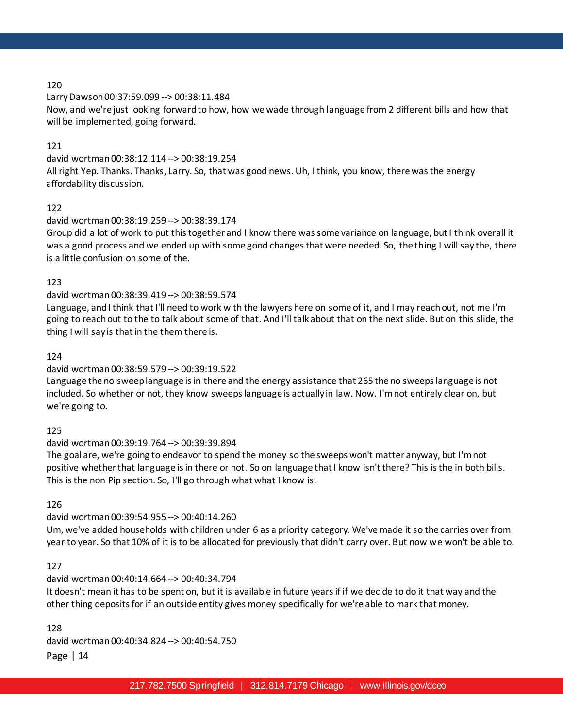120
Larry Dawson 00:37:59.099 --> 00:38:11.484
Now, and we're just looking forward to how, how we wade through language from 2 different bills and how that will be implemented, going forward.

121
david wortman 00:38:12.114 --> 00:38:19.254
All right Yep. Thanks. Thanks, Larry. So, that was good news. Uh, I think, you know, there was the energy affordability discussion.

122
david wortman 00:38:19.259 --> 00:38:39.174
Group did a lot of work to put this together and I know there was some variance on language, but I think overall it was a good process and we ended up with some good changes that were needed. So, the thing I will say the, there is a little confusion on some of the.

123
david wortman 00:38:39.419 --> 00:38:59.574
Language, and I think that I'll need to work with the lawyers here on some of it, and I may reach out, not me I'm going to reach out to the to talk about some of that. And I'll talk about that on the next slide. But on this slide, the thing I will say is that in the them there is.

124
david wortman 00:38:59.579 --> 00:39:19.522
Language the no sweep language is in there and the energy assistance that 265 the no sweeps language is not included. So whether or not, they know sweeps language is actually in law. Now. I'm not entirely clear on, but we're going to.

125
david wortman 00:39:19.764 --> 00:39:39.894
The goal are, we're going to endeavor to spend the money so the sweeps won't matter anyway, but I'm not positive whether that language is in there or not. So on language that I know isn't there? This is the in both bills. This is the non Pip section. So, I'll go through what what I know is.

126
david wortman 00:39:54.955 --> 00:40:14.260
Um, we've added households with children under 6 as a priority category. We've made it so the carries over from year to year. So that 10% of it is to be allocated for previously that didn't carry over. But now we won't be able to.

127
david wortman 00:40:14.664 --> 00:40:34.794
It doesn't mean it has to be spent on, but it is available in future years if if we decide to do it that way and the other thing deposits for if an outside entity gives money specifically for we're able to mark that money.

128
david wortman 00:40:34.824 --> 00:40:54.750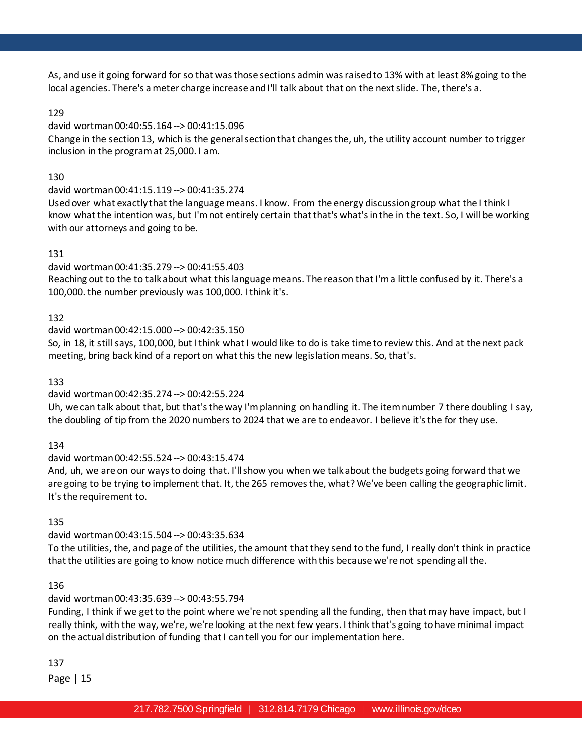As, and use it going forward for so that was those sections admin was raised to 13% with at least 8% going to the local agencies. There's a meter charge increase and I'll talk about that on the next slide. The, there's a.

129

david wortman 00:40:55.164 --> 00:41:15.096

Change in the section 13, which is the general section that changes the, uh, the utility account number to trigger inclusion in the program at 25,000. I am.

130

david wortman 00:41:15.119 --> 00:41:35.274

Used over what exactly that the language means. I know. From the energy discussion group what the I think I know what the intention was, but I'm not entirely certain that that's what's in the in the text. So, I will be working with our attorneys and going to be.

131

david wortman 00:41:35.279 --> 00:41:55.403

Reaching out to the to talk about what this language means. The reason that I'm a little confused by it. There's a 100,000. the number previously was 100,000. I think it's.

132

david wortman 00:42:15.000 --> 00:42:35.150

So, in 18, it still says, 100,000, but I think what I would like to do is take time to review this. And at the next pack meeting, bring back kind of a report on what this the new legislation means. So, that's.

133

david wortman 00:42:35.274 --> 00:42:55.224

Uh, we can talk about that, but that's the way I'm planning on handling it. The item number 7 there doubling I say, the doubling of tip from the 2020 numbers to 2024 that we are to endeavor. I believe it's the for they use.

134

david wortman 00:42:55.524 --> 00:43:15.474

And, uh, we are on our ways to doing that. I'll show you when we talk about the budgets going forward that we are going to be trying to implement that. It, the 265 removes the, what? We've been calling the geographic limit. It's the requirement to.

135

david wortman 00:43:15.504 --> 00:43:35.634

To the utilities, the, and page of the utilities, the amount that they send to the fund, I really don't think in practice that the utilities are going to know notice much difference with this because we're not spending all the.

136

david wortman 00:43:35.639 --> 00:43:55.794

Funding, I think if we get to the point where we're not spending all the funding, then that may have impact, but I really think, with the way, we're, we're looking at the next few years. I think that's going to have minimal impact on the actual distribution of funding that I can tell you for our implementation here.

137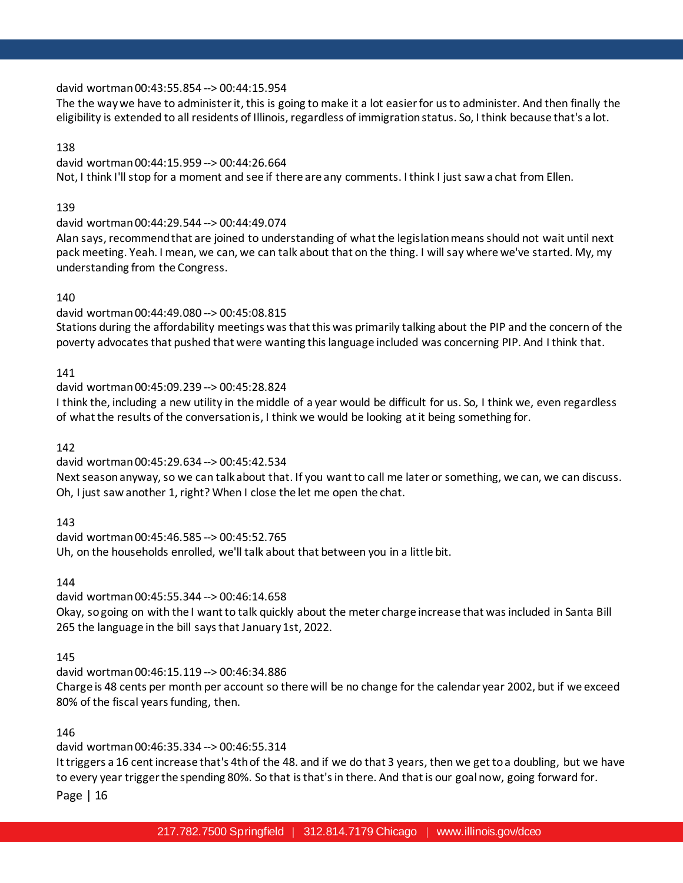david wortman 00:43:55.854 --> 00:44:15.954

The the way we have to administer it, this is going to make it a lot easier for us to administer. And then finally the eligibility is extended to all residents of Illinois, regardless of immigration status. So, I think because that's a lot.

138

david wortman 00:44:15.959 --> 00:44:26.664

Not, I think I'll stop for a moment and see if there are any comments. I think I just saw a chat from Ellen.

139

david wortman 00:44:29.544 --> 00:44:49.074

Alan says, recommend that are joined to understanding of what the legislation means should not wait until next pack meeting. Yeah. I mean, we can, we can talk about that on the thing. I will say where we've started. My, my understanding from the Congress.

140

david wortman 00:44:49.080 --> 00:45:08.815

Stations during the affordability meetings was that this was primarily talking about the PIP and the concern of the poverty advocates that pushed that were wanting this language included was concerning PIP. And I think that.

141

david wortman 00:45:09.239 --> 00:45:28.824

I think the, including a new utility in the middle of a year would be difficult for us. So, I think we, even regardless of what the results of the conversation is, I think we would be looking at it being something for.

142

david wortman 00:45:29.634 --> 00:45:42.534

Next season anyway, so we can talk about that. If you want to call me later or something, we can, we can discuss. Oh, I just saw another 1, right? When I close the let me open the chat.

143

david wortman 00:45:46.585 --> 00:45:52.765

Uh, on the households enrolled, we'll talk about that between you in a little bit.

144

david wortman 00:45:55.344 --> 00:46:14.658

Okay, so going on with the I want to talk quickly about the meter charge increase that was included in Santa Bill 265 the language in the bill says that January 1st, 2022.

145

david wortman 00:46:15.119 --> 00:46:34.886

Charge is 48 cents per month per account so there will be no change for the calendar year 2002, but if we exceed 80% of the fiscal years funding, then.

146

david wortman 00:46:35.334 --> 00:46:55.314

It triggers a 16 cent increase that's 4th of the 48. and if we do that 3 years, then we get to a doubling, but we have to every year trigger the spending 80%. So that is that's in there. And that is our goal now, going forward for.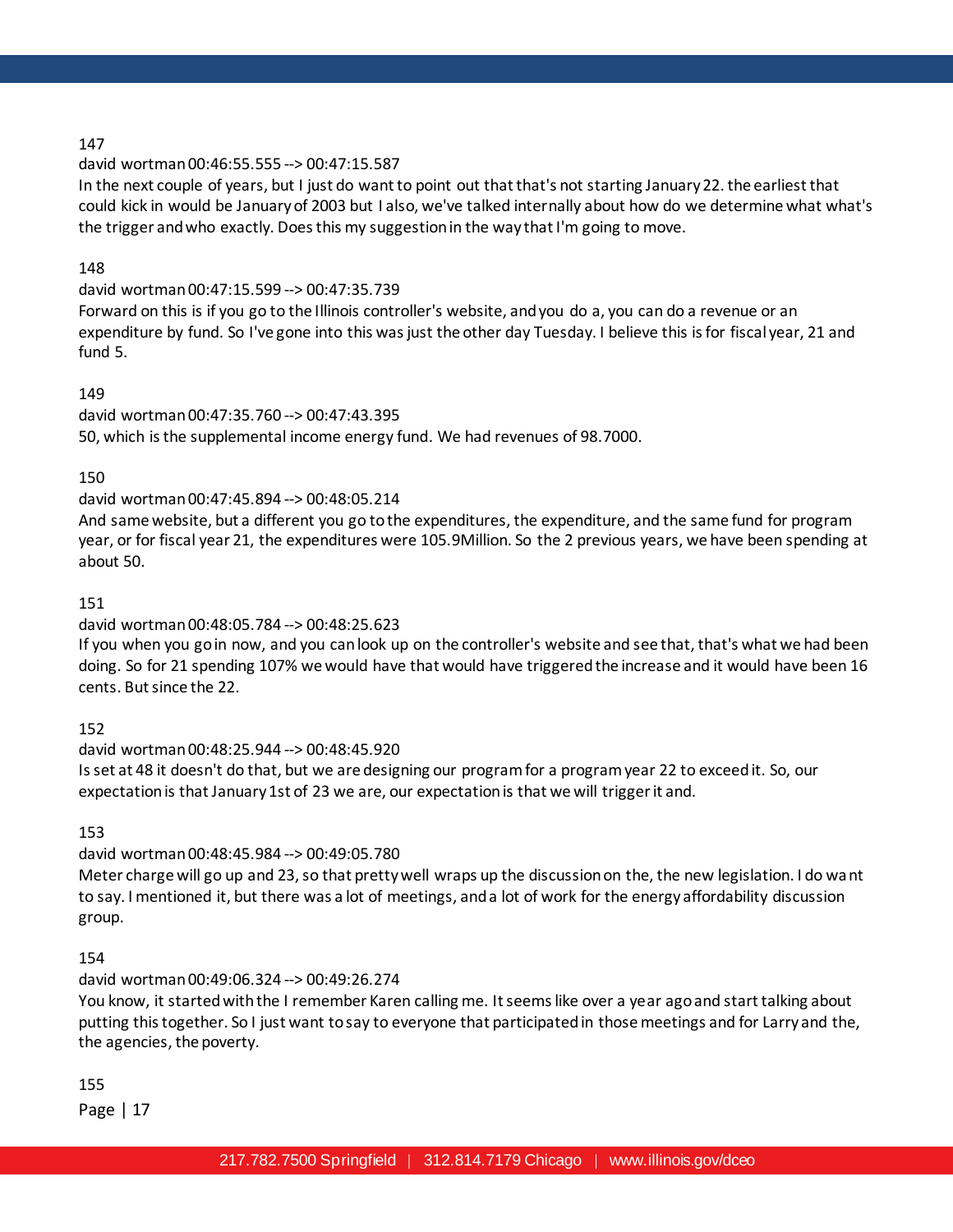147

david wortman 00:46:55.555 --> 00:47:15.587

In the next couple of years, but I just do want to point out that that's not starting January 22. the earliest that could kick in would be January of 2003 but I also, we've talked internally about how do we determine what what's the trigger and who exactly. Does this my suggestion in the way that I'm going to move.

148

david wortman 00:47:15.599 --> 00:47:35.739

Forward on this is if you go to the Illinois controller's website, and you do a, you can do a revenue or an expenditure by fund. So I've gone into this was just the other day Tuesday. I believe this is for fiscal year, 21 and fund 5.

149

david wortman 00:47:35.760 --> 00:47:43.395

50, which is the supplemental income energy fund. We had revenues of 98.7000.

150

david wortman 00:47:45.894 --> 00:48:05.214

And same website, but a different you go to the expenditures, the expenditure, and the same fund for program year, or for fiscal year 21, the expenditures were 105.9Million. So the 2 previous years, we have been spending at about 50.

151

david wortman 00:48:05.784 --> 00:48:25.623

If you when you go in now, and you can look up on the controller's website and see that, that's what we had been doing. So for 21 spending 107% we would have that would have triggered the increase and it would have been 16 cents. But since the 22.

152

david wortman 00:48:25.944 --> 00:48:45.920

Is set at 48 it doesn't do that, but we are designing our program for a program year 22 to exceed it. So, our expectation is that January 1st of 23 we are, our expectation is that we will trigger it and.

153

david wortman 00:48:45.984 --> 00:49:05.780

Meter charge will go up and 23, so that pretty well wraps up the discussion on the, the new legislation. I do want to say. I mentioned it, but there was a lot of meetings, and a lot of work for the energy affordability discussion group.

154

david wortman 00:49:06.324 --> 00:49:26.274

You know, it started with the I remember Karen calling me. It seems like over a year ago and start talking about putting this together. So I just want to say to everyone that participated in those meetings and for Larry and the, the agencies, the poverty.

155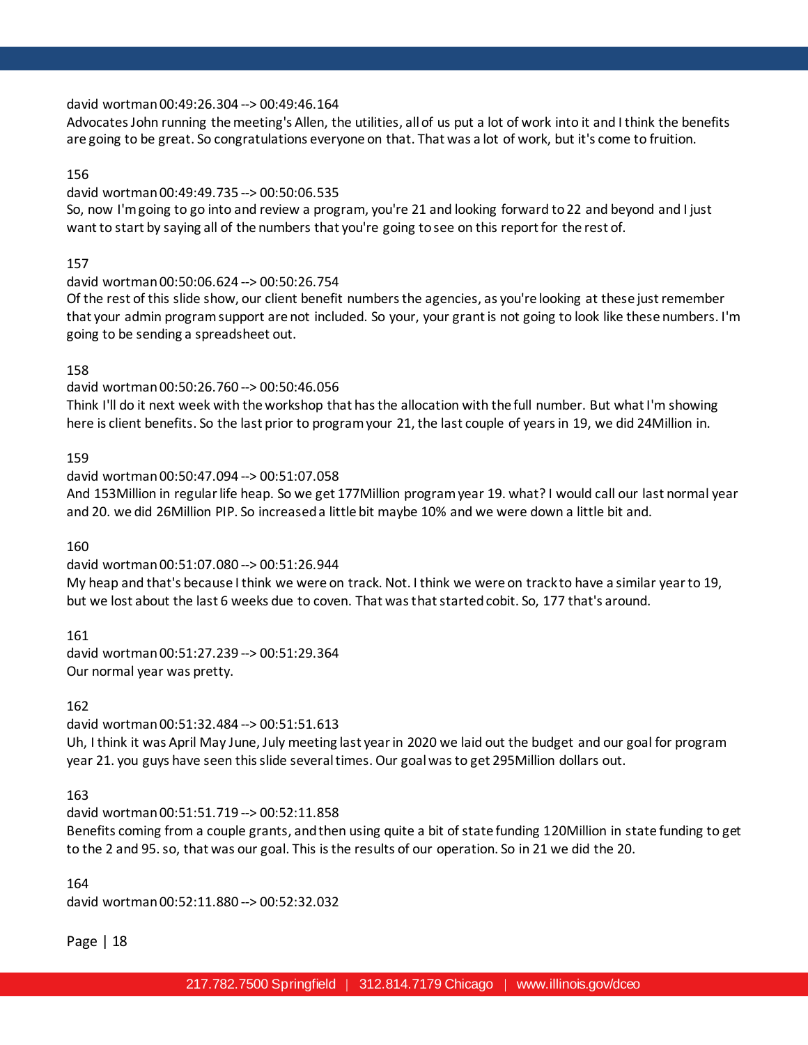david wortman 00:49:26.304 --> 00:49:46.164
Advocates John running the meeting's Allen, the utilities, all of us put a lot of work into it and I think the benefits are going to be great. So congratulations everyone on that. That was a lot of work, but it's come to fruition.

156
david wortman 00:49:49.735 --> 00:50:06.535
So, now I'm going to go into and review a program, you're 21 and looking forward to 22 and beyond and I just want to start by saying all of the numbers that you're going to see on this report for the rest of.

157
david wortman 00:50:06.624 --> 00:50:26.754
Of the rest of this slide show, our client benefit numbers the agencies, as you're looking at these just remember that your admin program support are not included. So your, your grant is not going to look like these numbers. I'm going to be sending a spreadsheet out.

158
david wortman 00:50:26.760 --> 00:50:46.056
Think I'll do it next week with the workshop that has the allocation with the full number. But what I'm showing here is client benefits. So the last prior to program your 21, the last couple of years in 19, we did 24Million in.

159
david wortman 00:50:47.094 --> 00:51:07.058
And 153Million in regular life heap. So we get 177Million program year 19. what? I would call our last normal year and 20. we did 26Million PIP. So increased a little bit maybe 10% and we were down a little bit and.

160
david wortman 00:51:07.080 --> 00:51:26.944
My heap and that's because I think we were on track. Not. I think we were on track to have a similar year to 19, but we lost about the last 6 weeks due to coven. That was that started cobit. So, 177 that's around.

161
david wortman 00:51:27.239 --> 00:51:29.364
Our normal year was pretty.

162
david wortman 00:51:32.484 --> 00:51:51.613
Uh, I think it was April May June, July meeting last year in 2020 we laid out the budget and our goal for program year 21. you guys have seen this slide several times. Our goal was to get 295Million dollars out.

163
david wortman 00:51:51.719 --> 00:52:11.858
Benefits coming from a couple grants, and then using quite a bit of state funding 120Million in state funding to get to the 2 and 95. so, that was our goal. This is the results of our operation. So in 21 we did the 20.

164
david wortman 00:52:11.880 --> 00:52:32.032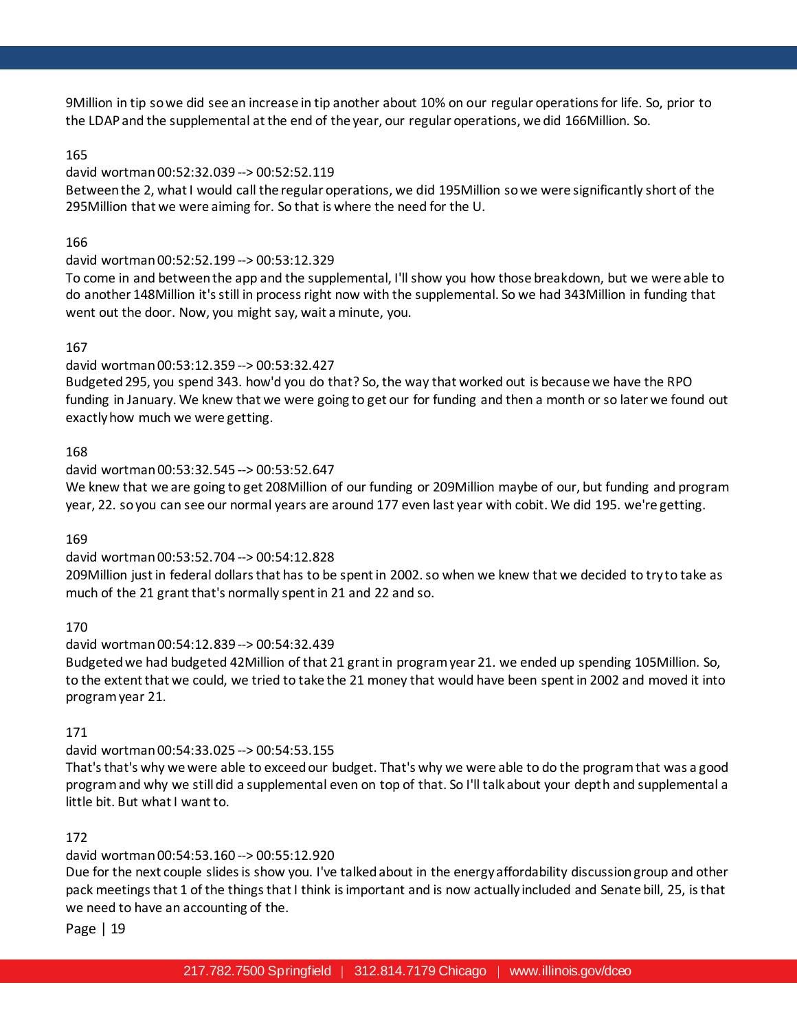9Million in tip so we did see an increase in tip another about 10% on our regular operations for life. So, prior to the LDAP and the supplemental at the end of the year, our regular operations, we did 166Million. So.

165

david wortman 00:52:32.039 --> 00:52:52.119

Between the 2, what I would call the regular operations, we did 195Million so we were significantly short of the 295Million that we were aiming for. So that is where the need for the U.

166

david wortman 00:52:52.199 --> 00:53:12.329

To come in and between the app and the supplemental, I'll show you how those breakdown, but we were able to do another 148Million it's still in process right now with the supplemental. So we had 343Million in funding that went out the door. Now, you might say, wait a minute, you.

167

david wortman 00:53:12.359 --> 00:53:32.427

Budgeted 295, you spend 343. how'd you do that? So, the way that worked out is because we have the RPO funding in January. We knew that we were going to get our for funding and then a month or so later we found out exactly how much we were getting.

168

david wortman 00:53:32.545 --> 00:53:52.647

We knew that we are going to get 208Million of our funding or 209Million maybe of our, but funding and program year, 22. so you can see our normal years are around 177 even last year with cobit. We did 195. we're getting.

169

david wortman 00:53:52.704 --> 00:54:12.828

209Million just in federal dollars that has to be spent in 2002. so when we knew that we decided to try to take as much of the 21 grant that's normally spent in 21 and 22 and so.

170

david wortman 00:54:12.839 --> 00:54:32.439

Budgeted we had budgeted 42Million of that 21 grant in program year 21. we ended up spending 105Million. So, to the extent that we could, we tried to take the 21 money that would have been spent in 2002 and moved it into program year 21.

171

david wortman 00:54:33.025 --> 00:54:53.155

That's that's why we were able to exceed our budget. That's why we were able to do the program that was a good program and why we still did a supplemental even on top of that. So I'll talk about your depth and supplemental a little bit. But what I want to.

172

david wortman 00:54:53.160 --> 00:55:12.920

Due for the next couple slides is show you. I've talked about in the energy affordability discussion group and other pack meetings that 1 of the things that I think is important and is now actually included and Senate bill, 25, is that we need to have an accounting of the.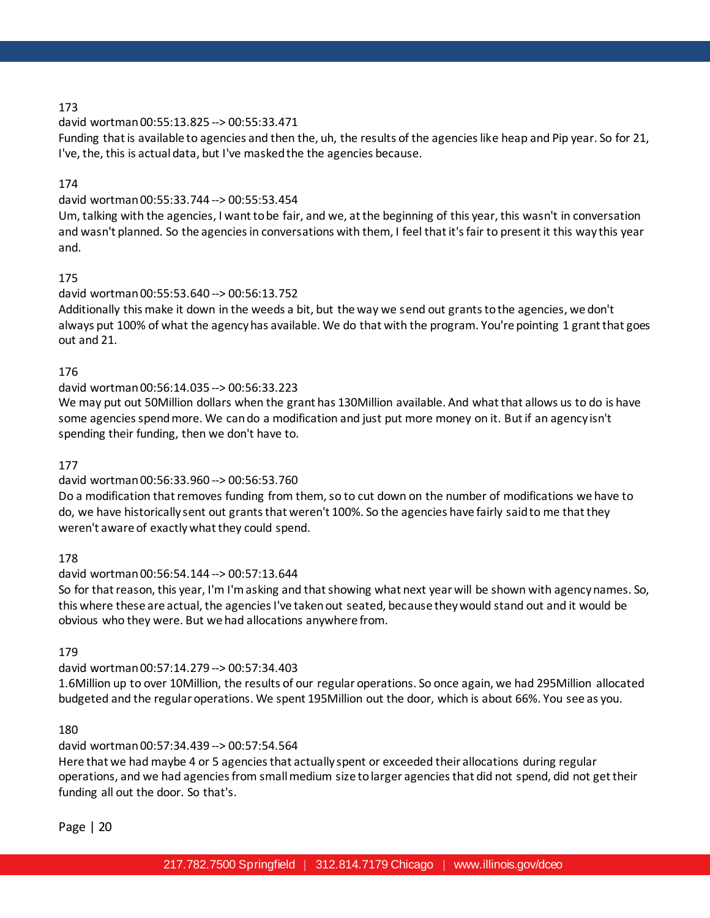173

david wortman 00:55:13.825 --> 00:55:33.471

Funding that is available to agencies and then the, uh, the results of the agencies like heap and Pip year. So for 21, I've, the, this is actual data, but I've masked the the agencies because.

174

david wortman 00:55:33.744 --> 00:55:53.454

Um, talking with the agencies, I want to be fair, and we, at the beginning of this year, this wasn't in conversation and wasn't planned. So the agencies in conversations with them, I feel that it's fair to present it this way this year and.

175

david wortman 00:55:53.640 --> 00:56:13.752

Additionally this make it down in the weeds a bit, but the way we send out grants to the agencies, we don't always put 100% of what the agency has available. We do that with the program. You're pointing 1 grant that goes out and 21.

176

david wortman 00:56:14.035 --> 00:56:33.223

We may put out 50Million dollars when the grant has 130Million available. And what that allows us to do is have some agencies spend more. We can do a modification and just put more money on it. But if an agency isn't spending their funding, then we don't have to.

177

david wortman 00:56:33.960 --> 00:56:53.760

Do a modification that removes funding from them, so to cut down on the number of modifications we have to do, we have historically sent out grants that weren't 100%. So the agencies have fairly said to me that they weren't aware of exactly what they could spend.

178

david wortman 00:56:54.144 --> 00:57:13.644

So for that reason, this year, I'm I'm asking and that showing what next year will be shown with agency names. So, this where these are actual, the agencies I've taken out seated, because they would stand out and it would be obvious who they were. But we had allocations anywhere from.

179

david wortman 00:57:14.279 --> 00:57:34.403

1.6Million up to over 10Million, the results of our regular operations. So once again, we had 295Million allocated budgeted and the regular operations. We spent 195Million out the door, which is about 66%. You see as you.

180

david wortman 00:57:34.439 --> 00:57:54.564

Here that we had maybe 4 or 5 agencies that actually spent or exceeded their allocations during regular operations, and we had agencies from small medium size to larger agencies that did not spend, did not get their funding all out the door. So that's.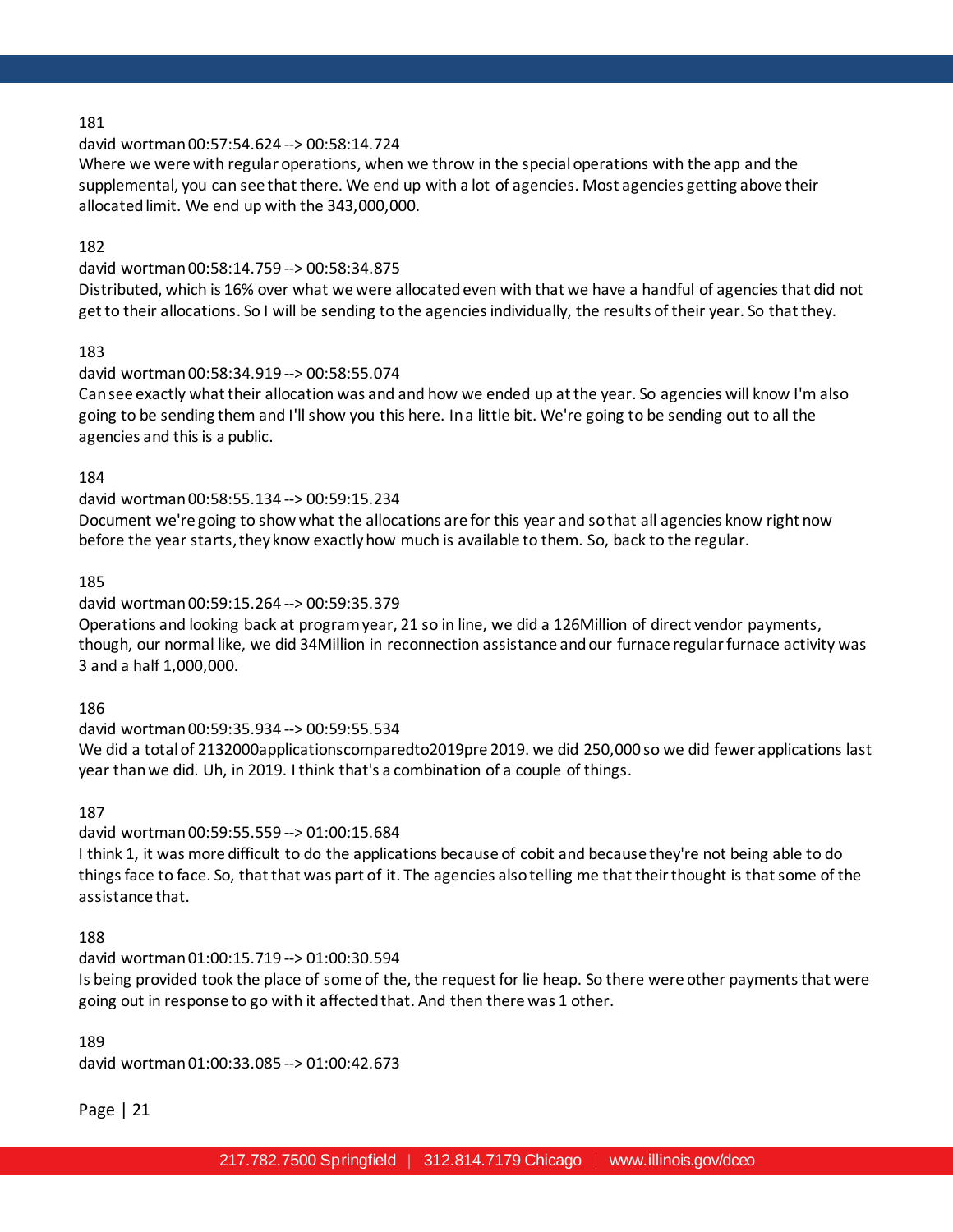181

david wortman 00:57:54.624 --> 00:58:14.724

Where we were with regular operations, when we throw in the special operations with the app and the supplemental, you can see that there. We end up with a lot of agencies. Most agencies getting above their allocated limit. We end up with the 343,000,000.

182

david wortman 00:58:14.759 --> 00:58:34.875

Distributed, which is 16% over what we were allocated even with that we have a handful of agencies that did not get to their allocations. So I will be sending to the agencies individually, the results of their year. So that they.

183

david wortman 00:58:34.919 --> 00:58:55.074

Can see exactly what their allocation was and and how we ended up at the year. So agencies will know I'm also going to be sending them and I'll show you this here. In a little bit. We're going to be sending out to all the agencies and this is a public.

184

david wortman 00:58:55.134 --> 00:59:15.234

Document we're going to show what the allocations are for this year and so that all agencies know right now before the year starts, they know exactly how much is available to them. So, back to the regular.

185

david wortman 00:59:15.264 --> 00:59:35.379

Operations and looking back at program year, 21 so in line, we did a 126Million of direct vendor payments, though, our normal like, we did 34Million in reconnection assistance and our furnace regular furnace activity was 3 and a half 1,000,000.

186

david wortman 00:59:35.934 --> 00:59:55.534

We did a total of 2132000applicationscomparedto2019pre 2019. we did 250,000 so we did fewer applications last year than we did. Uh, in 2019. I think that's a combination of a couple of things.

187

david wortman 00:59:55.559 --> 01:00:15.684

I think 1, it was more difficult to do the applications because of cobit and because they're not being able to do things face to face. So, that that was part of it. The agencies also telling me that their thought is that some of the assistance that.

188

david wortman 01:00:15.719 --> 01:00:30.594

Is being provided took the place of some of the, the request for lie heap. So there were other payments that were going out in response to go with it affected that. And then there was 1 other.

189

david wortman 01:00:33.085 --> 01:00:42.673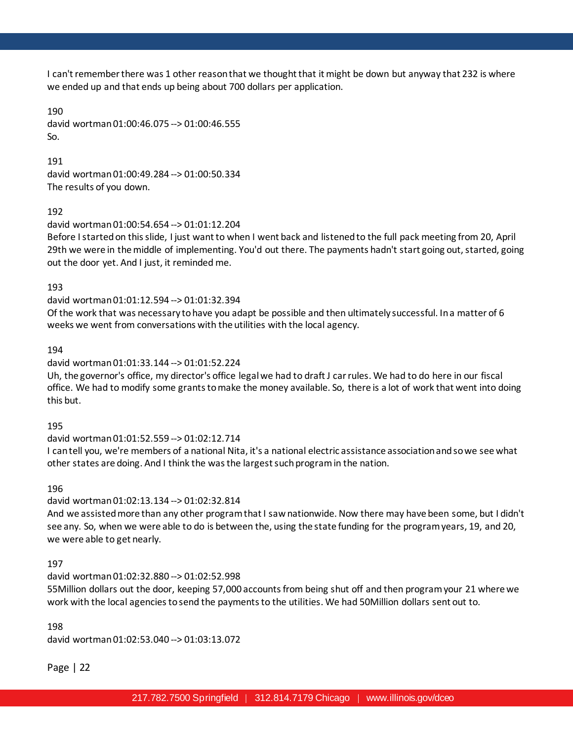I can't remember there was 1 other reason that we thought that it might be down but anyway that 232 is where we ended up and that ends up being about 700 dollars per application.

190
david wortman 01:00:46.075 --> 01:00:46.555
So.

191
david wortman 01:00:49.284 --> 01:00:50.334
The results of you down.

192
david wortman 01:00:54.654 --> 01:01:12.204
Before I started on this slide, I just want to when I went back and listened to the full pack meeting from 20, April 29th we were in the middle of implementing. You'd out there. The payments hadn't start going out, started, going out the door yet. And I just, it reminded me.

193
david wortman 01:01:12.594 --> 01:01:32.394
Of the work that was necessary to have you adapt be possible and then ultimately successful. In a matter of 6 weeks we went from conversations with the utilities with the local agency.

194
david wortman 01:01:33.144 --> 01:01:52.224
Uh, the governor's office, my director's office legal we had to draft J car rules. We had to do here in our fiscal office. We had to modify some grants to make the money available. So, there is a lot of work that went into doing this but.

195
david wortman 01:01:52.559 --> 01:02:12.714
I can tell you, we're members of a national Nita, it's a national electric assistance association and so we see what other states are doing. And I think the was the largest such program in the nation.

196
david wortman 01:02:13.134 --> 01:02:32.814
And we assisted more than any other program that I saw nationwide. Now there may have been some, but I didn't see any. So, when we were able to do is between the, using the state funding for the program years, 19, and 20, we were able to get nearly.

197
david wortman 01:02:32.880 --> 01:02:52.998
55Million dollars out the door, keeping 57,000 accounts from being shut off and then program your 21 where we work with the local agencies to send the payments to the utilities. We had 50Million dollars sent out to.

198
david wortman 01:02:53.040 --> 01:03:13.072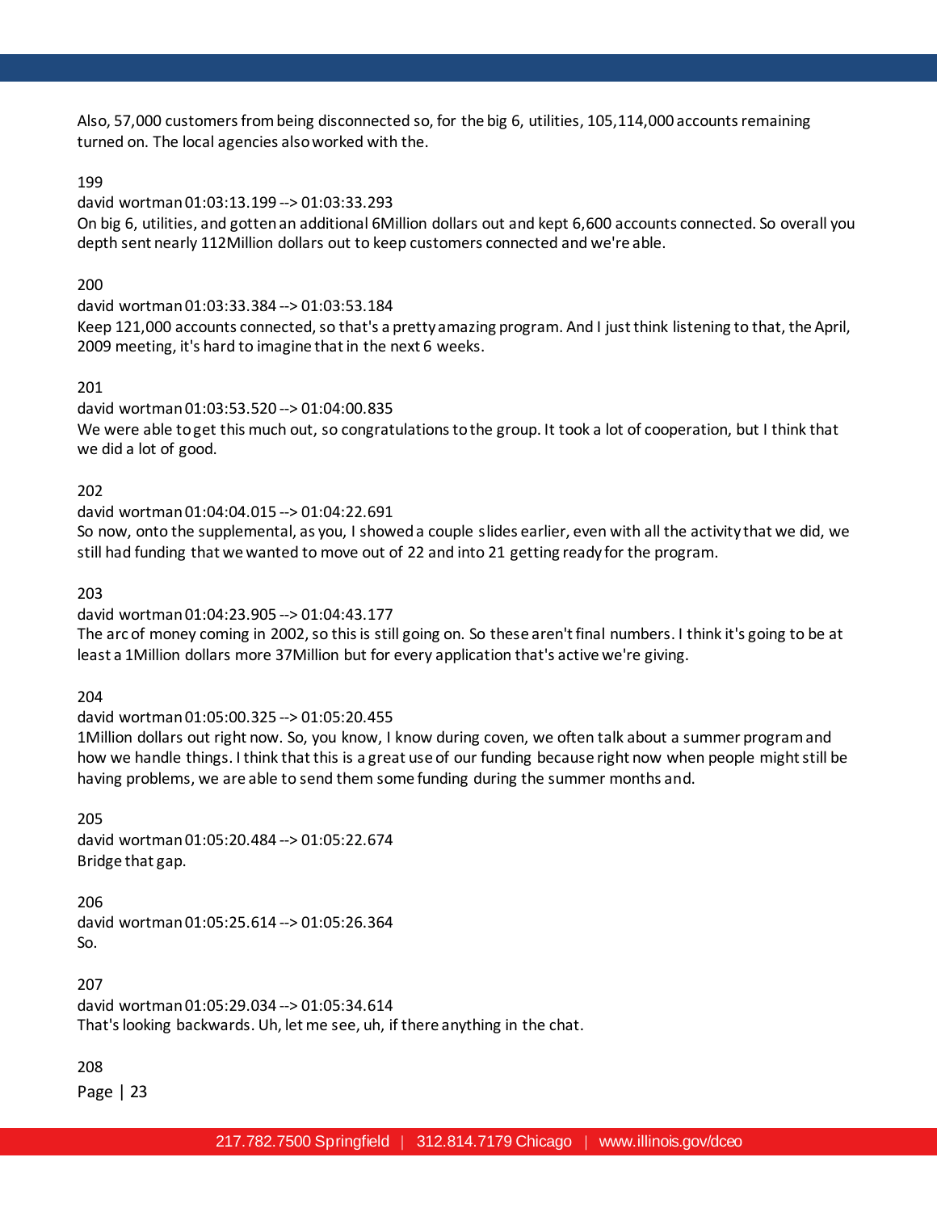Also, 57,000 customers from being disconnected so, for the big 6, utilities, 105,114,000 accounts remaining turned on. The local agencies also worked with the.

199

david wortman 01:03:13.199 --> 01:03:33.293

On big 6, utilities, and gotten an additional 6Million dollars out and kept 6,600 accounts connected. So overall you depth sent nearly 112Million dollars out to keep customers connected and we're able.

200

david wortman 01:03:33.384 --> 01:03:53.184

Keep 121,000 accounts connected, so that's a pretty amazing program. And I just think listening to that, the April, 2009 meeting, it's hard to imagine that in the next 6 weeks.

201

david wortman 01:03:53.520 --> 01:04:00.835

We were able to get this much out, so congratulations to the group. It took a lot of cooperation, but I think that we did a lot of good.

202

david wortman 01:04:04.015 --> 01:04:22.691

So now, onto the supplemental, as you, I showed a couple slides earlier, even with all the activity that we did, we still had funding that we wanted to move out of 22 and into 21 getting ready for the program.

203

david wortman 01:04:23.905 --> 01:04:43.177

The arc of money coming in 2002, so this is still going on. So these aren't final numbers. I think it's going to be at least a 1Million dollars more 37Million but for every application that's active we're giving.

204

david wortman 01:05:00.325 --> 01:05:20.455

1Million dollars out right now. So, you know, I know during coven, we often talk about a summer program and how we handle things. I think that this is a great use of our funding because right now when people might still be having problems, we are able to send them some funding during the summer months and.

205

david wortman 01:05:20.484 --> 01:05:22.674

Bridge that gap.

206

david wortman 01:05:25.614 --> 01:05:26.364

So.

207

david wortman 01:05:29.034 --> 01:05:34.614

That's looking backwards. Uh, let me see, uh, if there anything in the chat.

208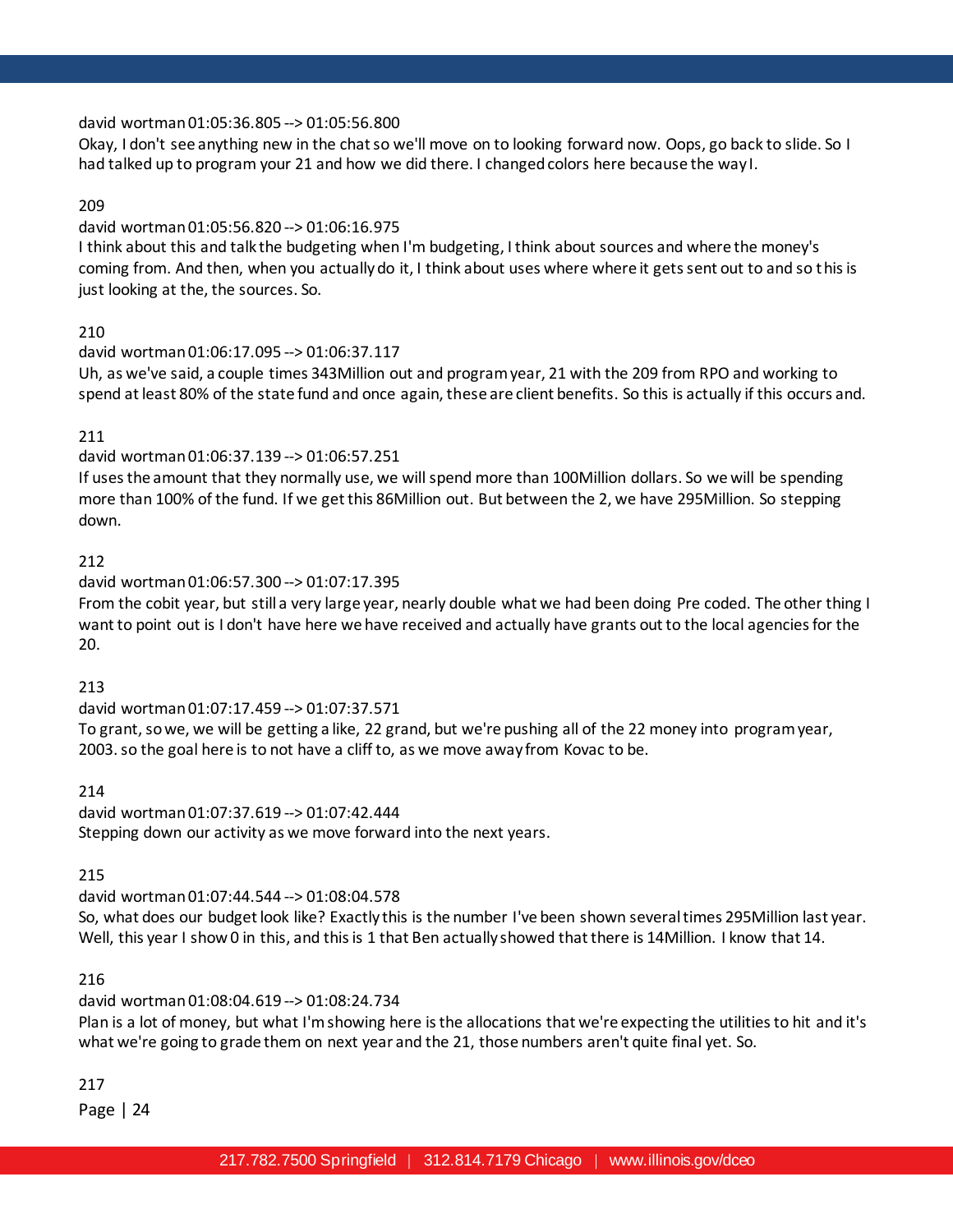david wortman 01:05:36.805 --> 01:05:56.800
Okay, I don't see anything new in the chat so we'll move on to looking forward now. Oops, go back to slide. So I had talked up to program your 21 and how we did there. I changed colors here because the way I.

209

david wortman 01:05:56.820 --> 01:06:16.975
I think about this and talk the budgeting when I'm budgeting, I think about sources and where the money's coming from. And then, when you actually do it, I think about uses where where it gets sent out to and so this is just looking at the, the sources. So.

210

david wortman 01:06:17.095 --> 01:06:37.117
Uh, as we've said, a couple times 343Million out and program year, 21 with the 209 from RPO and working to spend at least 80% of the state fund and once again, these are client benefits. So this is actually if this occurs and.

211

david wortman 01:06:37.139 --> 01:06:57.251
If uses the amount that they normally use, we will spend more than 100Million dollars. So we will be spending more than 100% of the fund. If we get this 86Million out. But between the 2, we have 295Million. So stepping down.

212

david wortman 01:06:57.300 --> 01:07:17.395
From the cobit year, but still a very large year, nearly double what we had been doing Pre coded. The other thing I want to point out is I don't have here we have received and actually have grants out to the local agencies for the 20.

213

david wortman 01:07:17.459 --> 01:07:37.571
To grant, so we, we will be getting a like, 22 grand, but we're pushing all of the 22 money into program year, 2003. so the goal here is to not have a cliff to, as we move away from Kovac to be.

214

david wortman 01:07:37.619 --> 01:07:42.444
Stepping down our activity as we move forward into the next years.

215

david wortman 01:07:44.544 --> 01:08:04.578
So, what does our budget look like? Exactly this is the number I've been shown several times 295Million last year. Well, this year I show 0 in this, and this is 1 that Ben actually showed that there is 14Million. I know that 14.

216

david wortman 01:08:04.619 --> 01:08:24.734
Plan is a lot of money, but what I'm showing here is the allocations that we're expecting the utilities to hit and it's what we're going to grade them on next year and the 21, those numbers aren't quite final yet. So.

217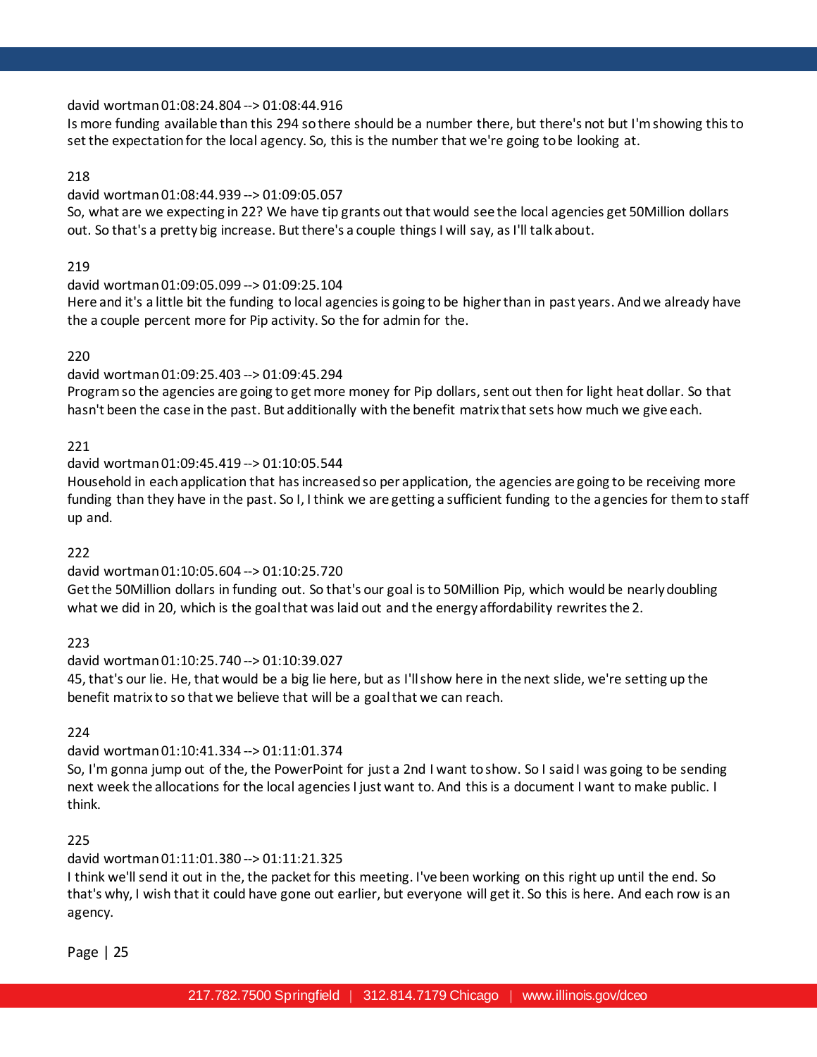david wortman 01:08:24.804 --> 01:08:44.916
Is more funding available than this 294 so there should be a number there, but there's not but I'm showing this to set the expectation for the local agency. So, this is the number that we're going to be looking at.

218

david wortman 01:08:44.939 --> 01:09:05.057
So, what are we expecting in 22? We have tip grants out that would see the local agencies get 50Million dollars out. So that's a pretty big increase. But there's a couple things I will say, as I'll talk about.

219

david wortman 01:09:05.099 --> 01:09:25.104
Here and it's a little bit the funding to local agencies is going to be higher than in past years. And we already have the a couple percent more for Pip activity. So the for admin for the.

220

david wortman 01:09:25.403 --> 01:09:45.294
Program so the agencies are going to get more money for Pip dollars, sent out then for light heat dollar. So that hasn't been the case in the past. But additionally with the benefit matrix that sets how much we give each.

221

david wortman 01:09:45.419 --> 01:10:05.544
Household in each application that has increased so per application, the agencies are going to be receiving more funding than they have in the past. So I, I think we are getting a sufficient funding to the agencies for them to staff up and.

222

david wortman 01:10:05.604 --> 01:10:25.720
Get the 50Million dollars in funding out. So that's our goal is to 50Million Pip, which would be nearly doubling what we did in 20, which is the goal that was laid out and the energy affordability rewrites the 2.

223

david wortman 01:10:25.740 --> 01:10:39.027
45, that's our lie. He, that would be a big lie here, but as I'll show here in the next slide, we're setting up the benefit matrix to so that we believe that will be a goal that we can reach.

224

david wortman 01:10:41.334 --> 01:11:01.374
So, I'm gonna jump out of the, the PowerPoint for just a 2nd I want to show. So I said I was going to be sending next week the allocations for the local agencies I just want to. And this is a document I want to make public. I think.

225

david wortman 01:11:01.380 --> 01:11:21.325
I think we'll send it out in the, the packet for this meeting. I've been working on this right up until the end. So that's why, I wish that it could have gone out earlier, but everyone will get it. So this is here. And each row is an agency.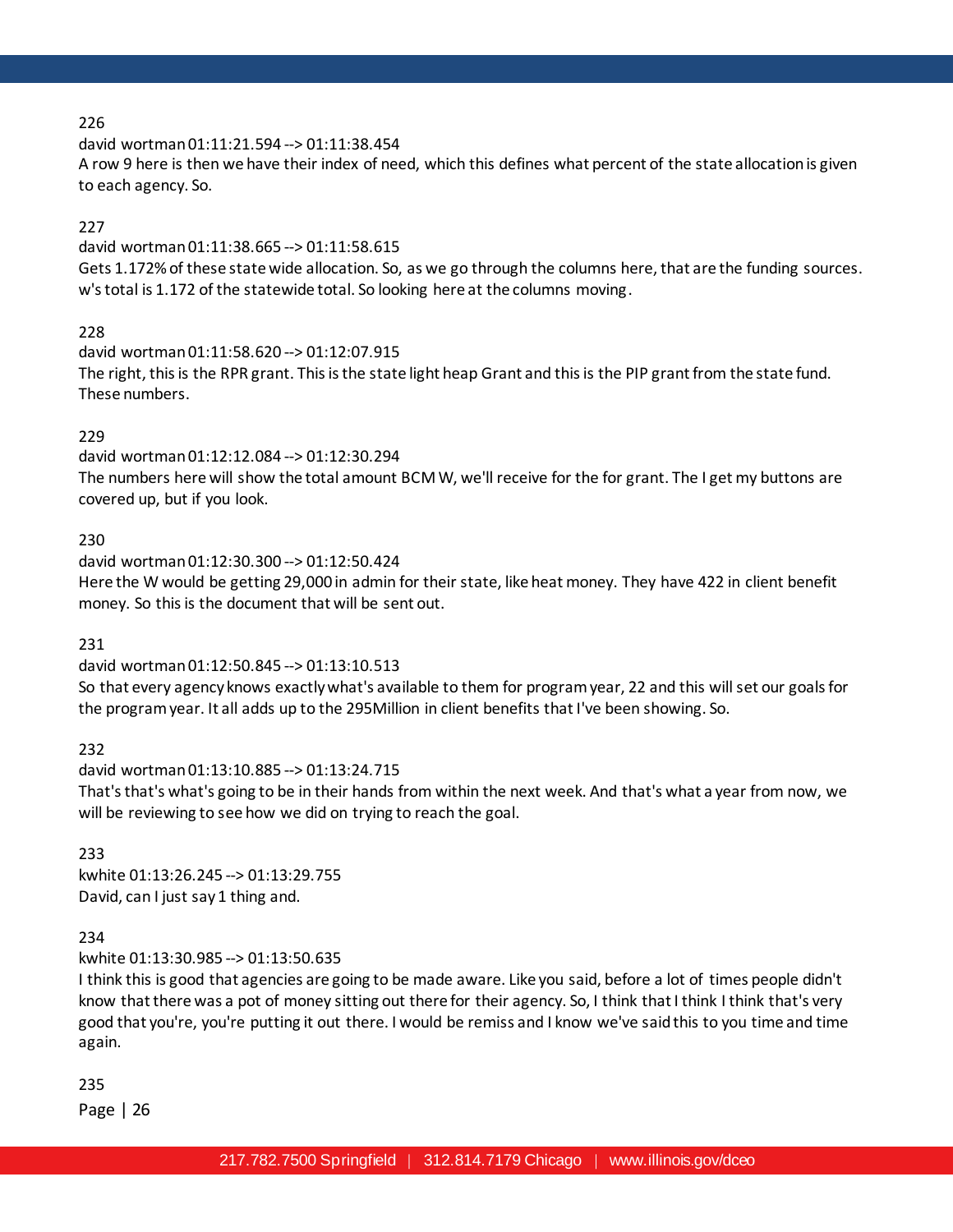226

david wortman 01:11:21.594 --> 01:11:38.454

A row 9 here is then we have their index of need, which this defines what percent of the state allocation is given to each agency. So.

227

david wortman 01:11:38.665 --> 01:11:58.615

Gets 1.172% of these state wide allocation. So, as we go through the columns here, that are the funding sources. w's total is 1.172 of the statewide total. So looking here at the columns moving.

228

david wortman 01:11:58.620 --> 01:12:07.915

The right, this is the RPR grant. This is the state light heap Grant and this is the PIP grant from the state fund. These numbers.

229

david wortman 01:12:12.084 --> 01:12:30.294

The numbers here will show the total amount BCM W, we'll receive for the for grant. The I get my buttons are covered up, but if you look.

230

david wortman 01:12:30.300 --> 01:12:50.424

Here the W would be getting 29,000 in admin for their state, like heat money. They have 422 in client benefit money. So this is the document that will be sent out.

231

david wortman 01:12:50.845 --> 01:13:10.513

So that every agency knows exactly what's available to them for program year, 22 and this will set our goals for the program year. It all adds up to the 295Million in client benefits that I've been showing. So.

232

david wortman 01:13:10.885 --> 01:13:24.715

That's that's what's going to be in their hands from within the next week. And that's what a year from now, we will be reviewing to see how we did on trying to reach the goal.

233

kwhite 01:13:26.245 --> 01:13:29.755

David, can I just say 1 thing and.

234

kwhite 01:13:30.985 --> 01:13:50.635

I think this is good that agencies are going to be made aware. Like you said, before a lot of times people didn't know that there was a pot of money sitting out there for their agency. So, I think that I think I think that's very good that you're, you're putting it out there. I would be remiss and I know we've said this to you time and time again.

235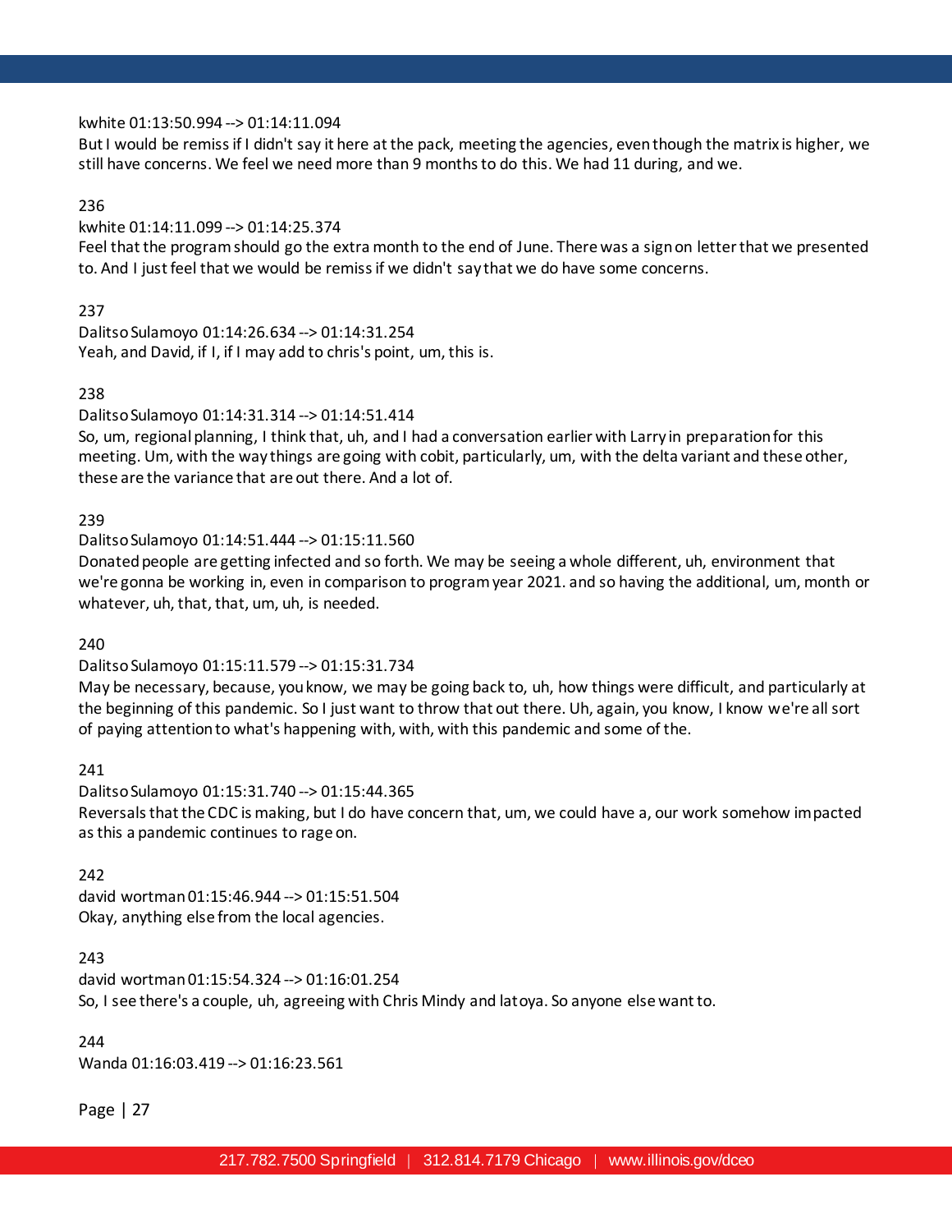kwhite 01:13:50.994 --> 01:14:11.094
But I would be remiss if I didn't say it here at the pack, meeting the agencies, even though the matrix is higher, we still have concerns. We feel we need more than 9 months to do this. We had 11 during, and we.

236
kwhite 01:14:11.099 --> 01:14:25.374
Feel that the program should go the extra month to the end of June. There was a sign on letter that we presented to. And I just feel that we would be remiss if we didn't say that we do have some concerns.

237
Dalitso Sulamoyo 01:14:26.634 --> 01:14:31.254
Yeah, and David, if I, if I may add to chris's point, um, this is.

238
Dalitso Sulamoyo 01:14:31.314 --> 01:14:51.414
So, um, regional planning, I think that, uh, and I had a conversation earlier with Larry in preparation for this meeting. Um, with the way things are going with cobit, particularly, um, with the delta variant and these other, these are the variance that are out there. And a lot of.

239
Dalitso Sulamoyo 01:14:51.444 --> 01:15:11.560
Donated people are getting infected and so forth. We may be seeing a whole different, uh, environment that we're gonna be working in, even in comparison to program year 2021. and so having the additional, um, month or whatever, uh, that, that, um, uh, is needed.

240
Dalitso Sulamoyo 01:15:11.579 --> 01:15:31.734
May be necessary, because, you know, we may be going back to, uh, how things were difficult, and particularly at the beginning of this pandemic. So I just want to throw that out there. Uh, again, you know, I know we're all sort of paying attention to what's happening with, with, with this pandemic and some of the.

241
Dalitso Sulamoyo 01:15:31.740 --> 01:15:44.365
Reversals that the CDC is making, but I do have concern that, um, we could have a, our work somehow impacted as this a pandemic continues to rage on.

242
david wortman 01:15:46.944 --> 01:15:51.504
Okay, anything else from the local agencies.

243
david wortman 01:15:54.324 --> 01:16:01.254
So, I see there's a couple, uh, agreeing with Chris Mindy and latoya. So anyone else want to.

244
Wanda 01:16:03.419 --> 01:16:23.561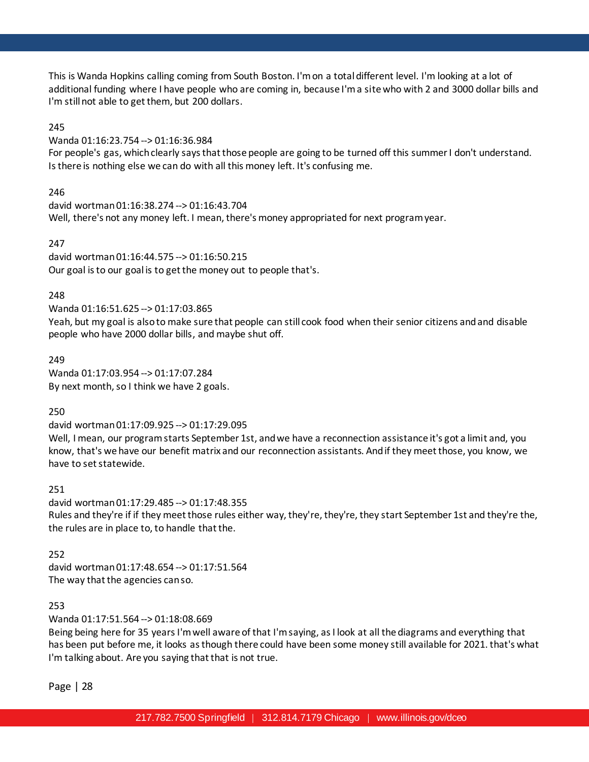This is Wanda Hopkins calling coming from South Boston. I'm on a total different level. I'm looking at a lot of additional funding where I have people who are coming in, because I'm a site who with 2 and 3000 dollar bills and I'm still not able to get them, but 200 dollars.

245
Wanda 01:16:23.754 --> 01:16:36.984
For people's gas, which clearly says that those people are going to be turned off this summer I don't understand. Is there is nothing else we can do with all this money left. It's confusing me.

246
david wortman 01:16:38.274 --> 01:16:43.704
Well, there's not any money left. I mean, there's money appropriated for next program year.

247
david wortman 01:16:44.575 --> 01:16:50.215
Our goal is to our goal is to get the money out to people that's.

248
Wanda 01:16:51.625 --> 01:17:03.865
Yeah, but my goal is also to make sure that people can still cook food when their senior citizens and and disable people who have 2000 dollar bills, and maybe shut off.

249
Wanda 01:17:03.954 --> 01:17:07.284
By next month, so I think we have 2 goals.

250
david wortman 01:17:09.925 --> 01:17:29.095
Well, I mean, our program starts September 1st, and we have a reconnection assistance it's got a limit and, you know, that's we have our benefit matrix and our reconnection assistants. And if they meet those, you know, we have to set statewide.

251
david wortman 01:17:29.485 --> 01:17:48.355
Rules and they're if if they meet those rules either way, they're, they're, they start September 1st and they're the, the rules are in place to, to handle that the.

252
david wortman 01:17:48.654 --> 01:17:51.564
The way that the agencies can so.

253
Wanda 01:17:51.564 --> 01:18:08.669
Being being here for 35 years I'm well aware of that I'm saying, as I look at all the diagrams and everything that has been put before me, it looks as though there could have been some money still available for 2021. that's what I'm talking about. Are you saying that that is not true.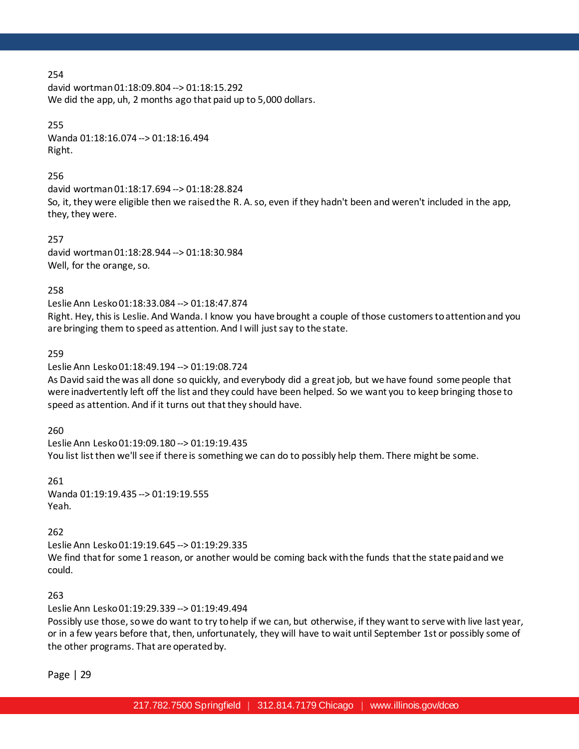254
david wortman 01:18:09.804 --> 01:18:15.292
We did the app, uh, 2 months ago that paid up to 5,000 dollars.

255
Wanda 01:18:16.074 --> 01:18:16.494
Right.

256
david wortman 01:18:17.694 --> 01:18:28.824
So, it, they were eligible then we raised the R. A. so, even if they hadn't been and weren't included in the app, they, they were.

257
david wortman 01:18:28.944 --> 01:18:30.984
Well, for the orange, so.

258
Leslie Ann Lesko 01:18:33.084 --> 01:18:47.874
Right. Hey, this is Leslie. And Wanda. I know you have brought a couple of those customers to attention and you are bringing them to speed as attention. And I will just say to the state.

259
Leslie Ann Lesko 01:18:49.194 --> 01:19:08.724
As David said the was all done so quickly, and everybody did a great job, but we have found some people that were inadvertently left off the list and they could have been helped. So we want you to keep bringing those to speed as attention. And if it turns out that they should have.

260
Leslie Ann Lesko 01:19:09.180 --> 01:19:19.435
You list list then we'll see if there is something we can do to possibly help them. There might be some.

261
Wanda 01:19:19.435 --> 01:19:19.555
Yeah.

262
Leslie Ann Lesko 01:19:19.645 --> 01:19:29.335
We find that for some 1 reason, or another would be coming back with the funds that the state paid and we could.

263
Leslie Ann Lesko 01:19:29.339 --> 01:19:49.494
Possibly use those, so we do want to try to help if we can, but otherwise, if they want to serve with live last year, or in a few years before that, then, unfortunately, they will have to wait until September 1st or possibly some of the other programs. That are operated by.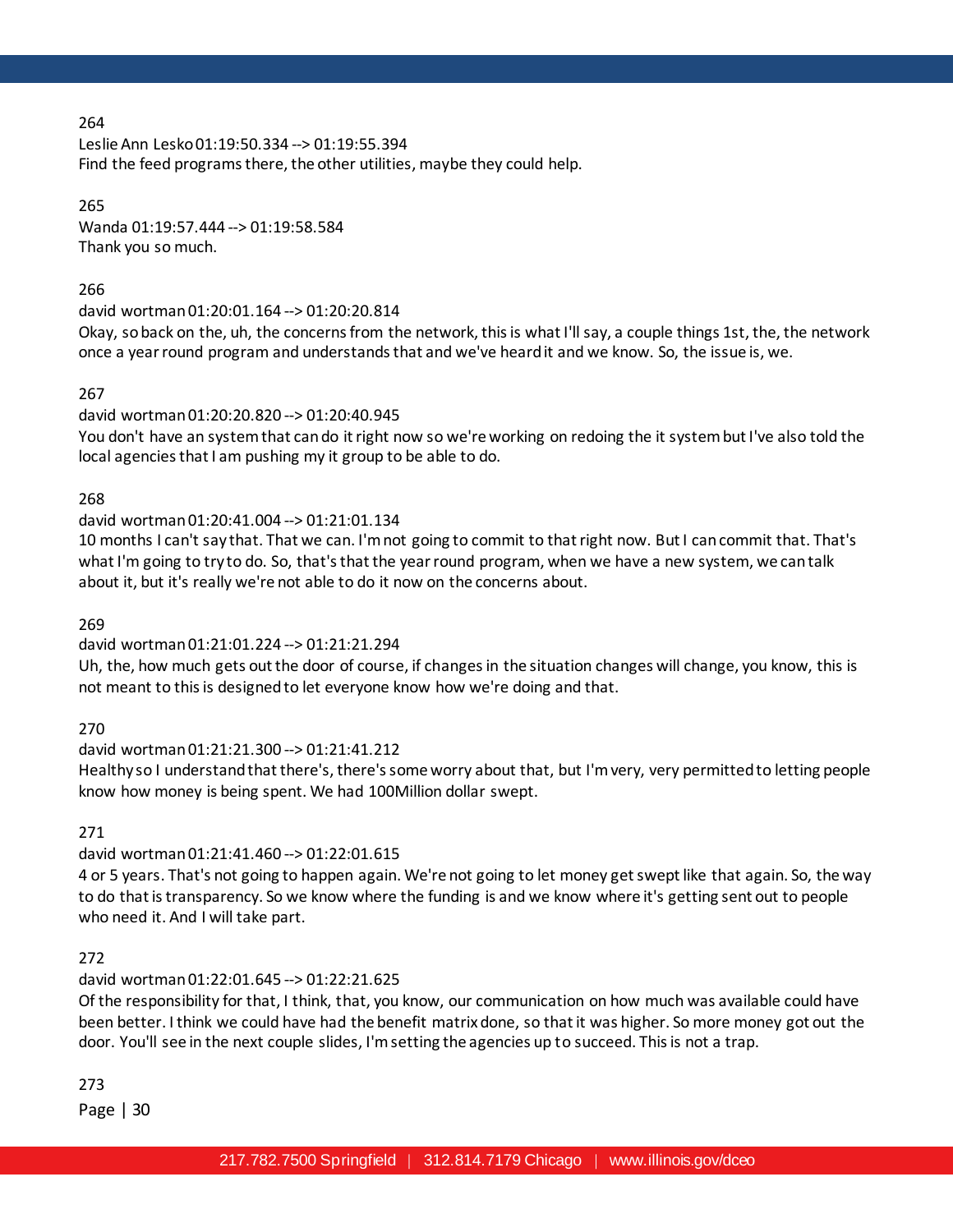264
Leslie Ann Lesko 01:19:50.334 --> 01:19:55.394
Find the feed programs there, the other utilities, maybe they could help.

265
Wanda 01:19:57.444 --> 01:19:58.584
Thank you so much.

266
david wortman 01:20:01.164 --> 01:20:20.814
Okay, so back on the, uh, the concerns from the network, this is what I'll say, a couple things 1st, the, the network once a year round program and understands that and we've heard it and we know. So, the issue is, we.

267
david wortman 01:20:20.820 --> 01:20:40.945
You don't have an system that can do it right now so we're working on redoing the it system but I've also told the local agencies that I am pushing my it group to be able to do.

268
david wortman 01:20:41.004 --> 01:21:01.134
10 months I can't say that. That we can. I'm not going to commit to that right now. But I can commit that. That's what I'm going to try to do. So, that's that the year round program, when we have a new system, we can talk about it, but it's really we're not able to do it now on the concerns about.

269
david wortman 01:21:01.224 --> 01:21:21.294
Uh, the, how much gets out the door of course, if changes in the situation changes will change, you know, this is not meant to this is designed to let everyone know how we're doing and that.

270
david wortman 01:21:21.300 --> 01:21:41.212
Healthy so I understand that there's, there's some worry about that, but I'm very, very permitted to letting people know how money is being spent. We had 100Million dollar swept.

271
david wortman 01:21:41.460 --> 01:22:01.615
4 or 5 years. That's not going to happen again. We're not going to let money get swept like that again. So, the way to do that is transparency. So we know where the funding is and we know where it's getting sent out to people who need it. And I will take part.

272
david wortman 01:22:01.645 --> 01:22:21.625
Of the responsibility for that, I think, that, you know, our communication on how much was available could have been better. I think we could have had the benefit matrix done, so that it was higher. So more money got out the door. You'll see in the next couple slides, I'm setting the agencies up to succeed. This is not a trap.

273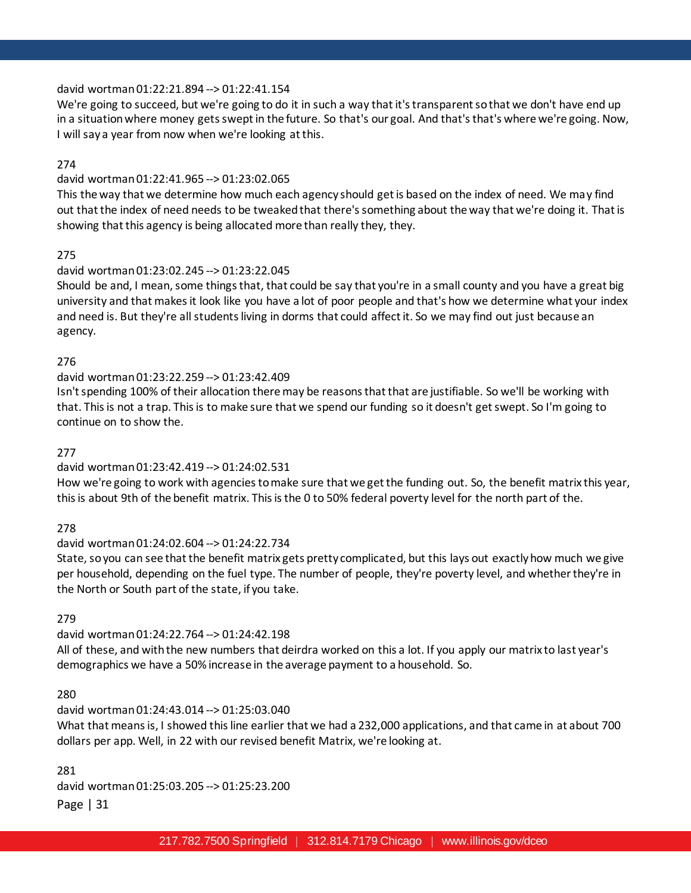david wortman 01:22:21.894 --> 01:22:41.154
We're going to succeed, but we're going to do it in such a way that it's transparent so that we don't have end up in a situation where money gets swept in the future. So that's our goal. And that's that's where we're going. Now, I will say a year from now when we're looking at this.

274
david wortman 01:22:41.965 --> 01:23:02.065
This the way that we determine how much each agency should get is based on the index of need. We may find out that the index of need needs to be tweaked that there's something about the way that we're doing it. That is showing that this agency is being allocated more than really they, they.

275
david wortman 01:23:02.245 --> 01:23:22.045
Should be and, I mean, some things that, that could be say that you're in a small county and you have a great big university and that makes it look like you have a lot of poor people and that's how we determine what your index and need is. But they're all students living in dorms that could affect it. So we may find out just because an agency.

276
david wortman 01:23:22.259 --> 01:23:42.409
Isn't spending 100% of their allocation there may be reasons that that are justifiable. So we'll be working with that. This is not a trap. This is to make sure that we spend our funding so it doesn't get swept. So I'm going to continue on to show the.

277
david wortman 01:23:42.419 --> 01:24:02.531
How we're going to work with agencies to make sure that we get the funding out. So, the benefit matrix this year, this is about 9th of the benefit matrix. This is the 0 to 50% federal poverty level for the north part of the.

278
david wortman 01:24:02.604 --> 01:24:22.734
State, so you can see that the benefit matrix gets pretty complicated, but this lays out exactly how much we give per household, depending on the fuel type. The number of people, they're poverty level, and whether they're in the North or South part of the state, if you take.

279
david wortman 01:24:22.764 --> 01:24:42.198
All of these, and with the new numbers that deirdra worked on this a lot. If you apply our matrix to last year's demographics we have a 50% increase in the average payment to a household. So.

280
david wortman 01:24:43.014 --> 01:25:03.040
What that means is, I showed this line earlier that we had a 232,000 applications, and that came in at about 700 dollars per app. Well, in 22 with our revised benefit Matrix, we're looking at.

281
david wortman 01:25:03.205 --> 01:25:23.200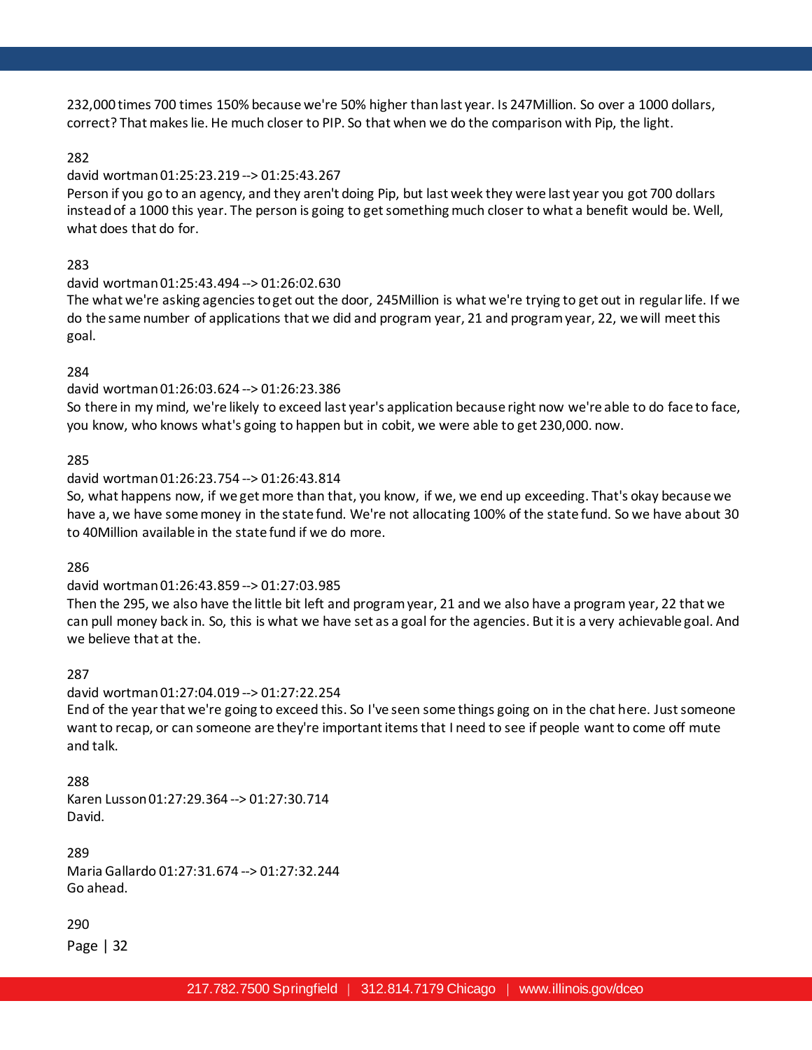232,000 times 700 times 150% because we're 50% higher than last year. Is 247Million. So over a 1000 dollars, correct? That makes lie. He much closer to PIP. So that when we do the comparison with Pip, the light.

282
david wortman 01:25:23.219 --> 01:25:43.267
Person if you go to an agency, and they aren't doing Pip, but last week they were last year you got 700 dollars instead of a 1000 this year. The person is going to get something much closer to what a benefit would be. Well, what does that do for.

283
david wortman 01:25:43.494 --> 01:26:02.630
The what we're asking agencies to get out the door, 245Million is what we're trying to get out in regular life. If we do the same number of applications that we did and program year, 21 and program year, 22, we will meet this goal.

284
david wortman 01:26:03.624 --> 01:26:23.386
So there in my mind, we're likely to exceed last year's application because right now we're able to do face to face, you know, who knows what's going to happen but in cobit, we were able to get 230,000. now.

285
david wortman 01:26:23.754 --> 01:26:43.814
So, what happens now, if we get more than that, you know, if we, we end up exceeding. That's okay because we have a, we have some money in the state fund. We're not allocating 100% of the state fund. So we have about 30 to 40Million available in the state fund if we do more.

286
david wortman 01:26:43.859 --> 01:27:03.985
Then the 295, we also have the little bit left and program year, 21 and we also have a program year, 22 that we can pull money back in. So, this is what we have set as a goal for the agencies. But it is a very achievable goal. And we believe that at the.

287
david wortman 01:27:04.019 --> 01:27:22.254
End of the year that we're going to exceed this. So I've seen some things going on in the chat here. Just someone want to recap, or can someone are they're important items that I need to see if people want to come off mute and talk.

288
Karen Lusson 01:27:29.364 --> 01:27:30.714
David.

289
Maria Gallardo 01:27:31.674 --> 01:27:32.244
Go ahead.

290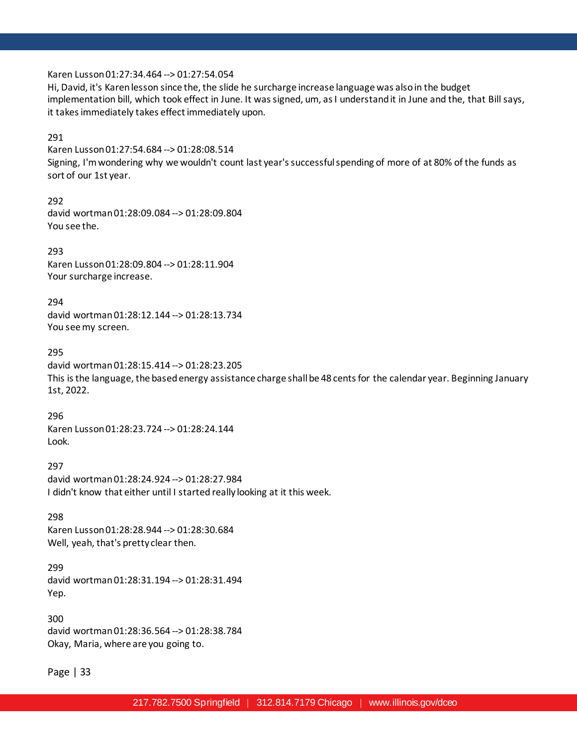Karen Lusson 01:27:34.464 --> 01:27:54.054
Hi, David, it's Karen lesson since the, the slide he surcharge increase language was also in the budget implementation bill, which took effect in June. It was signed, um, as I understand it in June and the, that Bill says, it takes immediately takes effect immediately upon.

291
Karen Lusson 01:27:54.684 --> 01:28:08.514
Signing, I'm wondering why we wouldn't count last year's successful spending of more of at 80% of the funds as sort of our 1st year.

292
david wortman 01:28:09.084 --> 01:28:09.804
You see the.

293
Karen Lusson 01:28:09.804 --> 01:28:11.904
Your surcharge increase.

294
david wortman 01:28:12.144 --> 01:28:13.734
You see my screen.

295
david wortman 01:28:15.414 --> 01:28:23.205
This is the language, the based energy assistance charge shall be 48 cents for the calendar year. Beginning January 1st, 2022.

296
Karen Lusson 01:28:23.724 --> 01:28:24.144
Look.

297
david wortman 01:28:24.924 --> 01:28:27.984
I didn't know that either until I started really looking at it this week.

298
Karen Lusson 01:28:28.944 --> 01:28:30.684
Well, yeah, that's pretty clear then.

299
david wortman 01:28:31.194 --> 01:28:31.494
Yep.

300
david wortman 01:28:36.564 --> 01:28:38.784
Okay, Maria, where are you going to.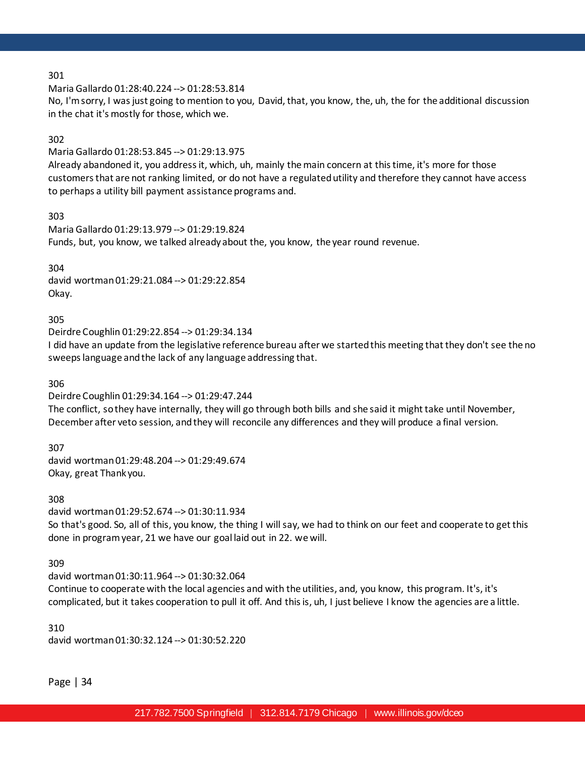301
Maria Gallardo 01:28:40.224 --> 01:28:53.814
No, I'm sorry, I was just going to mention to you, David, that, you know, the, uh, the for the additional discussion in the chat it's mostly for those, which we.

302
Maria Gallardo 01:28:53.845 --> 01:29:13.975
Already abandoned it, you address it, which, uh, mainly the main concern at this time, it's more for those customers that are not ranking limited, or do not have a regulated utility and therefore they cannot have access to perhaps a utility bill payment assistance programs and.

303
Maria Gallardo 01:29:13.979 --> 01:29:19.824
Funds, but, you know, we talked already about the, you know, the year round revenue.

304
david wortman 01:29:21.084 --> 01:29:22.854
Okay.

305
Deirdre Coughlin 01:29:22.854 --> 01:29:34.134
I did have an update from the legislative reference bureau after we started this meeting that they don't see the no sweeps language and the lack of any language addressing that.

306
Deirdre Coughlin 01:29:34.164 --> 01:29:47.244
The conflict, so they have internally, they will go through both bills and she said it might take until November, December after veto session, and they will reconcile any differences and they will produce a final version.

307
david wortman 01:29:48.204 --> 01:29:49.674
Okay, great Thank you.

308
david wortman 01:29:52.674 --> 01:30:11.934
So that's good. So, all of this, you know, the thing I will say, we had to think on our feet and cooperate to get this done in program year, 21 we have our goal laid out in 22. we will.

309
david wortman 01:30:11.964 --> 01:30:32.064
Continue to cooperate with the local agencies and with the utilities, and, you know, this program. It's, it's complicated, but it takes cooperation to pull it off. And this is, uh, I just believe I know the agencies are a little.

310
david wortman 01:30:32.124 --> 01:30:52.220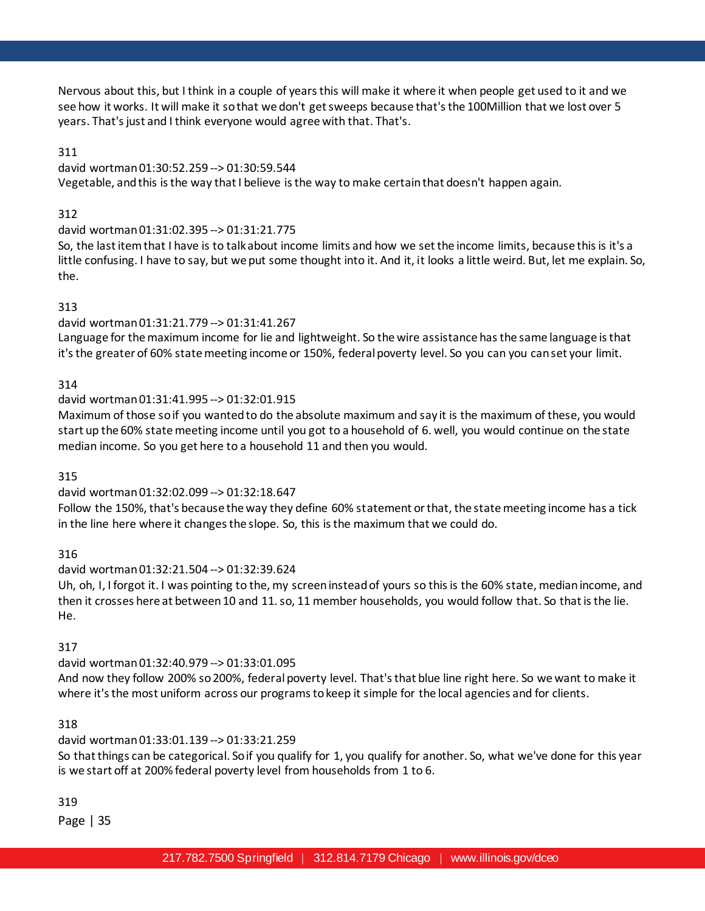Nervous about this, but I think in a couple of years this will make it where it when people get used to it and we see how it works. It will make it so that we don't get sweeps because that's the 100Million that we lost over 5 years. That's just and I think everyone would agree with that. That's.

311
david wortman 01:30:52.259 --> 01:30:59.544
Vegetable, and this is the way that I believe is the way to make certain that doesn't happen again.

312
david wortman 01:31:02.395 --> 01:31:21.775
So, the last item that I have is to talk about income limits and how we set the income limits, because this is it's a little confusing. I have to say, but we put some thought into it. And it, it looks a little weird. But, let me explain. So, the.

313
david wortman 01:31:21.779 --> 01:31:41.267
Language for the maximum income for lie and lightweight. So the wire assistance has the same language is that it's the greater of 60% state meeting income or 150%, federal poverty level. So you can you can set your limit.

314
david wortman 01:31:41.995 --> 01:32:01.915
Maximum of those so if you wanted to do the absolute maximum and say it is the maximum of these, you would start up the 60% state meeting income until you got to a household of 6. well, you would continue on the state median income. So you get here to a household 11 and then you would.

315
david wortman 01:32:02.099 --> 01:32:18.647
Follow the 150%, that's because the way they define 60% statement or that, the state meeting income has a tick in the line here where it changes the slope. So, this is the maximum that we could do.

316
david wortman 01:32:21.504 --> 01:32:39.624
Uh, oh, I, I forgot it. I was pointing to the, my screen instead of yours so this is the 60% state, median income, and then it crosses here at between 10 and 11. so, 11 member households, you would follow that. So that is the lie. He.

317
david wortman 01:32:40.979 --> 01:33:01.095
And now they follow 200% so 200%, federal poverty level. That's that blue line right here. So we want to make it where it's the most uniform across our programs to keep it simple for the local agencies and for clients.

318
david wortman 01:33:01.139 --> 01:33:21.259
So that things can be categorical. So if you qualify for 1, you qualify for another. So, what we've done for this year is we start off at 200% federal poverty level from households from 1 to 6.

319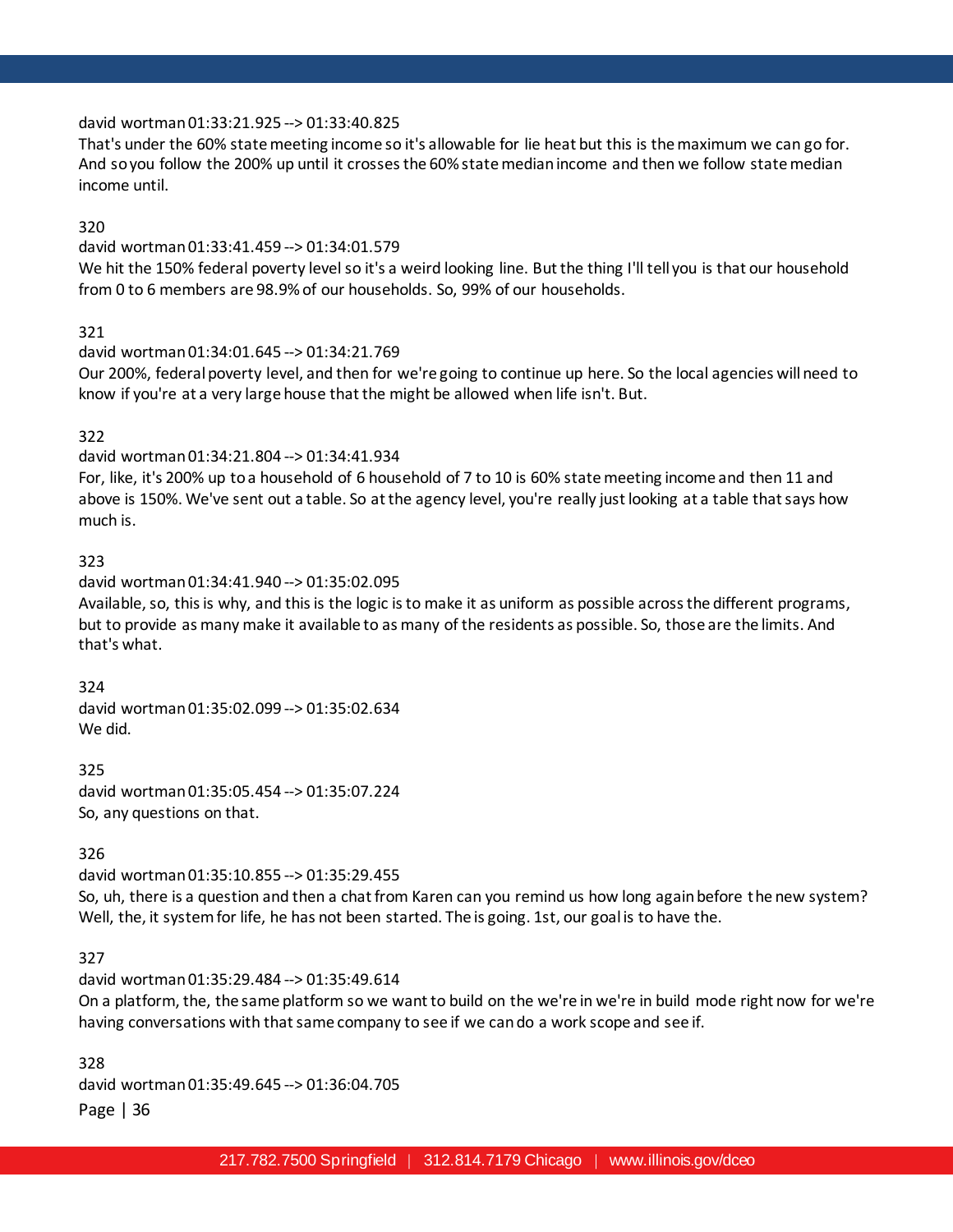david wortman 01:33:21.925 --> 01:33:40.825
That's under the 60% state meeting income so it's allowable for lie heat but this is the maximum we can go for. And so you follow the 200% up until it crosses the 60% state median income and then we follow state median income until.

320
david wortman 01:33:41.459 --> 01:34:01.579
We hit the 150% federal poverty level so it's a weird looking line. But the thing I'll tell you is that our household from 0 to 6 members are 98.9% of our households. So, 99% of our households.

321
david wortman 01:34:01.645 --> 01:34:21.769
Our 200%, federal poverty level, and then for we're going to continue up here. So the local agencies will need to know if you're at a very large house that the might be allowed when life isn't. But.

322
david wortman 01:34:21.804 --> 01:34:41.934
For, like, it's 200% up to a household of 6 household of 7 to 10 is 60% state meeting income and then 11 and above is 150%. We've sent out a table. So at the agency level, you're really just looking at a table that says how much is.

323
david wortman 01:34:41.940 --> 01:35:02.095
Available, so, this is why, and this is the logic is to make it as uniform as possible across the different programs, but to provide as many make it available to as many of the residents as possible. So, those are the limits. And that's what.

324
david wortman 01:35:02.099 --> 01:35:02.634
We did.

325
david wortman 01:35:05.454 --> 01:35:07.224
So, any questions on that.

326
david wortman 01:35:10.855 --> 01:35:29.455
So, uh, there is a question and then a chat from Karen can you remind us how long again before the new system? Well, the, it system for life, he has not been started. The is going. 1st, our goal is to have the.

327
david wortman 01:35:29.484 --> 01:35:49.614
On a platform, the, the same platform so we want to build on the we're in we're in build mode right now for we're having conversations with that same company to see if we can do a work scope and see if.

328
david wortman 01:35:49.645 --> 01:36:04.705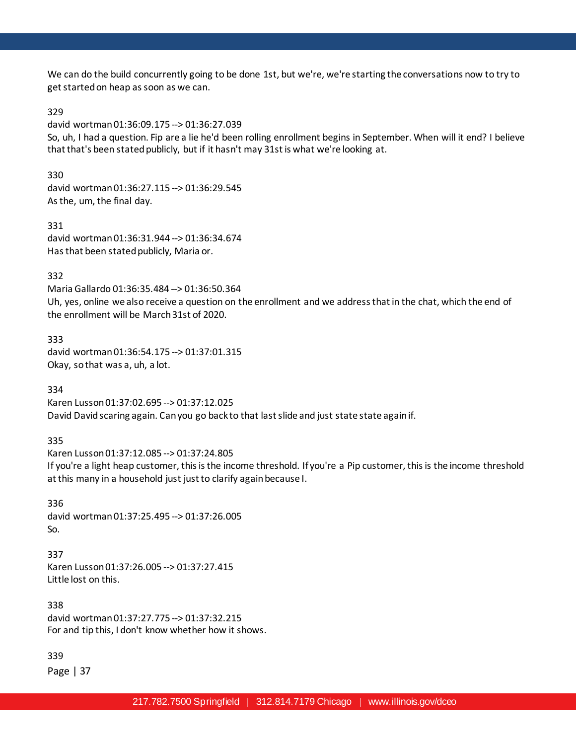We can do the build concurrently going to be done 1st, but we're, we're starting the conversations now to try to get started on heap as soon as we can.

329
david wortman 01:36:09.175 --> 01:36:27.039
So, uh, I had a question. Fip are a lie he'd been rolling enrollment begins in September. When will it end? I believe that that's been stated publicly, but if it hasn't may 31st is what we're looking at.

330
david wortman 01:36:27.115 --> 01:36:29.545
As the, um, the final day.

331
david wortman 01:36:31.944 --> 01:36:34.674
Has that been stated publicly, Maria or.

332
Maria Gallardo 01:36:35.484 --> 01:36:50.364
Uh, yes, online we also receive a question on the enrollment and we address that in the chat, which the end of the enrollment will be March 31st of 2020.

333
david wortman 01:36:54.175 --> 01:37:01.315
Okay, so that was a, uh, a lot.

334
Karen Lusson 01:37:02.695 --> 01:37:12.025
David David scaring again. Can you go back to that last slide and just state state again if.

335
Karen Lusson 01:37:12.085 --> 01:37:24.805
If you're a light heap customer, this is the income threshold. If you're a Pip customer, this is the income threshold at this many in a household just just to clarify again because I.

336
david wortman 01:37:25.495 --> 01:37:26.005
So.

337
Karen Lusson 01:37:26.005 --> 01:37:27.415
Little lost on this.

338
david wortman 01:37:27.775 --> 01:37:32.215
For and tip this, I don't know whether how it shows.

339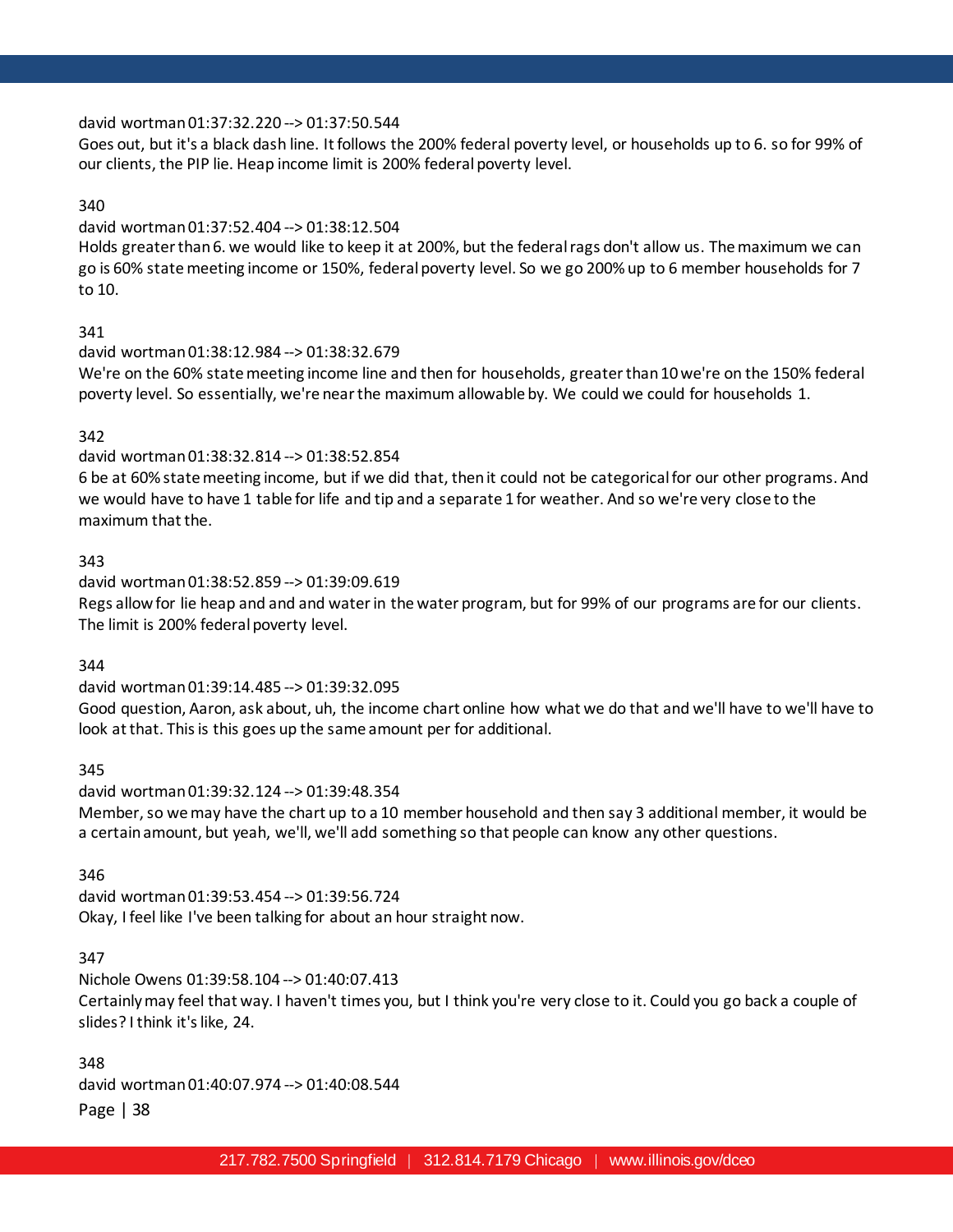david wortman 01:37:32.220 --> 01:37:50.544
Goes out, but it's a black dash line. It follows the 200% federal poverty level, or households up to 6. so for 99% of our clients, the PIP lie. Heap income limit is 200% federal poverty level.

340
david wortman 01:37:52.404 --> 01:38:12.504
Holds greater than 6. we would like to keep it at 200%, but the federal rags don't allow us. The maximum we can go is 60% state meeting income or 150%, federal poverty level. So we go 200% up to 6 member households for 7 to 10.

341
david wortman 01:38:12.984 --> 01:38:32.679
We're on the 60% state meeting income line and then for households, greater than 10 we're on the 150% federal poverty level. So essentially, we're near the maximum allowable by. We could we could for households 1.

342
david wortman 01:38:32.814 --> 01:38:52.854
6 be at 60% state meeting income, but if we did that, then it could not be categorical for our other programs. And we would have to have 1 table for life and tip and a separate 1 for weather. And so we're very close to the maximum that the.

343
david wortman 01:38:52.859 --> 01:39:09.619
Regs allow for lie heap and and and water in the water program, but for 99% of our programs are for our clients. The limit is 200% federal poverty level.

344
david wortman 01:39:14.485 --> 01:39:32.095
Good question, Aaron, ask about, uh, the income chart online how what we do that and we'll have to we'll have to look at that. This is this goes up the same amount per for additional.

345
david wortman 01:39:32.124 --> 01:39:48.354
Member, so we may have the chart up to a 10 member household and then say 3 additional member, it would be a certain amount, but yeah, we'll, we'll add something so that people can know any other questions.

346
david wortman 01:39:53.454 --> 01:39:56.724
Okay, I feel like I've been talking for about an hour straight now.

347
Nichole Owens 01:39:58.104 --> 01:40:07.413
Certainly may feel that way. I haven't times you, but I think you're very close to it. Could you go back a couple of slides? I think it's like, 24.

348
david wortman 01:40:07.974 --> 01:40:08.544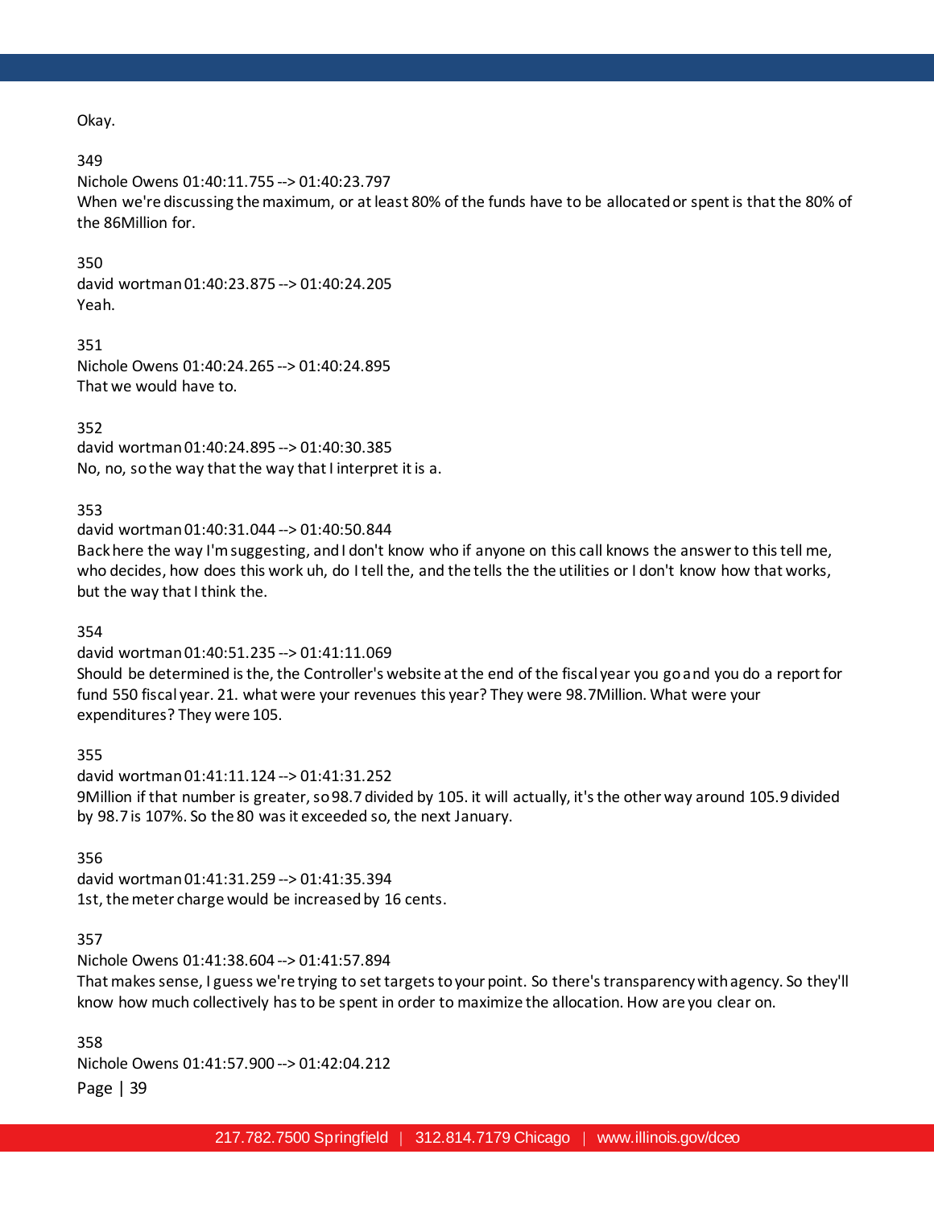Okay.

349
Nichole Owens 01:40:11.755 --> 01:40:23.797
When we're discussing the maximum, or at least 80% of the funds have to be allocated or spent is that the 80% of the 86Million for.

350
david wortman 01:40:23.875 --> 01:40:24.205
Yeah.

351
Nichole Owens 01:40:24.265 --> 01:40:24.895
That we would have to.

352
david wortman 01:40:24.895 --> 01:40:30.385
No, no, so the way that the way that I interpret it is a.

353
david wortman 01:40:31.044 --> 01:40:50.844
Back here the way I'm suggesting, and I don't know who if anyone on this call knows the answer to this tell me, who decides, how does this work uh, do I tell the, and the tells the the utilities or I don't know how that works, but the way that I think the.

354
david wortman 01:40:51.235 --> 01:41:11.069
Should be determined is the, the Controller's website at the end of the fiscal year you go and you do a report for fund 550 fiscal year. 21. what were your revenues this year? They were 98.7Million. What were your expenditures? They were 105.

355
david wortman 01:41:11.124 --> 01:41:31.252
9Million if that number is greater, so 98.7 divided by 105. it will actually, it's the other way around 105.9 divided by 98.7 is 107%. So the 80 was it exceeded so, the next January.

356
david wortman 01:41:31.259 --> 01:41:35.394
1st, the meter charge would be increased by 16 cents.

357
Nichole Owens 01:41:38.604 --> 01:41:57.894
That makes sense, I guess we're trying to set targets to your point. So there's transparency with agency. So they'll know how much collectively has to be spent in order to maximize the allocation. How are you clear on.

358
Nichole Owens 01:41:57.900 --> 01:42:04.212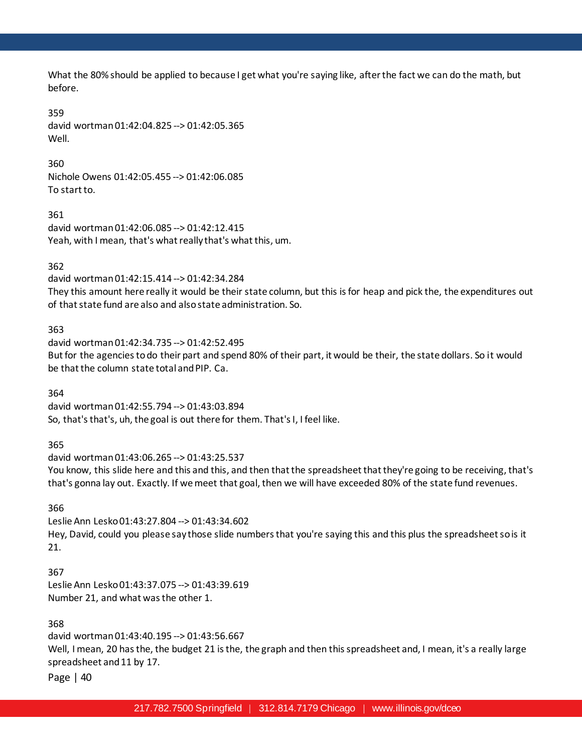What the 80% should be applied to because I get what you're saying like, after the fact we can do the math, but before.

359
david wortman 01:42:04.825 --> 01:42:05.365
Well.

360
Nichole Owens 01:42:05.455 --> 01:42:06.085
To start to.

361
david wortman 01:42:06.085 --> 01:42:12.415
Yeah, with I mean, that's what really that's what this, um.

362
david wortman 01:42:15.414 --> 01:42:34.284
They this amount here really it would be their state column, but this is for heap and pick the, the expenditures out of that state fund are also and also state administration. So.

363
david wortman 01:42:34.735 --> 01:42:52.495
But for the agencies to do their part and spend 80% of their part, it would be their, the state dollars. So it would be that the column state total and PIP. Ca.

364
david wortman 01:42:55.794 --> 01:43:03.894
So, that's that's, uh, the goal is out there for them. That's I, I feel like.

365
david wortman 01:43:06.265 --> 01:43:25.537
You know, this slide here and this and this, and then that the spreadsheet that they're going to be receiving, that's that's gonna lay out. Exactly. If we meet that goal, then we will have exceeded 80% of the state fund revenues.

366
Leslie Ann Lesko 01:43:27.804 --> 01:43:34.602
Hey, David, could you please say those slide numbers that you're saying this and this plus the spreadsheet so is it 21.

367
Leslie Ann Lesko 01:43:37.075 --> 01:43:39.619
Number 21, and what was the other 1.

368
david wortman 01:43:40.195 --> 01:43:56.667
Well, I mean, 20 has the, the budget 21 is the, the graph and then this spreadsheet and, I mean, it's a really large spreadsheet and 11 by 17.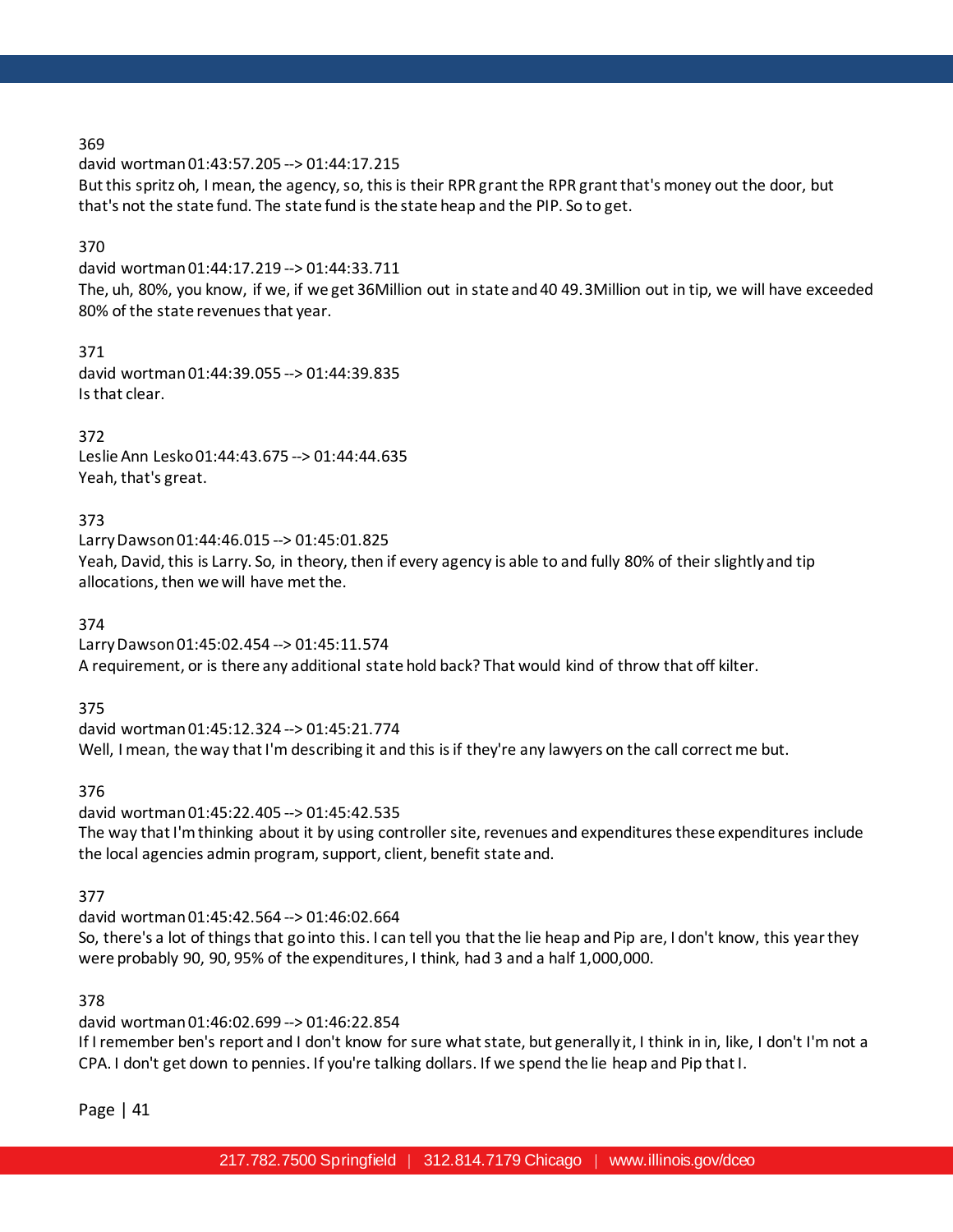369
david wortman 01:43:57.205 --> 01:44:17.215
But this spritz oh, I mean, the agency, so, this is their RPR grant the RPR grant that's money out the door, but that's not the state fund. The state fund is the state heap and the PIP. So to get.

370
david wortman 01:44:17.219 --> 01:44:33.711
The, uh, 80%, you know, if we, if we get 36Million out in state and 40 49.3Million out in tip, we will have exceeded 80% of the state revenues that year.

371
david wortman 01:44:39.055 --> 01:44:39.835
Is that clear.

372
Leslie Ann Lesko 01:44:43.675 --> 01:44:44.635
Yeah, that's great.

373
Larry Dawson 01:44:46.015 --> 01:45:01.825
Yeah, David, this is Larry. So, in theory, then if every agency is able to and fully 80% of their slightly and tip allocations, then we will have met the.

374
Larry Dawson 01:45:02.454 --> 01:45:11.574
A requirement, or is there any additional state hold back? That would kind of throw that off kilter.

375
david wortman 01:45:12.324 --> 01:45:21.774
Well, I mean, the way that I'm describing it and this is if they're any lawyers on the call correct me but.

376
david wortman 01:45:22.405 --> 01:45:42.535
The way that I'm thinking about it by using controller site, revenues and expenditures these expenditures include the local agencies admin program, support, client, benefit state and.

377
david wortman 01:45:42.564 --> 01:46:02.664
So, there's a lot of things that go into this. I can tell you that the lie heap and Pip are, I don't know, this year they were probably 90, 90, 95% of the expenditures, I think, had 3 and a half 1,000,000.

378
david wortman 01:46:02.699 --> 01:46:22.854
If I remember ben's report and I don't know for sure what state, but generally it, I think in in, like, I don't I'm not a CPA. I don't get down to pennies. If you're talking dollars. If we spend the lie heap and Pip that I.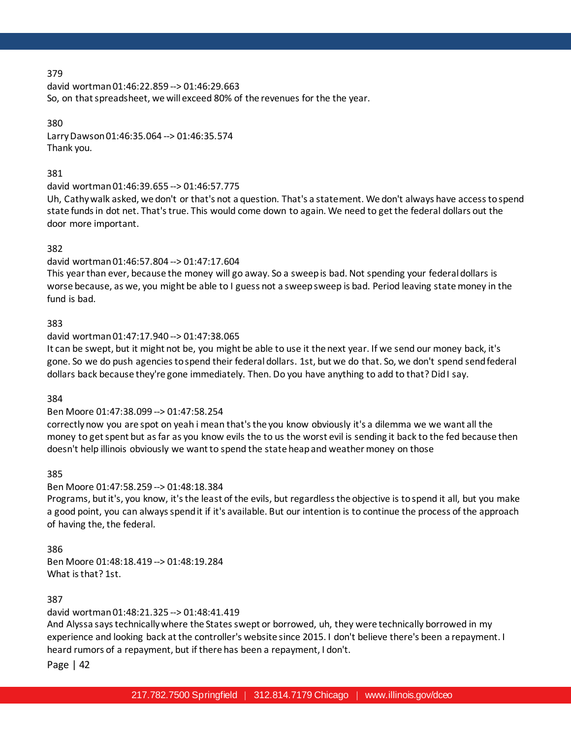379
david wortman 01:46:22.859 --> 01:46:29.663
So, on that spreadsheet, we will exceed 80% of the revenues for the the year.

380
Larry Dawson 01:46:35.064 --> 01:46:35.574
Thank you.

381
david wortman 01:46:39.655 --> 01:46:57.775
Uh, Cathy walk asked, we don't or that's not a question. That's a statement. We don't always have access to spend state funds in dot net. That's true. This would come down to again. We need to get the federal dollars out the door more important.

382
david wortman 01:46:57.804 --> 01:47:17.604
This year than ever, because the money will go away. So a sweep is bad. Not spending your federal dollars is worse because, as we, you might be able to I guess not a sweep sweep is bad. Period leaving state money in the fund is bad.

383
david wortman 01:47:17.940 --> 01:47:38.065
It can be swept, but it might not be, you might be able to use it the next year. If we send our money back, it's gone. So we do push agencies to spend their federal dollars. 1st, but we do that. So, we don't spend send federal dollars back because they're gone immediately. Then. Do you have anything to add to that? Did I say.

384
Ben Moore 01:47:38.099 --> 01:47:58.254
correctly now you are spot on yeah i mean that's the you know obviously it's a dilemma we we want all the money to get spent but as far as you know evils the to us the worst evil is sending it back to the fed because then doesn't help illinois obviously we want to spend the state heap and weather money on those

385
Ben Moore 01:47:58.259 --> 01:48:18.384
Programs, but it's, you know, it's the least of the evils, but regardless the objective is to spend it all, but you make a good point, you can always spend it if it's available. But our intention is to continue the process of the approach of having the, the federal.

386
Ben Moore 01:48:18.419 --> 01:48:19.284
What is that? 1st.

387
david wortman 01:48:21.325 --> 01:48:41.419
And Alyssa says technically where the States swept or borrowed, uh, they were technically borrowed in my experience and looking back at the controller's website since 2015. I don't believe there's been a repayment. I heard rumors of a repayment, but if there has been a repayment, I don't.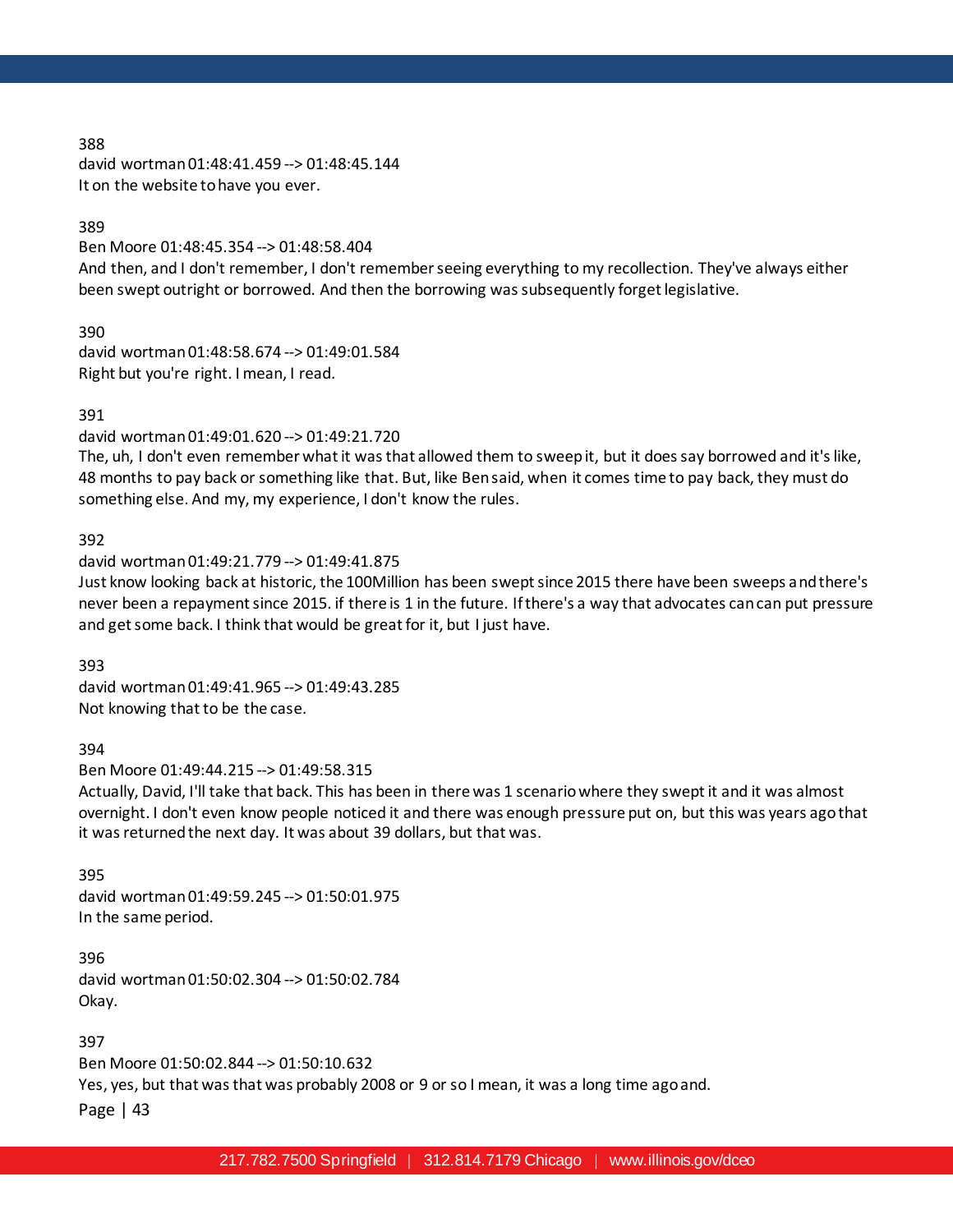388
david wortman 01:48:41.459 --> 01:48:45.144
It on the website to have you ever.

389
Ben Moore 01:48:45.354 --> 01:48:58.404
And then, and I don't remember, I don't remember seeing everything to my recollection. They've always either been swept outright or borrowed. And then the borrowing was subsequently forget legislative.

390
david wortman 01:48:58.674 --> 01:49:01.584
Right but you're right. I mean, I read.

391
david wortman 01:49:01.620 --> 01:49:21.720
The, uh, I don't even remember what it was that allowed them to sweep it, but it does say borrowed and it's like, 48 months to pay back or something like that. But, like Ben said, when it comes time to pay back, they must do something else. And my, my experience, I don't know the rules.

392
david wortman 01:49:21.779 --> 01:49:41.875
Just know looking back at historic, the 100Million has been swept since 2015 there have been sweeps and there's never been a repayment since 2015. if there is 1 in the future. If there's a way that advocates can can put pressure and get some back. I think that would be great for it, but I just have.

393
david wortman 01:49:41.965 --> 01:49:43.285
Not knowing that to be the case.

394
Ben Moore 01:49:44.215 --> 01:49:58.315
Actually, David, I'll take that back. This has been in there was 1 scenario where they swept it and it was almost overnight. I don't even know people noticed it and there was enough pressure put on, but this was years ago that it was returned the next day. It was about 39 dollars, but that was.

395
david wortman 01:49:59.245 --> 01:50:01.975
In the same period.

396
david wortman 01:50:02.304 --> 01:50:02.784
Okay.

397
Ben Moore 01:50:02.844 --> 01:50:10.632
Yes, yes, but that was that was probably 2008 or 9 or so I mean, it was a long time ago and.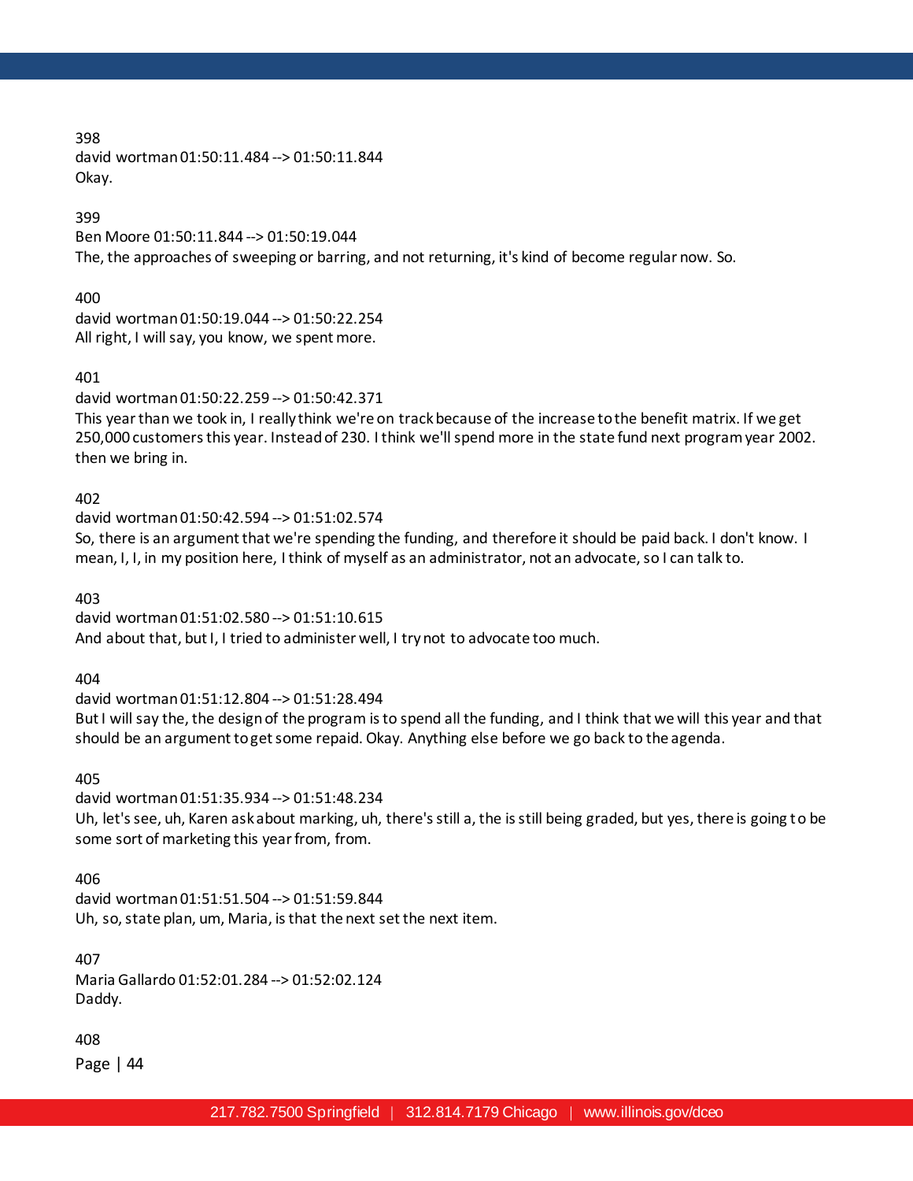398
david wortman 01:50:11.484 --> 01:50:11.844
Okay.

399
Ben Moore 01:50:11.844 --> 01:50:19.044
The, the approaches of sweeping or barring, and not returning, it's kind of become regular now. So.

400
david wortman 01:50:19.044 --> 01:50:22.254
All right, I will say, you know, we spent more.

401
david wortman 01:50:22.259 --> 01:50:42.371
This year than we took in, I really think we're on track because of the increase to the benefit matrix. If we get 250,000 customers this year. Instead of 230. I think we'll spend more in the state fund next program year 2002. then we bring in.

402
david wortman 01:50:42.594 --> 01:51:02.574
So, there is an argument that we're spending the funding, and therefore it should be paid back. I don't know. I mean, I, I, in my position here, I think of myself as an administrator, not an advocate, so I can talk to.

403
david wortman 01:51:02.580 --> 01:51:10.615
And about that, but I, I tried to administer well, I try not to advocate too much.

404
david wortman 01:51:12.804 --> 01:51:28.494
But I will say the, the design of the program is to spend all the funding, and I think that we will this year and that should be an argument to get some repaid. Okay. Anything else before we go back to the agenda.

405
david wortman 01:51:35.934 --> 01:51:48.234
Uh, let's see, uh, Karen ask about marking, uh, there's still a, the is still being graded, but yes, there is going to be some sort of marketing this year from, from.

406
david wortman 01:51:51.504 --> 01:51:59.844
Uh, so, state plan, um, Maria, is that the next set the next item.

407
Maria Gallardo 01:52:01.284 --> 01:52:02.124
Daddy.

408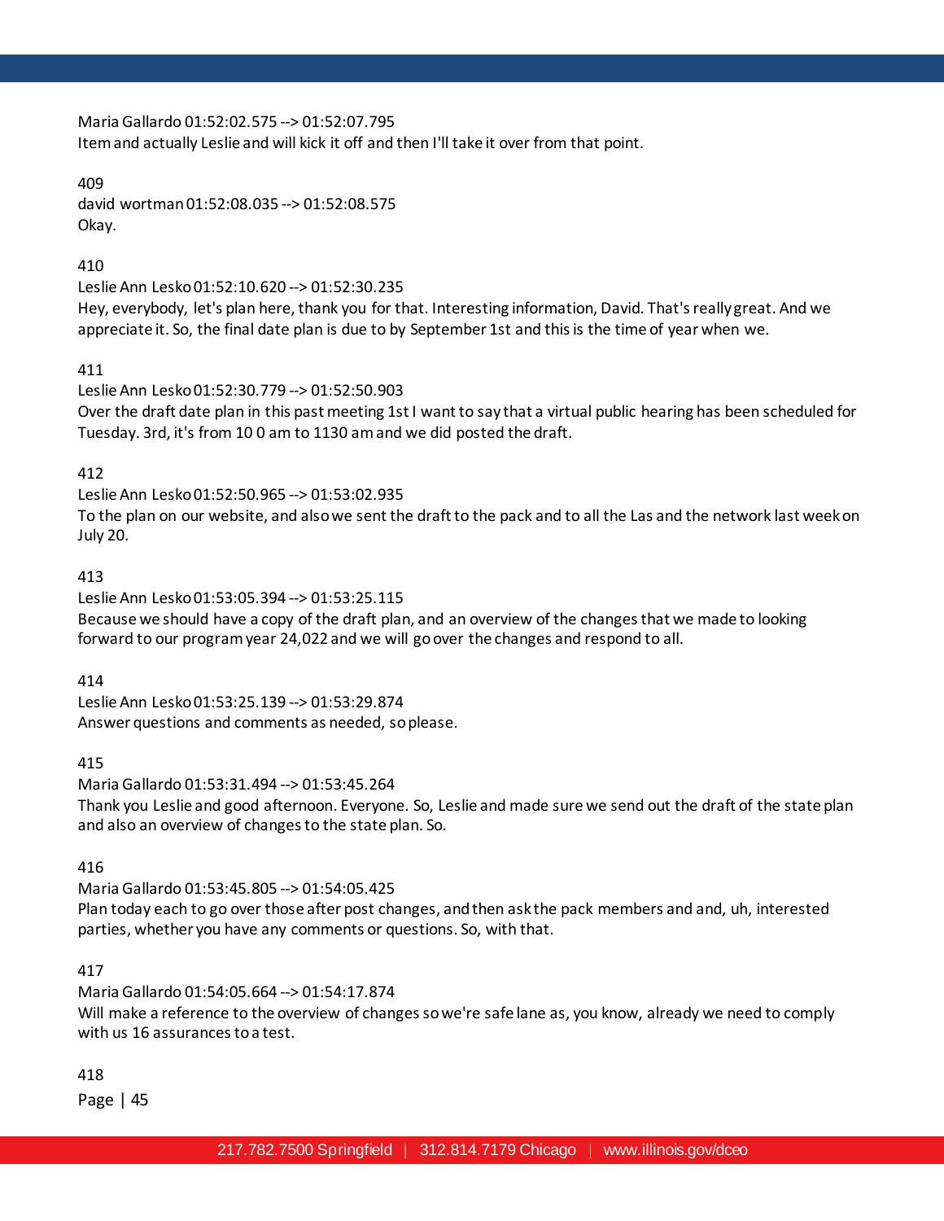Maria Gallardo 01:52:02.575 --> 01:52:07.795
Item and actually Leslie and will kick it off and then I'll take it over from that point.

409
david wortman 01:52:08.035 --> 01:52:08.575
Okay.

410
Leslie Ann Lesko 01:52:10.620 --> 01:52:30.235
Hey, everybody, let's plan here, thank you for that. Interesting information, David. That's really great. And we appreciate it. So, the final date plan is due to by September 1st and this is the time of year when we.

411
Leslie Ann Lesko 01:52:30.779 --> 01:52:50.903
Over the draft date plan in this past meeting 1st I want to say that a virtual public hearing has been scheduled for Tuesday. 3rd, it's from 10 0 am to 1130 am and we did posted the draft.

412
Leslie Ann Lesko 01:52:50.965 --> 01:53:02.935
To the plan on our website, and also we sent the draft to the pack and to all the Las and the network last week on July 20.

413
Leslie Ann Lesko 01:53:05.394 --> 01:53:25.115
Because we should have a copy of the draft plan, and an overview of the changes that we made to looking forward to our program year 24,022 and we will go over the changes and respond to all.

414
Leslie Ann Lesko 01:53:25.139 --> 01:53:29.874
Answer questions and comments as needed, so please.

415
Maria Gallardo 01:53:31.494 --> 01:53:45.264
Thank you Leslie and good afternoon. Everyone. So, Leslie and made sure we send out the draft of the state plan and also an overview of changes to the state plan. So.

416
Maria Gallardo 01:53:45.805 --> 01:54:05.425
Plan today each to go over those after post changes, and then ask the pack members and and, uh, interested parties, whether you have any comments or questions. So, with that.

417
Maria Gallardo 01:54:05.664 --> 01:54:17.874
Will make a reference to the overview of changes so we're safe lane as, you know, already we need to comply with us 16 assurances to a test.

418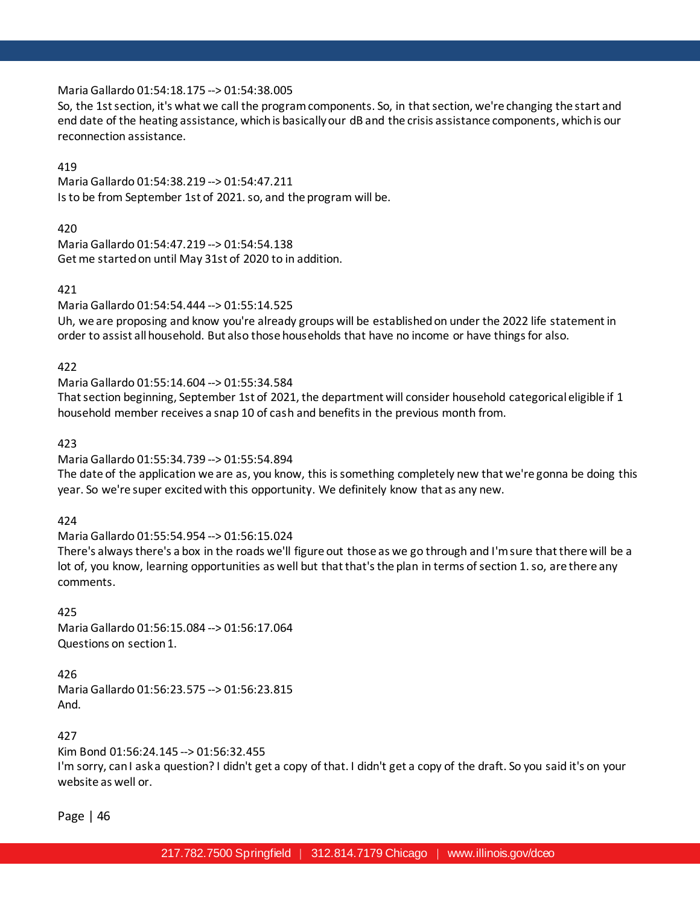Maria Gallardo 01:54:18.175 --> 01:54:38.005
So, the 1st section, it's what we call the program components. So, in that section, we're changing the start and end date of the heating assistance, which is basically our dB and the crisis assistance components, which is our reconnection assistance.

419
Maria Gallardo 01:54:38.219 --> 01:54:47.211
Is to be from September 1st of 2021. so, and the program will be.

420
Maria Gallardo 01:54:47.219 --> 01:54:54.138
Get me started on until May 31st of 2020 to in addition.

421
Maria Gallardo 01:54:54.444 --> 01:55:14.525
Uh, we are proposing and know you're already groups will be established on under the 2022 life statement in order to assist all household. But also those households that have no income or have things for also.

422
Maria Gallardo 01:55:14.604 --> 01:55:34.584
That section beginning, September 1st of 2021, the department will consider household categorical eligible if 1 household member receives a snap 10 of cash and benefits in the previous month from.

423
Maria Gallardo 01:55:34.739 --> 01:55:54.894
The date of the application we are as, you know, this is something completely new that we're gonna be doing this year. So we're super excited with this opportunity. We definitely know that as any new.

424
Maria Gallardo 01:55:54.954 --> 01:56:15.024
There's always there's a box in the roads we'll figure out those as we go through and I'm sure that there will be a lot of, you know, learning opportunities as well but that that's the plan in terms of section 1. so, are there any comments.

425
Maria Gallardo 01:56:15.084 --> 01:56:17.064
Questions on section 1.

426
Maria Gallardo 01:56:23.575 --> 01:56:23.815
And.

427
Kim Bond 01:56:24.145 --> 01:56:32.455
I'm sorry, can I ask a question? I didn't get a copy of that. I didn't get a copy of the draft. So you said it's on your website as well or.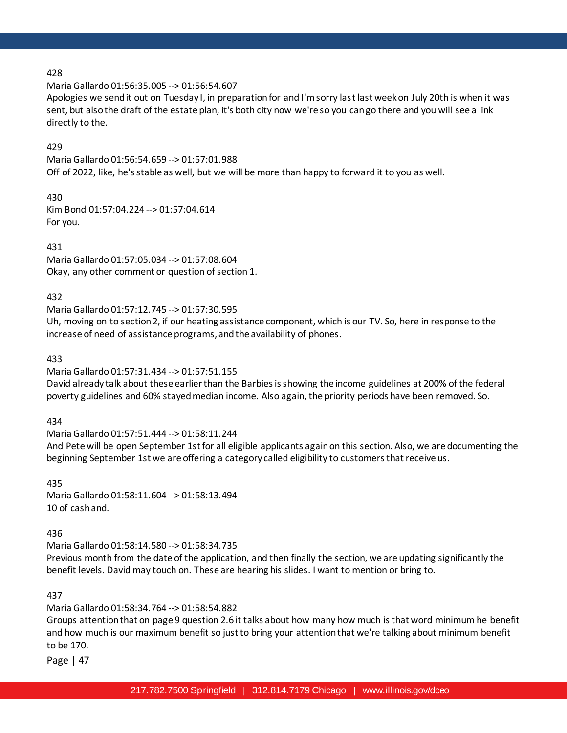428

Maria Gallardo 01:56:35.005 --> 01:56:54.607

Apologies we send it out on Tuesday I, in preparation for and I'm sorry last last week on July 20th is when it was sent, but also the draft of the estate plan, it's both city now we're so you can go there and you will see a link directly to the.

429

Maria Gallardo 01:56:54.659 --> 01:57:01.988

Off of 2022, like, he's stable as well, but we will be more than happy to forward it to you as well.

430

Kim Bond 01:57:04.224 --> 01:57:04.614

For you.

431

Maria Gallardo 01:57:05.034 --> 01:57:08.604

Okay, any other comment or question of section 1.

432

Maria Gallardo 01:57:12.745 --> 01:57:30.595

Uh, moving on to section 2, if our heating assistance component, which is our TV. So, here in response to the increase of need of assistance programs, and the availability of phones.

433

Maria Gallardo 01:57:31.434 --> 01:57:51.155

David already talk about these earlier than the Barbies is showing the income guidelines at 200% of the federal poverty guidelines and 60% stayed median income. Also again, the priority periods have been removed. So.

434

Maria Gallardo 01:57:51.444 --> 01:58:11.244

And Pete will be open September 1st for all eligible applicants again on this section. Also, we are documenting the beginning September 1st we are offering a category called eligibility to customers that receive us.

435

Maria Gallardo 01:58:11.604 --> 01:58:13.494

10 of cash and.

436

Maria Gallardo 01:58:14.580 --> 01:58:34.735

Previous month from the date of the application, and then finally the section, we are updating significantly the benefit levels. David may touch on. These are hearing his slides. I want to mention or bring to.

437

Maria Gallardo 01:58:34.764 --> 01:58:54.882

Groups attention that on page 9 question 2.6 it talks about how many how much is that word minimum he benefit and how much is our maximum benefit so just to bring your attention that we're talking about minimum benefit to be 170.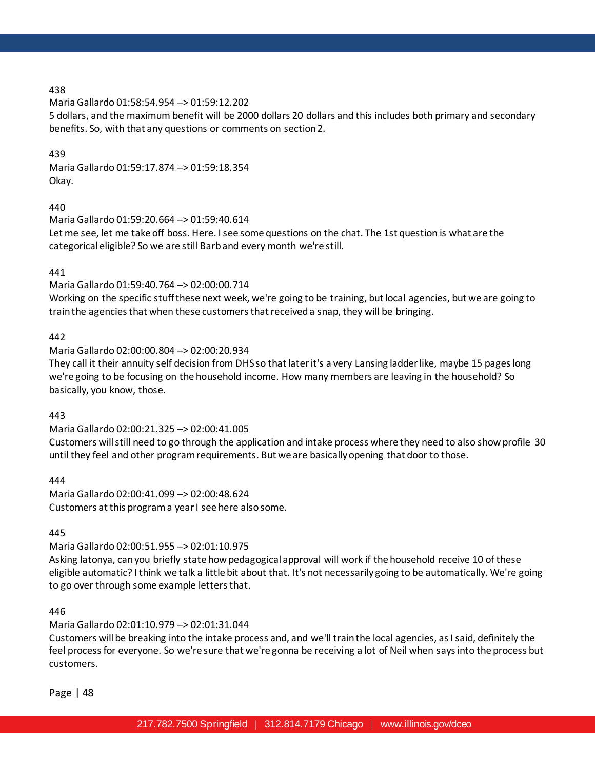438
Maria Gallardo 01:58:54.954 --> 01:59:12.202
5 dollars, and the maximum benefit will be 2000 dollars 20 dollars and this includes both primary and secondary benefits. So, with that any questions or comments on section 2.

439
Maria Gallardo 01:59:17.874 --> 01:59:18.354
Okay.

440
Maria Gallardo 01:59:20.664 --> 01:59:40.614
Let me see, let me take off boss. Here. I see some questions on the chat. The 1st question is what are the categorical eligible? So we are still Barb and every month we're still.

441
Maria Gallardo 01:59:40.764 --> 02:00:00.714
Working on the specific stuff these next week, we're going to be training, but local agencies, but we are going to train the agencies that when these customers that received a snap, they will be bringing.

442
Maria Gallardo 02:00:00.804 --> 02:00:20.934
They call it their annuity self decision from DHS so that later it's a very Lansing ladder like, maybe 15 pages long we're going to be focusing on the household income. How many members are leaving in the household? So basically, you know, those.

443
Maria Gallardo 02:00:21.325 --> 02:00:41.005
Customers will still need to go through the application and intake process where they need to also show profile 30 until they feel and other program requirements. But we are basically opening that door to those.

444
Maria Gallardo 02:00:41.099 --> 02:00:48.624
Customers at this program a year I see here also some.

445
Maria Gallardo 02:00:51.955 --> 02:01:10.975
Asking latonya, can you briefly state how pedagogical approval will work if the household receive 10 of these eligible automatic? I think we talk a little bit about that. It's not necessarily going to be automatically. We're going to go over through some example letters that.

446
Maria Gallardo 02:01:10.979 --> 02:01:31.044
Customers will be breaking into the intake process and, and we'll train the local agencies, as I said, definitely the feel process for everyone. So we're sure that we're gonna be receiving a lot of Neil when says into the process but customers.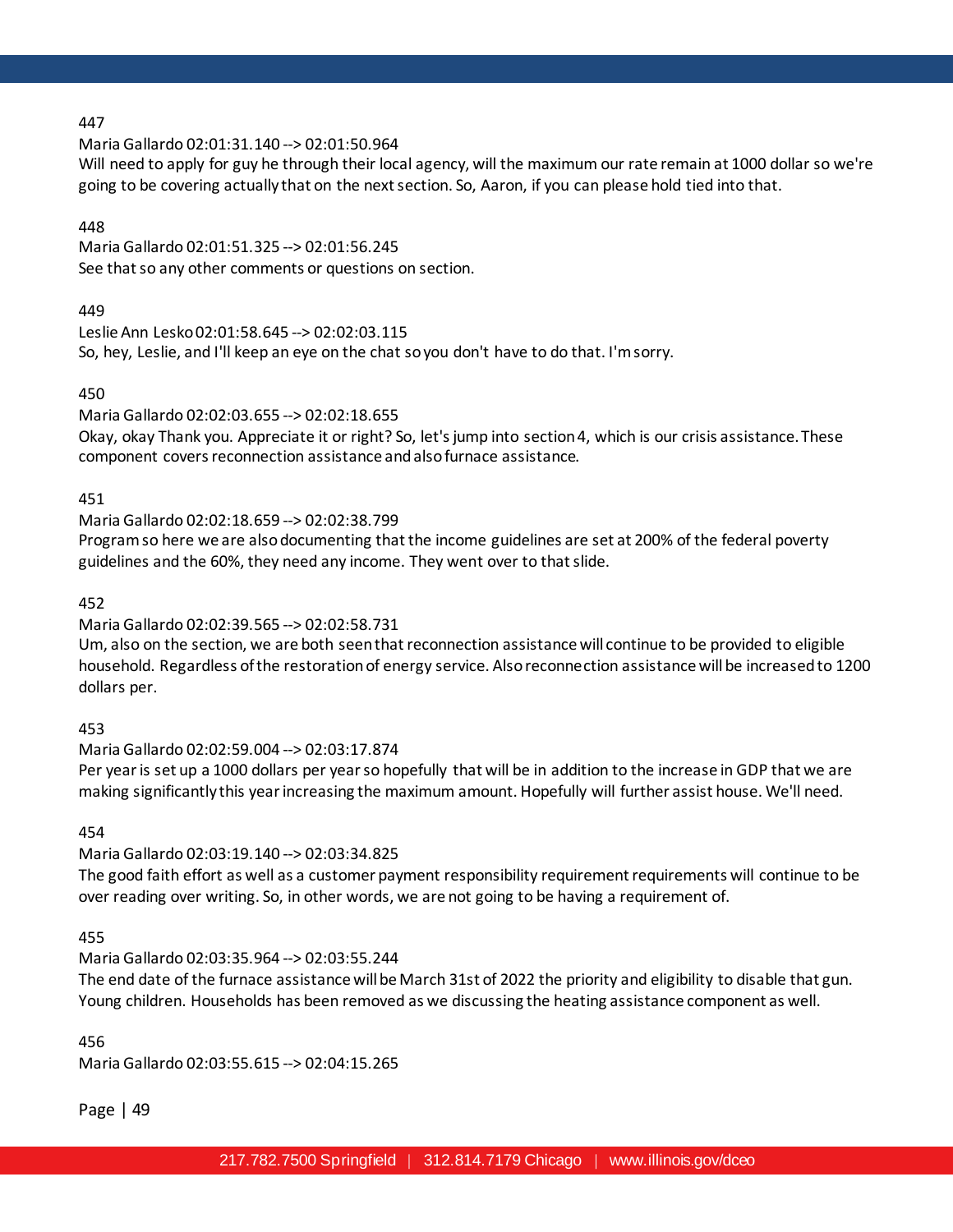447

Maria Gallardo 02:01:31.140 --> 02:01:50.964

Will need to apply for guy he through their local agency, will the maximum our rate remain at 1000 dollar so we're going to be covering actually that on the next section. So, Aaron, if you can please hold tied into that.

448

Maria Gallardo 02:01:51.325 --> 02:01:56.245

See that so any other comments or questions on section.

449

Leslie Ann Lesko 02:01:58.645 --> 02:02:03.115

So, hey, Leslie, and I'll keep an eye on the chat so you don't have to do that. I'm sorry.

450

Maria Gallardo 02:02:03.655 --> 02:02:18.655

Okay, okay Thank you. Appreciate it or right? So, let's jump into section 4, which is our crisis assistance. These component covers reconnection assistance and also furnace assistance.

451

Maria Gallardo 02:02:18.659 --> 02:02:38.799

Program so here we are also documenting that the income guidelines are set at 200% of the federal poverty guidelines and the 60%, they need any income. They went over to that slide.

452

Maria Gallardo 02:02:39.565 --> 02:02:58.731

Um, also on the section, we are both seen that reconnection assistance will continue to be provided to eligible household. Regardless of the restoration of energy service. Also reconnection assistance will be increased to 1200 dollars per.

453

Maria Gallardo 02:02:59.004 --> 02:03:17.874

Per year is set up a 1000 dollars per year so hopefully that will be in addition to the increase in GDP that we are making significantly this year increasing the maximum amount. Hopefully will further assist house. We'll need.

454

Maria Gallardo 02:03:19.140 --> 02:03:34.825

The good faith effort as well as a customer payment responsibility requirement requirements will continue to be over reading over writing. So, in other words, we are not going to be having a requirement of.

455

Maria Gallardo 02:03:35.964 --> 02:03:55.244

The end date of the furnace assistance will be March 31st of 2022 the priority and eligibility to disable that gun. Young children. Households has been removed as we discussing the heating assistance component as well.

456

Maria Gallardo 02:03:55.615 --> 02:04:15.265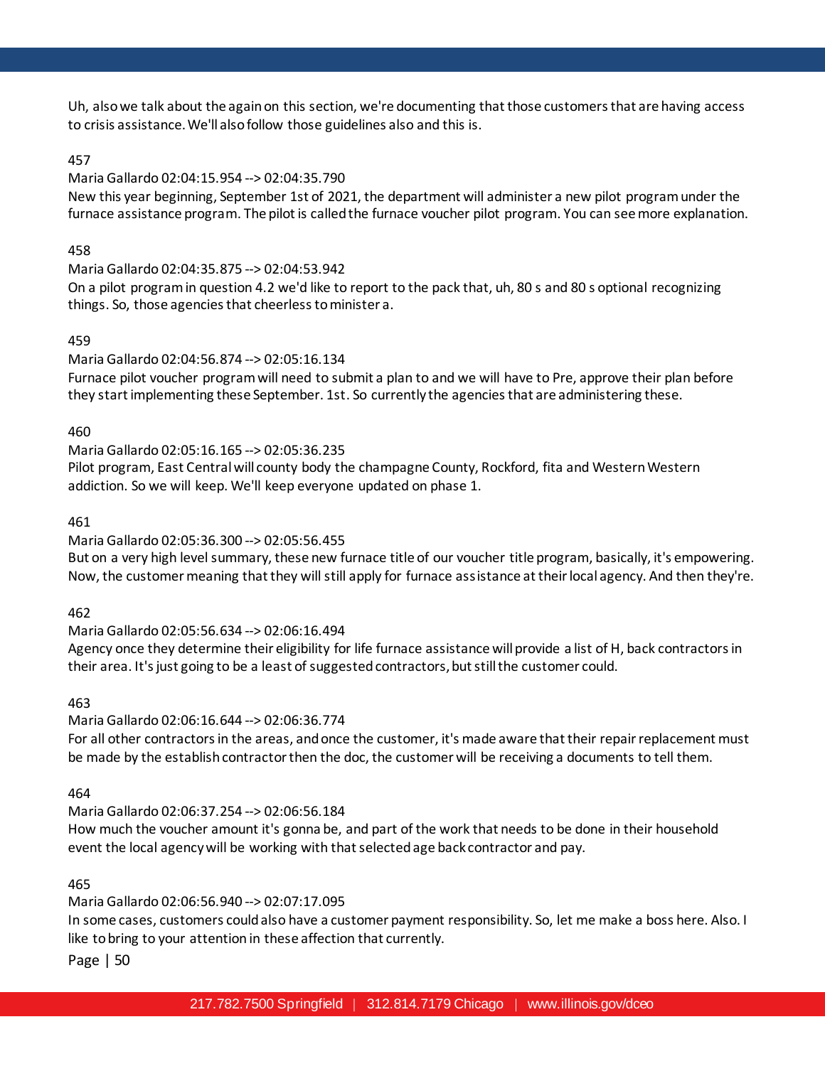Uh, also we talk about the again on this section, we're documenting that those customers that are having access to crisis assistance. We'll also follow those guidelines also and this is.

457

Maria Gallardo 02:04:15.954 --> 02:04:35.790

New this year beginning, September 1st of 2021, the department will administer a new pilot program under the furnace assistance program. The pilot is called the furnace voucher pilot program. You can see more explanation.

458

Maria Gallardo 02:04:35.875 --> 02:04:53.942

On a pilot program in question 4.2 we'd like to report to the pack that, uh, 80 s and 80 s optional recognizing things. So, those agencies that cheerless to minister a.

459

Maria Gallardo 02:04:56.874 --> 02:05:16.134

Furnace pilot voucher program will need to submit a plan to and we will have to Pre, approve their plan before they start implementing these September. 1st. So currently the agencies that are administering these.

460

Maria Gallardo 02:05:16.165 --> 02:05:36.235

Pilot program, East Central will county body the champagne County, Rockford, fita and Western Western addiction. So we will keep. We'll keep everyone updated on phase 1.

461

Maria Gallardo 02:05:36.300 --> 02:05:56.455

But on a very high level summary, these new furnace title of our voucher title program, basically, it's empowering. Now, the customer meaning that they will still apply for furnace assistance at their local agency. And then they're.

462

Maria Gallardo 02:05:56.634 --> 02:06:16.494

Agency once they determine their eligibility for life furnace assistance will provide a list of H, back contractors in their area. It's just going to be a least of suggested contractors, but still the customer could.

463

Maria Gallardo 02:06:16.644 --> 02:06:36.774

For all other contractors in the areas, and once the customer, it's made aware that their repair replacement must be made by the establish contractor then the doc, the customer will be receiving a documents to tell them.

464

Maria Gallardo 02:06:37.254 --> 02:06:56.184

How much the voucher amount it's gonna be, and part of the work that needs to be done in their household event the local agency will be working with that selected age back contractor and pay.

465

Maria Gallardo 02:06:56.940 --> 02:07:17.095

In some cases, customers could also have a customer payment responsibility. So, let me make a boss here. Also. I like to bring to your attention in these affection that currently.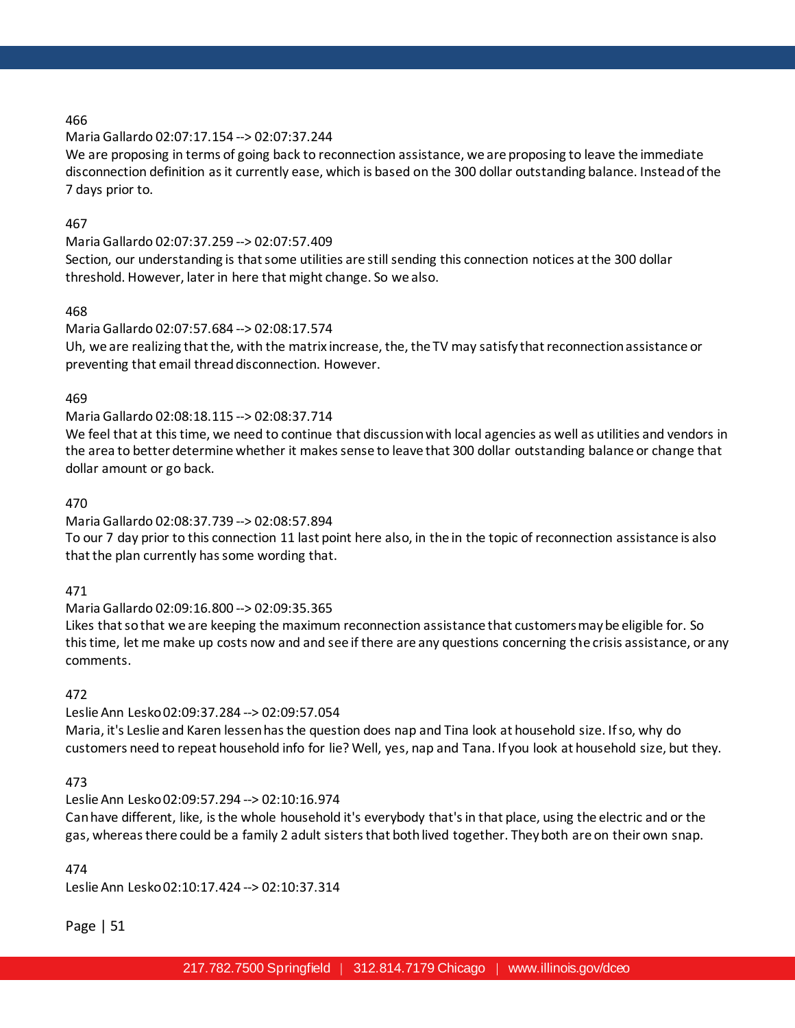466

Maria Gallardo 02:07:17.154 --> 02:07:37.244

We are proposing in terms of going back to reconnection assistance, we are proposing to leave the immediate disconnection definition as it currently ease, which is based on the 300 dollar outstanding balance. Instead of the 7 days prior to.

467

Maria Gallardo 02:07:37.259 --> 02:07:57.409

Section, our understanding is that some utilities are still sending this connection notices at the 300 dollar threshold. However, later in here that might change. So we also.

468

Maria Gallardo 02:07:57.684 --> 02:08:17.574

Uh, we are realizing that the, with the matrix increase, the, the TV may satisfy that reconnection assistance or preventing that email thread disconnection. However.

469

Maria Gallardo 02:08:18.115 --> 02:08:37.714

We feel that at this time, we need to continue that discussion with local agencies as well as utilities and vendors in the area to better determine whether it makes sense to leave that 300 dollar outstanding balance or change that dollar amount or go back.

470

Maria Gallardo 02:08:37.739 --> 02:08:57.894

To our 7 day prior to this connection 11 last point here also, in the in the topic of reconnection assistance is also that the plan currently has some wording that.

471

Maria Gallardo 02:09:16.800 --> 02:09:35.365

Likes that so that we are keeping the maximum reconnection assistance that customers may be eligible for. So this time, let me make up costs now and and see if there are any questions concerning the crisis assistance, or any comments.

472

Leslie Ann Lesko 02:09:37.284 --> 02:09:57.054

Maria, it's Leslie and Karen lessen has the question does nap and Tina look at household size. If so, why do customers need to repeat household info for lie? Well, yes, nap and Tana. If you look at household size, but they.

473

Leslie Ann Lesko 02:09:57.294 --> 02:10:16.974

Can have different, like, is the whole household it's everybody that's in that place, using the electric and or the gas, whereas there could be a family 2 adult sisters that both lived together. They both are on their own snap.

474

Leslie Ann Lesko 02:10:17.424 --> 02:10:37.314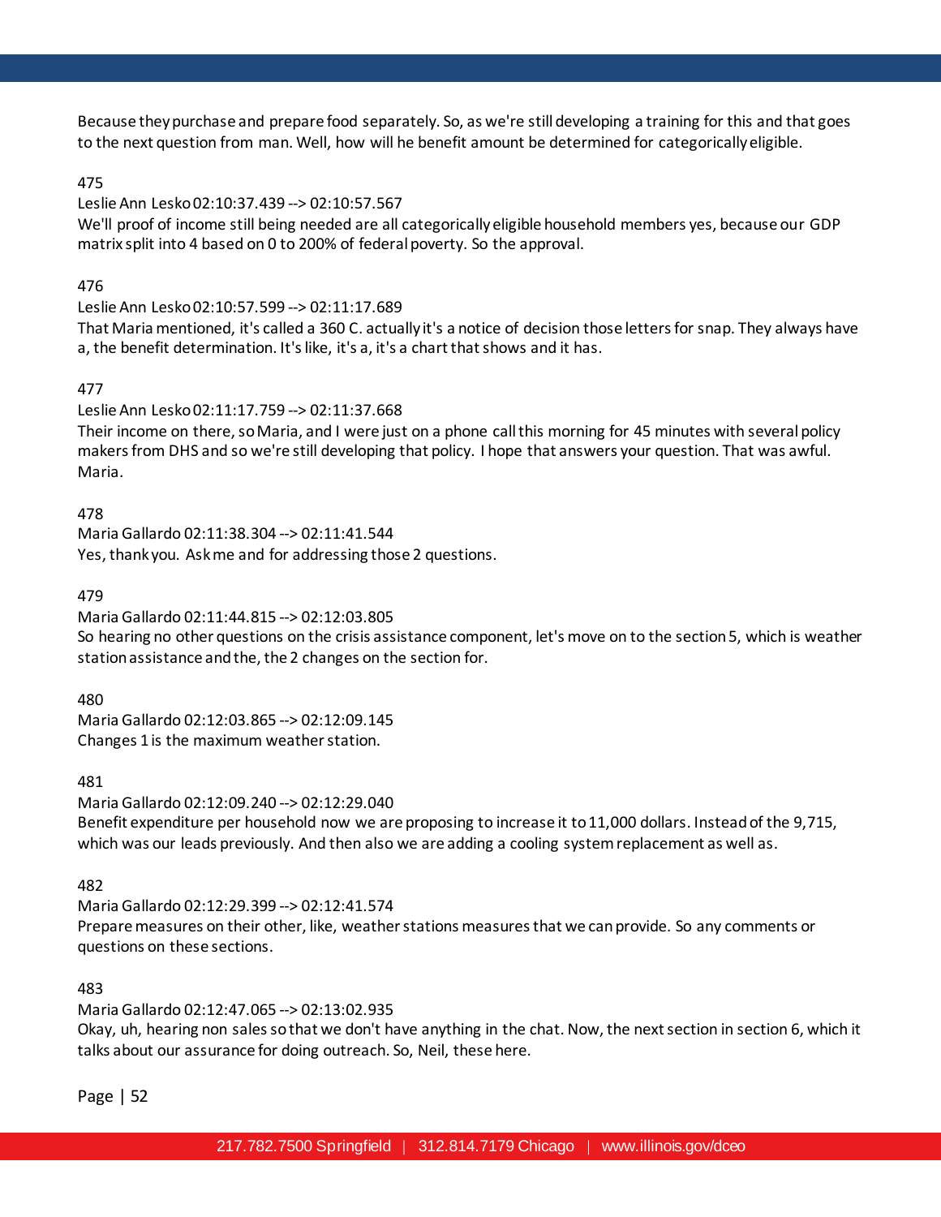Because they purchase and prepare food separately. So, as we're still developing a training for this and that goes to the next question from man. Well, how will he benefit amount be determined for categorically eligible.

475

Leslie Ann Lesko 02:10:37.439 --> 02:10:57.567

We'll proof of income still being needed are all categorically eligible household members yes, because our GDP matrix split into 4 based on 0 to 200% of federal poverty. So the approval.

476

Leslie Ann Lesko 02:10:57.599 --> 02:11:17.689

That Maria mentioned, it's called a 360 C. actually it's a notice of decision those letters for snap. They always have a, the benefit determination. It's like, it's a, it's a chart that shows and it has.

477

Leslie Ann Lesko 02:11:17.759 --> 02:11:37.668

Their income on there, so Maria, and I were just on a phone call this morning for 45 minutes with several policy makers from DHS and so we're still developing that policy. I hope that answers your question. That was awful. Maria.

478

Maria Gallardo 02:11:38.304 --> 02:11:41.544

Yes, thank you. Ask me and for addressing those 2 questions.

479

Maria Gallardo 02:11:44.815 --> 02:12:03.805

So hearing no other questions on the crisis assistance component, let's move on to the section 5, which is weather station assistance and the, the 2 changes on the section for.

480

Maria Gallardo 02:12:03.865 --> 02:12:09.145

Changes 1 is the maximum weather station.

481

Maria Gallardo 02:12:09.240 --> 02:12:29.040

Benefit expenditure per household now we are proposing to increase it to 11,000 dollars. Instead of the 9,715, which was our leads previously. And then also we are adding a cooling system replacement as well as.

482

Maria Gallardo 02:12:29.399 --> 02:12:41.574

Prepare measures on their other, like, weather stations measures that we can provide. So any comments or questions on these sections.

483

Maria Gallardo 02:12:47.065 --> 02:13:02.935

Okay, uh, hearing non sales so that we don't have anything in the chat. Now, the next section in section 6, which it talks about our assurance for doing outreach. So, Neil, these here.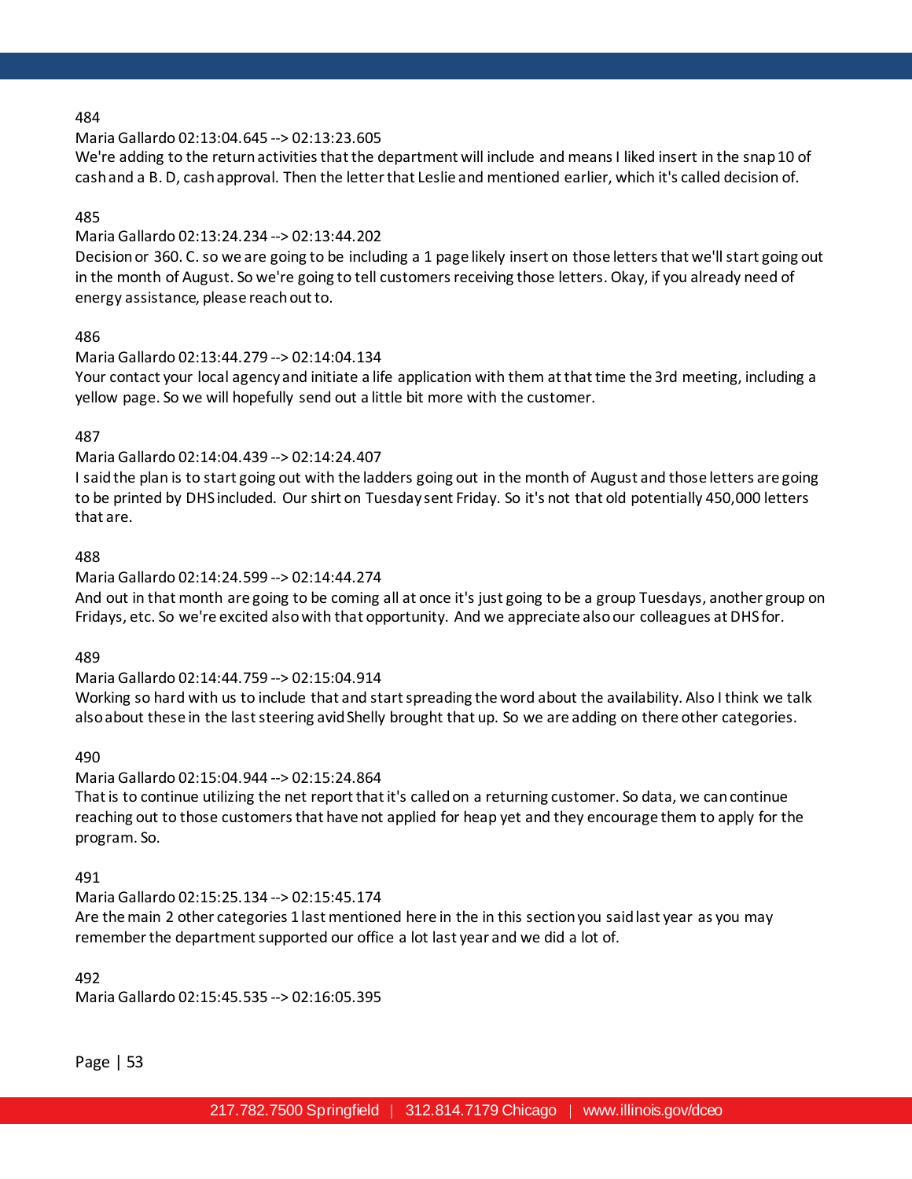484

Maria Gallardo 02:13:04.645 --> 02:13:23.605

We're adding to the return activities that the department will include and means I liked insert in the snap 10 of cash and a B. D, cash approval. Then the letter that Leslie and mentioned earlier, which it's called decision of.

485

Maria Gallardo 02:13:24.234 --> 02:13:44.202

Decision or 360. C. so we are going to be including a 1 page likely insert on those letters that we'll start going out in the month of August. So we're going to tell customers receiving those letters. Okay, if you already need of energy assistance, please reach out to.

486

Maria Gallardo 02:13:44.279 --> 02:14:04.134

Your contact your local agency and initiate a life application with them at that time the 3rd meeting, including a yellow page. So we will hopefully send out a little bit more with the customer.

487

Maria Gallardo 02:14:04.439 --> 02:14:24.407

I said the plan is to start going out with the ladders going out in the month of August and those letters are going to be printed by DHS included. Our shirt on Tuesday sent Friday. So it's not that old potentially 450,000 letters that are.

488

Maria Gallardo 02:14:24.599 --> 02:14:44.274

And out in that month are going to be coming all at once it's just going to be a group Tuesdays, another group on Fridays, etc. So we're excited also with that opportunity. And we appreciate also our colleagues at DHS for.

489

Maria Gallardo 02:14:44.759 --> 02:15:04.914

Working so hard with us to include that and start spreading the word about the availability. Also I think we talk also about these in the last steering avid Shelly brought that up. So we are adding on there other categories.

490

Maria Gallardo 02:15:04.944 --> 02:15:24.864

That is to continue utilizing the net report that it's called on a returning customer. So data, we can continue reaching out to those customers that have not applied for heap yet and they encourage them to apply for the program. So.

491

Maria Gallardo 02:15:25.134 --> 02:15:45.174

Are the main 2 other categories 1 last mentioned here in the in this section you said last year as you may remember the department supported our office a lot last year and we did a lot of.

492

Maria Gallardo 02:15:45.535 --> 02:16:05.395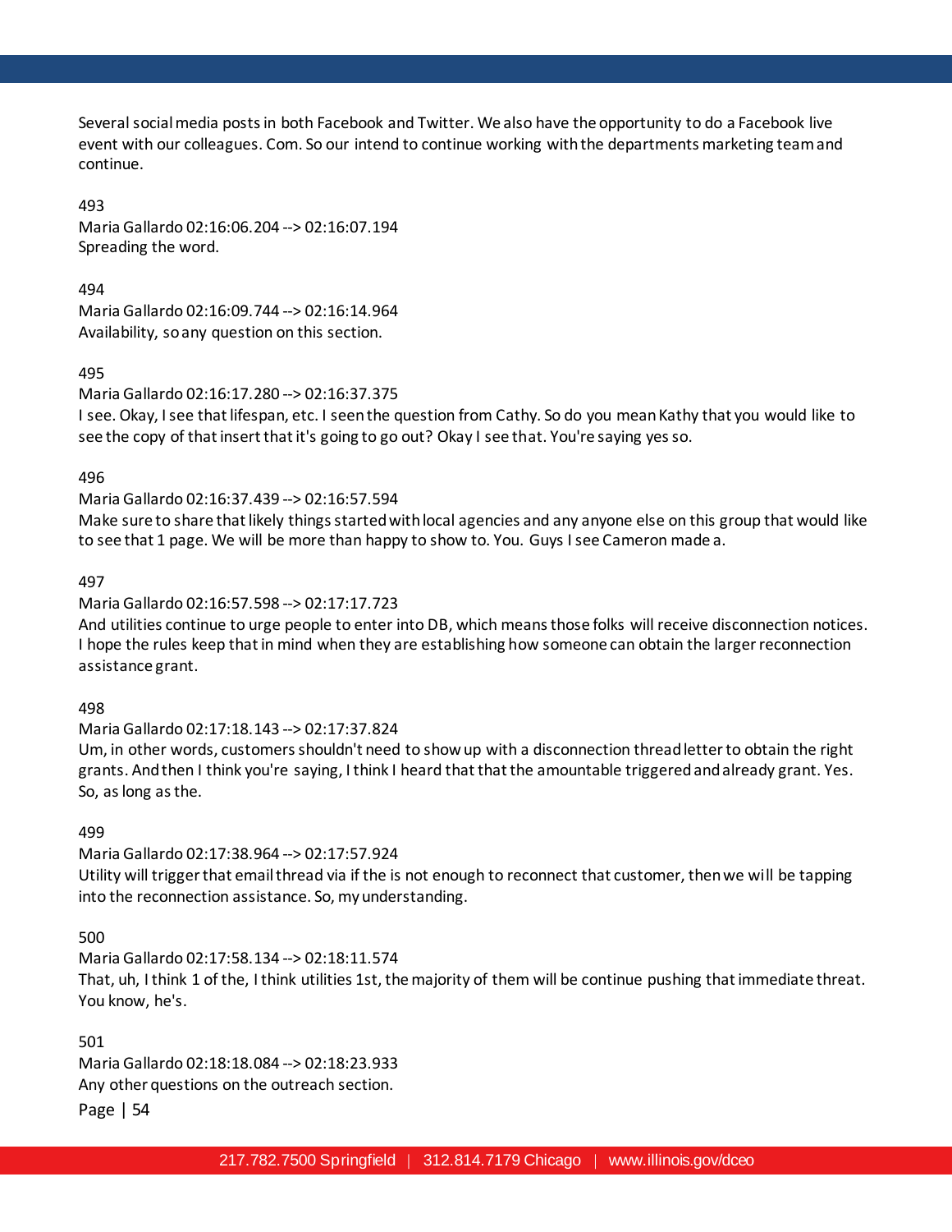Several social media posts in both Facebook and Twitter. We also have the opportunity to do a Facebook live event with our colleagues. Com. So our intend to continue working with the departments marketing team and continue.

493
Maria Gallardo 02:16:06.204 --> 02:16:07.194
Spreading the word.

494
Maria Gallardo 02:16:09.744 --> 02:16:14.964
Availability, so any question on this section.

495
Maria Gallardo 02:16:17.280 --> 02:16:37.375
I see. Okay, I see that lifespan, etc. I seen the question from Cathy. So do you mean Kathy that you would like to see the copy of that insert that it's going to go out? Okay I see that. You're saying yes so.

496
Maria Gallardo 02:16:37.439 --> 02:16:57.594
Make sure to share that likely things started with local agencies and any anyone else on this group that would like to see that 1 page. We will be more than happy to show to. You. Guys I see Cameron made a.

497
Maria Gallardo 02:16:57.598 --> 02:17:17.723
And utilities continue to urge people to enter into DB, which means those folks will receive disconnection notices. I hope the rules keep that in mind when they are establishing how someone can obtain the larger reconnection assistance grant.

498
Maria Gallardo 02:17:18.143 --> 02:17:37.824
Um, in other words, customers shouldn't need to show up with a disconnection thread letter to obtain the right grants. And then I think you're saying, I think I heard that that the amountable triggered and already grant. Yes. So, as long as the.

499
Maria Gallardo 02:17:38.964 --> 02:17:57.924
Utility will trigger that email thread via if the is not enough to reconnect that customer, then we will be tapping into the reconnection assistance. So, my understanding.

500
Maria Gallardo 02:17:58.134 --> 02:18:11.574
That, uh, I think 1 of the, I think utilities 1st, the majority of them will be continue pushing that immediate threat. You know, he's.

501
Maria Gallardo 02:18:18.084 --> 02:18:23.933
Any other questions on the outreach section.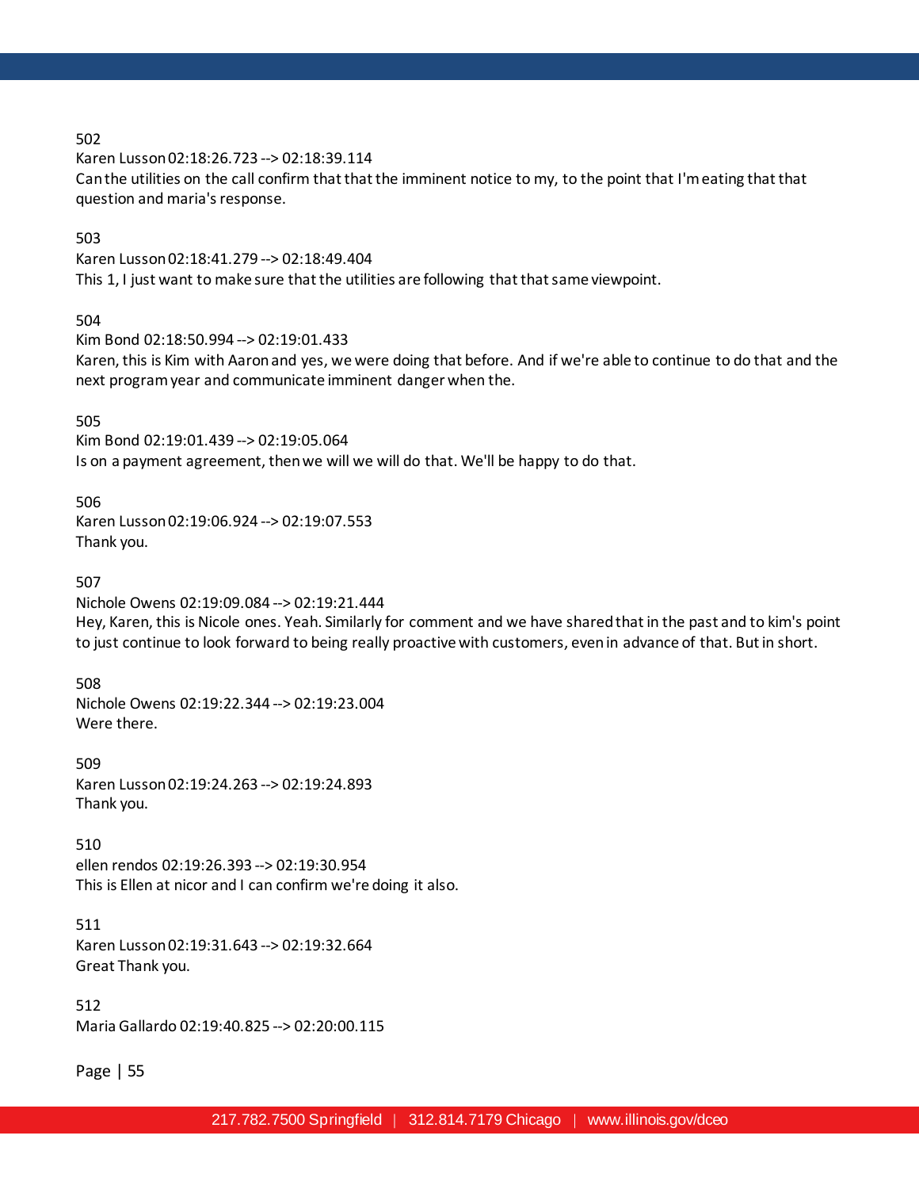502
Karen Lusson 02:18:26.723 --> 02:18:39.114
Can the utilities on the call confirm that that the imminent notice to my, to the point that I'm eating that that question and maria's response.

503
Karen Lusson 02:18:41.279 --> 02:18:49.404
This 1, I just want to make sure that the utilities are following that that same viewpoint.

504
Kim Bond 02:18:50.994 --> 02:19:01.433
Karen, this is Kim with Aaron and yes, we were doing that before. And if we're able to continue to do that and the next program year and communicate imminent danger when the.

505
Kim Bond 02:19:01.439 --> 02:19:05.064
Is on a payment agreement, then we will we will do that. We'll be happy to do that.

506
Karen Lusson 02:19:06.924 --> 02:19:07.553
Thank you.

507
Nichole Owens 02:19:09.084 --> 02:19:21.444
Hey, Karen, this is Nicole ones. Yeah. Similarly for comment and we have shared that in the past and to kim's point to just continue to look forward to being really proactive with customers, even in advance of that. But in short.

508
Nichole Owens 02:19:22.344 --> 02:19:23.004
Were there.

509
Karen Lusson 02:19:24.263 --> 02:19:24.893
Thank you.

510
ellen rendos 02:19:26.393 --> 02:19:30.954
This is Ellen at nicor and I can confirm we're doing it also.

511
Karen Lusson 02:19:31.643 --> 02:19:32.664
Great Thank you.

512
Maria Gallardo 02:19:40.825 --> 02:20:00.115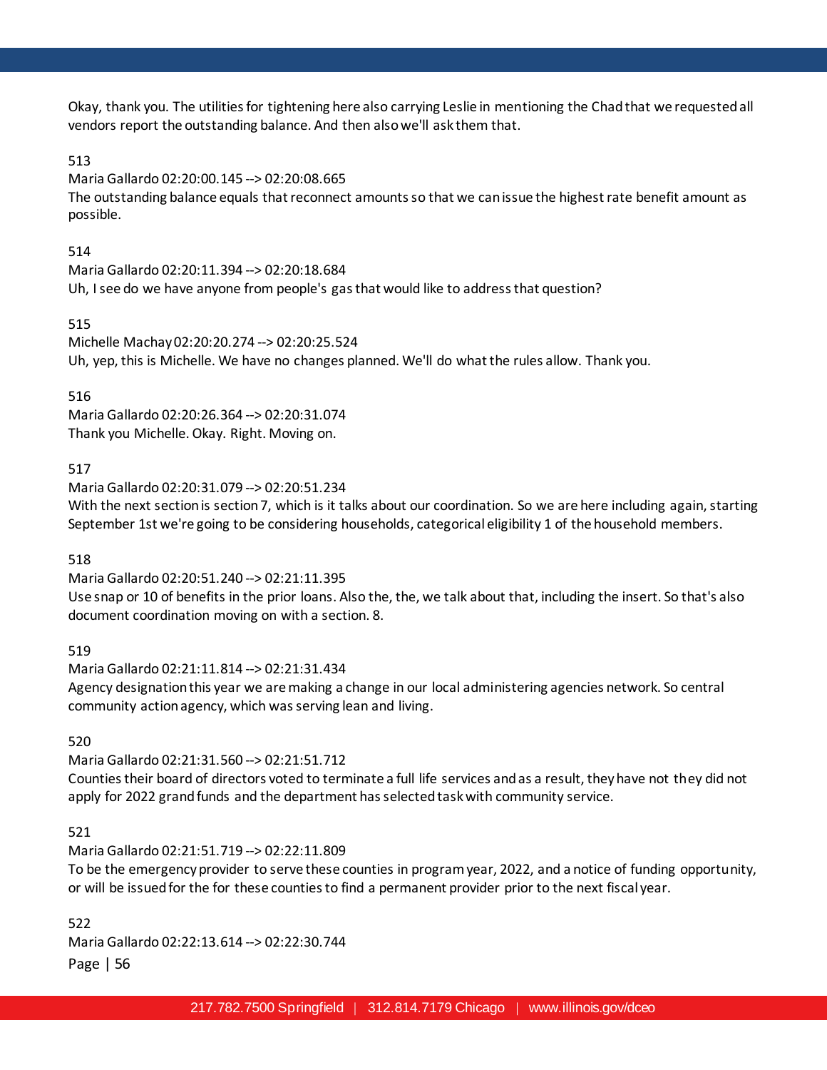Okay, thank you. The utilities for tightening here also carrying Leslie in mentioning the Chad that we requested all vendors report the outstanding balance. And then also we'll ask them that.

513
Maria Gallardo 02:20:00.145 --> 02:20:08.665
The outstanding balance equals that reconnect amounts so that we can issue the highest rate benefit amount as possible.

514
Maria Gallardo 02:20:11.394 --> 02:20:18.684
Uh, I see do we have anyone from people's gas that would like to address that question?

515
Michelle Machay 02:20:20.274 --> 02:20:25.524
Uh, yep, this is Michelle. We have no changes planned. We'll do what the rules allow. Thank you.

516
Maria Gallardo 02:20:26.364 --> 02:20:31.074
Thank you Michelle. Okay. Right. Moving on.

517
Maria Gallardo 02:20:31.079 --> 02:20:51.234
With the next section is section 7, which is it talks about our coordination. So we are here including again, starting September 1st we're going to be considering households, categorical eligibility 1 of the household members.

518
Maria Gallardo 02:20:51.240 --> 02:21:11.395
Use snap or 10 of benefits in the prior loans. Also the, the, we talk about that, including the insert. So that's also document coordination moving on with a section. 8.

519
Maria Gallardo 02:21:11.814 --> 02:21:31.434
Agency designation this year we are making a change in our local administering agencies network. So central community action agency, which was serving lean and living.

520
Maria Gallardo 02:21:31.560 --> 02:21:51.712
Counties their board of directors voted to terminate a full life services and as a result, they have not they did not apply for 2022 grand funds and the department has selected task with community service.

521
Maria Gallardo 02:21:51.719 --> 02:22:11.809
To be the emergency provider to serve these counties in program year, 2022, and a notice of funding opportunity, or will be issued for the for these counties to find a permanent provider prior to the next fiscal year.

522
Maria Gallardo 02:22:13.614 --> 02:22:30.744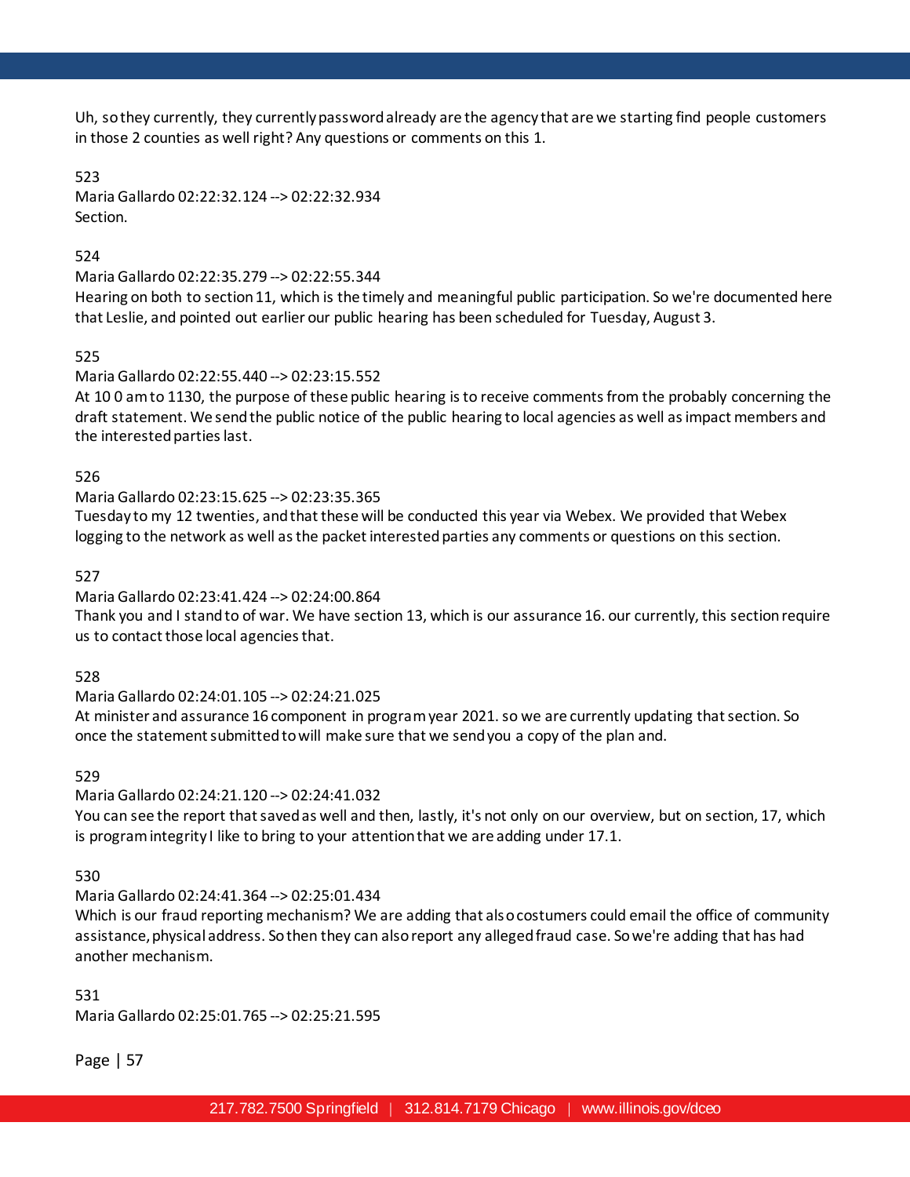Uh, so they currently, they currently password already are the agency that are we starting find people customers in those 2 counties as well right? Any questions or comments on this 1.

523
Maria Gallardo 02:22:32.124 --> 02:22:32.934
Section.

524
Maria Gallardo 02:22:35.279 --> 02:22:55.344
Hearing on both to section 11, which is the timely and meaningful public participation. So we're documented here that Leslie, and pointed out earlier our public hearing has been scheduled for Tuesday, August 3.

525
Maria Gallardo 02:22:55.440 --> 02:23:15.552
At 10 0 am to 1130, the purpose of these public hearing is to receive comments from the probably concerning the draft statement. We send the public notice of the public hearing to local agencies as well as impact members and the interested parties last.

526
Maria Gallardo 02:23:15.625 --> 02:23:35.365
Tuesday to my 12 twenties, and that these will be conducted this year via Webex. We provided that Webex logging to the network as well as the packet interested parties any comments or questions on this section.

527
Maria Gallardo 02:23:41.424 --> 02:24:00.864
Thank you and I stand to of war. We have section 13, which is our assurance 16. our currently, this section require us to contact those local agencies that.

528
Maria Gallardo 02:24:01.105 --> 02:24:21.025
At minister and assurance 16 component in program year 2021. so we are currently updating that section. So once the statement submitted to will make sure that we send you a copy of the plan and.

529
Maria Gallardo 02:24:21.120 --> 02:24:41.032
You can see the report that saved as well and then, lastly, it's not only on our overview, but on section, 17, which is program integrity I like to bring to your attention that we are adding under 17.1.

530
Maria Gallardo 02:24:41.364 --> 02:25:01.434
Which is our fraud reporting mechanism? We are adding that also costumers could email the office of community assistance, physical address. So then they can also report any alleged fraud case. So we're adding that has had another mechanism.

531
Maria Gallardo 02:25:01.765 --> 02:25:21.595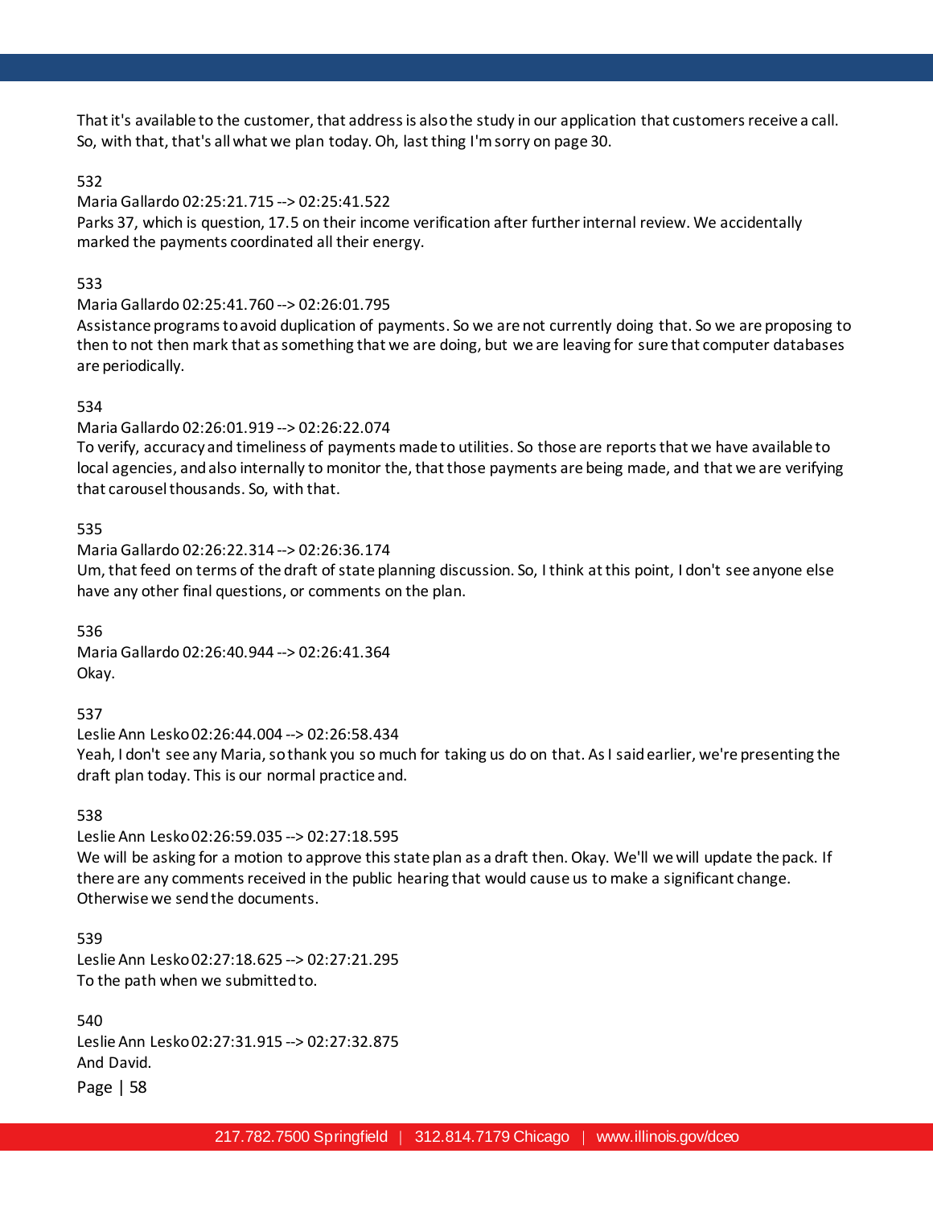That it's available to the customer, that address is also the study in our application that customers receive a call. So, with that, that's all what we plan today. Oh, last thing I'm sorry on page 30.

532
Maria Gallardo 02:25:21.715 --> 02:25:41.522
Parks 37, which is question, 17.5 on their income verification after further internal review. We accidentally marked the payments coordinated all their energy.

533
Maria Gallardo 02:25:41.760 --> 02:26:01.795
Assistance programs to avoid duplication of payments. So we are not currently doing that. So we are proposing to then to not then mark that as something that we are doing, but we are leaving for sure that computer databases are periodically.

534
Maria Gallardo 02:26:01.919 --> 02:26:22.074
To verify, accuracy and timeliness of payments made to utilities. So those are reports that we have available to local agencies, and also internally to monitor the, that those payments are being made, and that we are verifying that carousel thousands. So, with that.

535
Maria Gallardo 02:26:22.314 --> 02:26:36.174
Um, that feed on terms of the draft of state planning discussion. So, I think at this point, I don't see anyone else have any other final questions, or comments on the plan.

536
Maria Gallardo 02:26:40.944 --> 02:26:41.364
Okay.

537
Leslie Ann Lesko 02:26:44.004 --> 02:26:58.434
Yeah, I don't see any Maria, so thank you so much for taking us do on that. As I said earlier, we're presenting the draft plan today. This is our normal practice and.

538
Leslie Ann Lesko 02:26:59.035 --> 02:27:18.595
We will be asking for a motion to approve this state plan as a draft then. Okay. We'll we will update the pack. If there are any comments received in the public hearing that would cause us to make a significant change. Otherwise we send the documents.

539
Leslie Ann Lesko 02:27:18.625 --> 02:27:21.295
To the path when we submitted to.

540
Leslie Ann Lesko 02:27:31.915 --> 02:27:32.875
And David.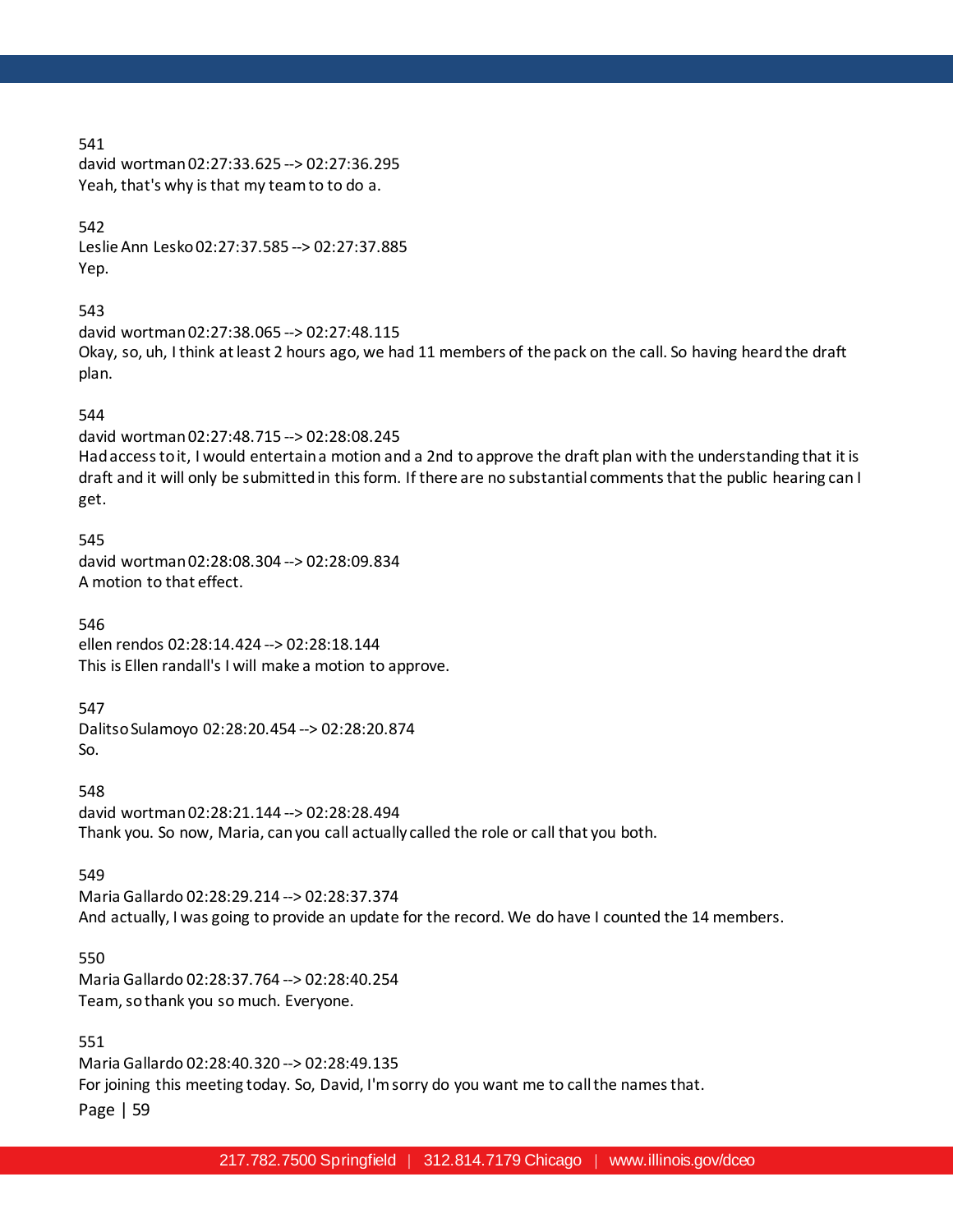541
david wortman 02:27:33.625 --> 02:27:36.295
Yeah, that's why is that my team to to do a.

542
Leslie Ann Lesko 02:27:37.585 --> 02:27:37.885
Yep.

543
david wortman 02:27:38.065 --> 02:27:48.115
Okay, so, uh, I think at least 2 hours ago, we had 11 members of the pack on the call. So having heard the draft plan.

544
david wortman 02:27:48.715 --> 02:28:08.245
Had access to it, I would entertain a motion and a 2nd to approve the draft plan with the understanding that it is draft and it will only be submitted in this form. If there are no substantial comments that the public hearing can I get.

545
david wortman 02:28:08.304 --> 02:28:09.834
A motion to that effect.

546
ellen rendos 02:28:14.424 --> 02:28:18.144
This is Ellen randall's I will make a motion to approve.

547
Dalitso Sulamoyo 02:28:20.454 --> 02:28:20.874
So.

548
david wortman 02:28:21.144 --> 02:28:28.494
Thank you. So now, Maria, can you call actually called the role or call that you both.

549
Maria Gallardo 02:28:29.214 --> 02:28:37.374
And actually, I was going to provide an update for the record. We do have I counted the 14 members.

550
Maria Gallardo 02:28:37.764 --> 02:28:40.254
Team, so thank you so much. Everyone.

551
Maria Gallardo 02:28:40.320 --> 02:28:49.135
For joining this meeting today. So, David, I'm sorry do you want me to call the names that.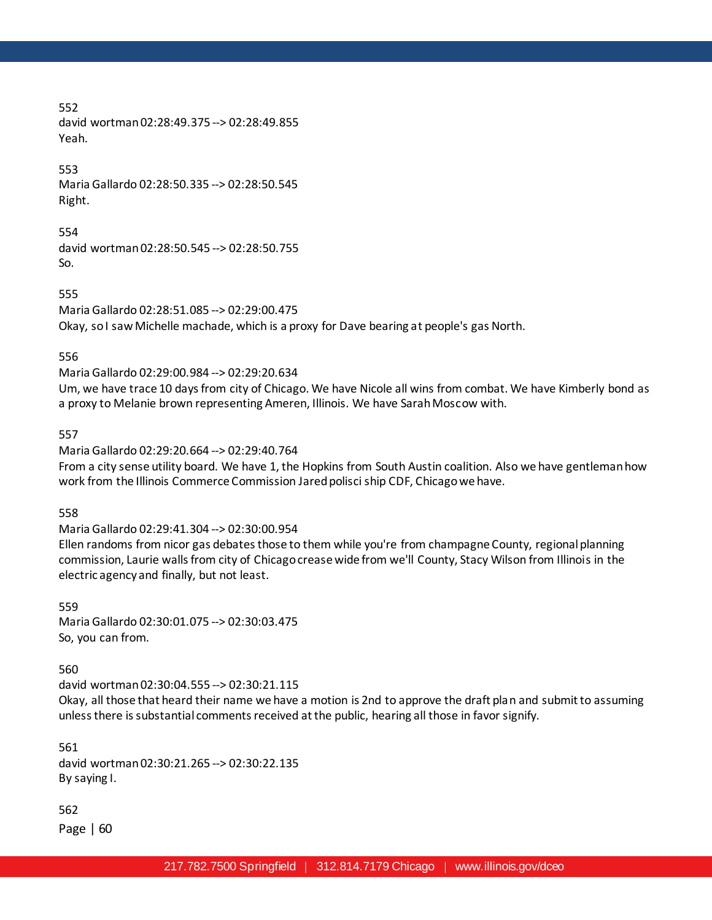552
david wortman 02:28:49.375 --> 02:28:49.855
Yeah.

553
Maria Gallardo 02:28:50.335 --> 02:28:50.545
Right.

554
david wortman 02:28:50.545 --> 02:28:50.755
So.

555
Maria Gallardo 02:28:51.085 --> 02:29:00.475
Okay, so I saw Michelle machade, which is a proxy for Dave bearing at people's gas North.

556
Maria Gallardo 02:29:00.984 --> 02:29:20.634
Um, we have trace 10 days from city of Chicago. We have Nicole all wins from combat. We have Kimberly bond as a proxy to Melanie brown representing Ameren, Illinois. We have Sarah Moscow with.

557
Maria Gallardo 02:29:20.664 --> 02:29:40.764
From a city sense utility board. We have 1, the Hopkins from South Austin coalition. Also we have gentleman how work from the Illinois Commerce Commission Jared polisci ship CDF, Chicago we have.

558
Maria Gallardo 02:29:41.304 --> 02:30:00.954
Ellen randoms from nicor gas debates those to them while you're from champagne County, regional planning commission, Laurie walls from city of Chicago crease wide from we'll County, Stacy Wilson from Illinois in the electric agency and finally, but not least.

559
Maria Gallardo 02:30:01.075 --> 02:30:03.475
So, you can from.

560
david wortman 02:30:04.555 --> 02:30:21.115
Okay, all those that heard their name we have a motion is 2nd to approve the draft plan and submit to assuming unless there is substantial comments received at the public, hearing all those in favor signify.

561
david wortman 02:30:21.265 --> 02:30:22.135
By saying I.

562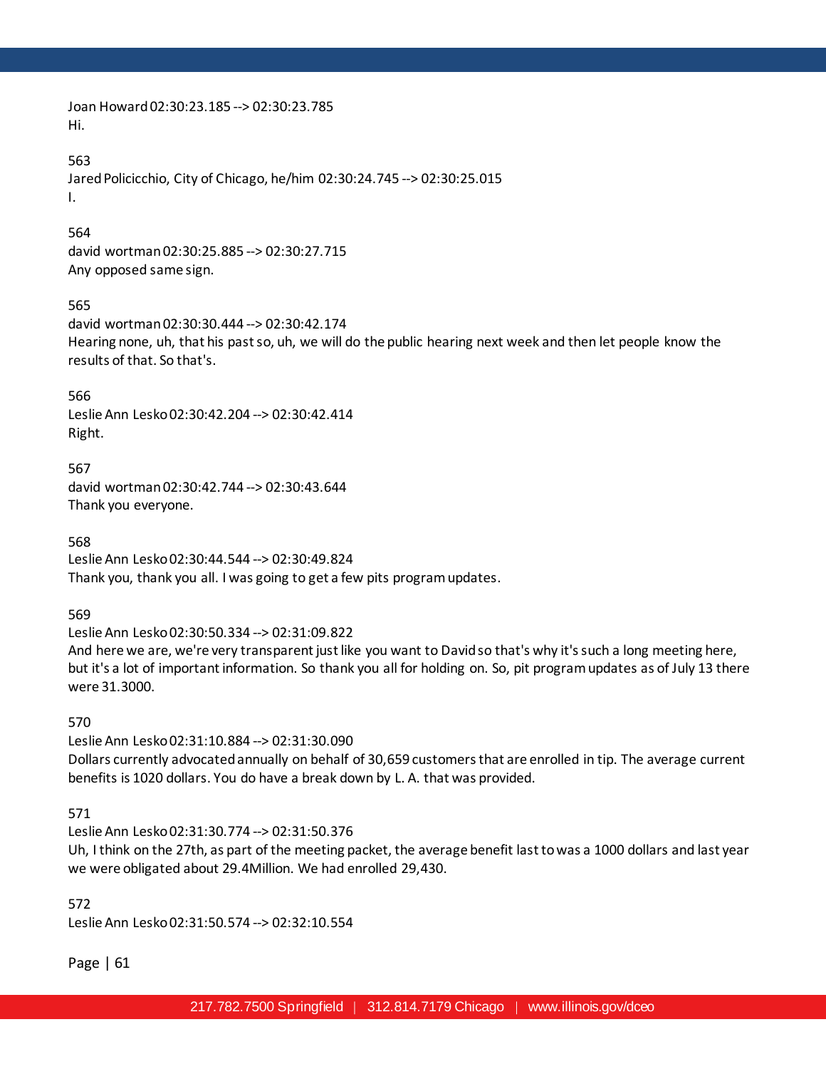Joan Howard 02:30:23.185 --> 02:30:23.785
Hi.

563
Jared Policicchio, City of Chicago, he/him 02:30:24.745 --> 02:30:25.015
I.

564
david wortman 02:30:25.885 --> 02:30:27.715
Any opposed same sign.

565
david wortman 02:30:30.444 --> 02:30:42.174
Hearing none, uh, that his past so, uh, we will do the public hearing next week and then let people know the results of that. So that's.

566
Leslie Ann Lesko 02:30:42.204 --> 02:30:42.414
Right.

567
david wortman 02:30:42.744 --> 02:30:43.644
Thank you everyone.

568
Leslie Ann Lesko 02:30:44.544 --> 02:30:49.824
Thank you, thank you all. I was going to get a few pits program updates.

569
Leslie Ann Lesko 02:30:50.334 --> 02:31:09.822
And here we are, we're very transparent just like you want to David so that's why it's such a long meeting here, but it's a lot of important information. So thank you all for holding on. So, pit program updates as of July 13 there were 31.3000.

570
Leslie Ann Lesko 02:31:10.884 --> 02:31:30.090
Dollars currently advocated annually on behalf of 30,659 customers that are enrolled in tip. The average current benefits is 1020 dollars. You do have a break down by L. A. that was provided.

571
Leslie Ann Lesko 02:31:30.774 --> 02:31:50.376
Uh, I think on the 27th, as part of the meeting packet, the average benefit last to was a 1000 dollars and last year we were obligated about 29.4Million. We had enrolled 29,430.

572
Leslie Ann Lesko 02:31:50.574 --> 02:32:10.554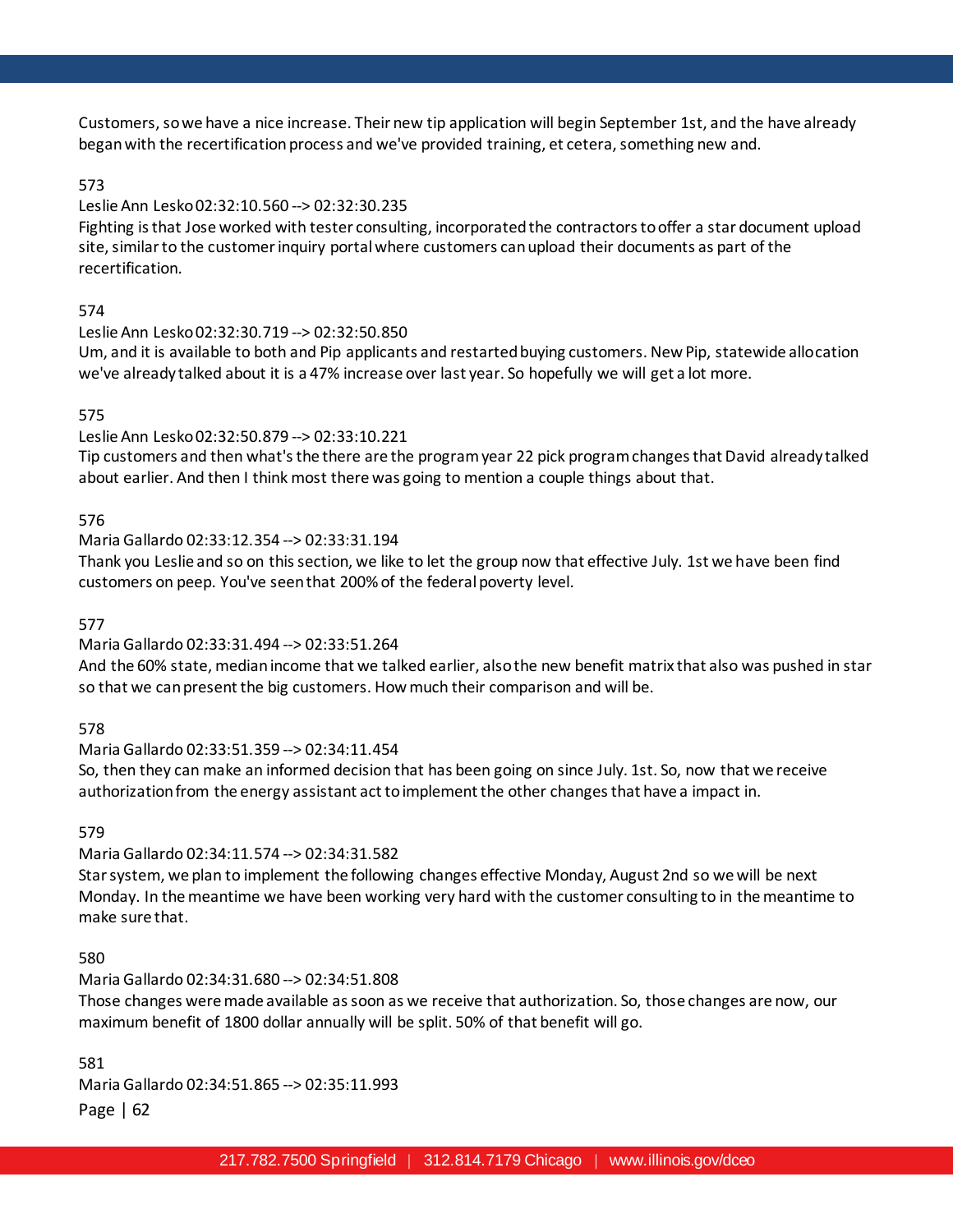Customers, so we have a nice increase. Their new tip application will begin September 1st, and the have already began with the recertification process and we've provided training, et cetera, something new and.

573

Leslie Ann Lesko 02:32:10.560 --> 02:32:30.235

Fighting is that Jose worked with tester consulting, incorporated the contractors to offer a star document upload site, similar to the customer inquiry portal where customers can upload their documents as part of the recertification.

574

Leslie Ann Lesko 02:32:30.719 --> 02:32:50.850

Um, and it is available to both and Pip applicants and restarted buying customers. New Pip, statewide allocation we've already talked about it is a 47% increase over last year. So hopefully we will get a lot more.

575

Leslie Ann Lesko 02:32:50.879 --> 02:33:10.221

Tip customers and then what's the there are the program year 22 pick program changes that David already talked about earlier. And then I think most there was going to mention a couple things about that.

576

Maria Gallardo 02:33:12.354 --> 02:33:31.194

Thank you Leslie and so on this section, we like to let the group now that effective July. 1st we have been find customers on peep. You've seen that 200% of the federal poverty level.

577

Maria Gallardo 02:33:31.494 --> 02:33:51.264

And the 60% state, median income that we talked earlier, also the new benefit matrix that also was pushed in star so that we can present the big customers. How much their comparison and will be.

578

Maria Gallardo 02:33:51.359 --> 02:34:11.454

So, then they can make an informed decision that has been going on since July. 1st. So, now that we receive authorization from the energy assistant act to implement the other changes that have a impact in.

579

Maria Gallardo 02:34:11.574 --> 02:34:31.582

Star system, we plan to implement the following changes effective Monday, August 2nd so we will be next Monday. In the meantime we have been working very hard with the customer consulting to in the meantime to make sure that.

580

Maria Gallardo 02:34:31.680 --> 02:34:51.808

Those changes were made available as soon as we receive that authorization. So, those changes are now, our maximum benefit of 1800 dollar annually will be split. 50% of that benefit will go.

581

Maria Gallardo 02:34:51.865 --> 02:35:11.993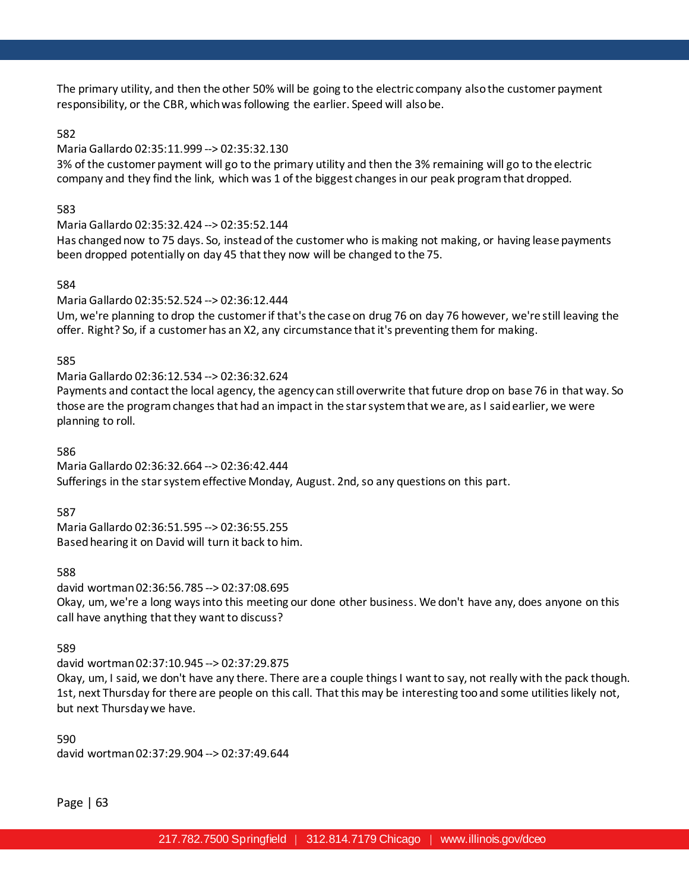The primary utility, and then the other 50% will be going to the electric company also the customer payment responsibility, or the CBR, which was following the earlier. Speed will also be.

582
Maria Gallardo 02:35:11.999 --> 02:35:32.130
3% of the customer payment will go to the primary utility and then the 3% remaining will go to the electric company and they find the link, which was 1 of the biggest changes in our peak program that dropped.

583
Maria Gallardo 02:35:32.424 --> 02:35:52.144
Has changed now to 75 days. So, instead of the customer who is making not making, or having lease payments been dropped potentially on day 45 that they now will be changed to the 75.

584
Maria Gallardo 02:35:52.524 --> 02:36:12.444
Um, we're planning to drop the customer if that's the case on drug 76 on day 76 however, we're still leaving the offer. Right? So, if a customer has an X2, any circumstance that it's preventing them for making.

585
Maria Gallardo 02:36:12.534 --> 02:36:32.624
Payments and contact the local agency, the agency can still overwrite that future drop on base 76 in that way. So those are the program changes that had an impact in the star system that we are, as I said earlier, we were planning to roll.

586
Maria Gallardo 02:36:32.664 --> 02:36:42.444
Sufferings in the star system effective Monday, August. 2nd, so any questions on this part.

587
Maria Gallardo 02:36:51.595 --> 02:36:55.255
Based hearing it on David will turn it back to him.

588
david wortman 02:36:56.785 --> 02:37:08.695
Okay, um, we're a long ways into this meeting our done other business. We don't have any, does anyone on this call have anything that they want to discuss?

589
david wortman 02:37:10.945 --> 02:37:29.875
Okay, um, I said, we don't have any there. There are a couple things I want to say, not really with the pack though. 1st, next Thursday for there are people on this call. That this may be interesting too and some utilities likely not, but next Thursday we have.

590
david wortman 02:37:29.904 --> 02:37:49.644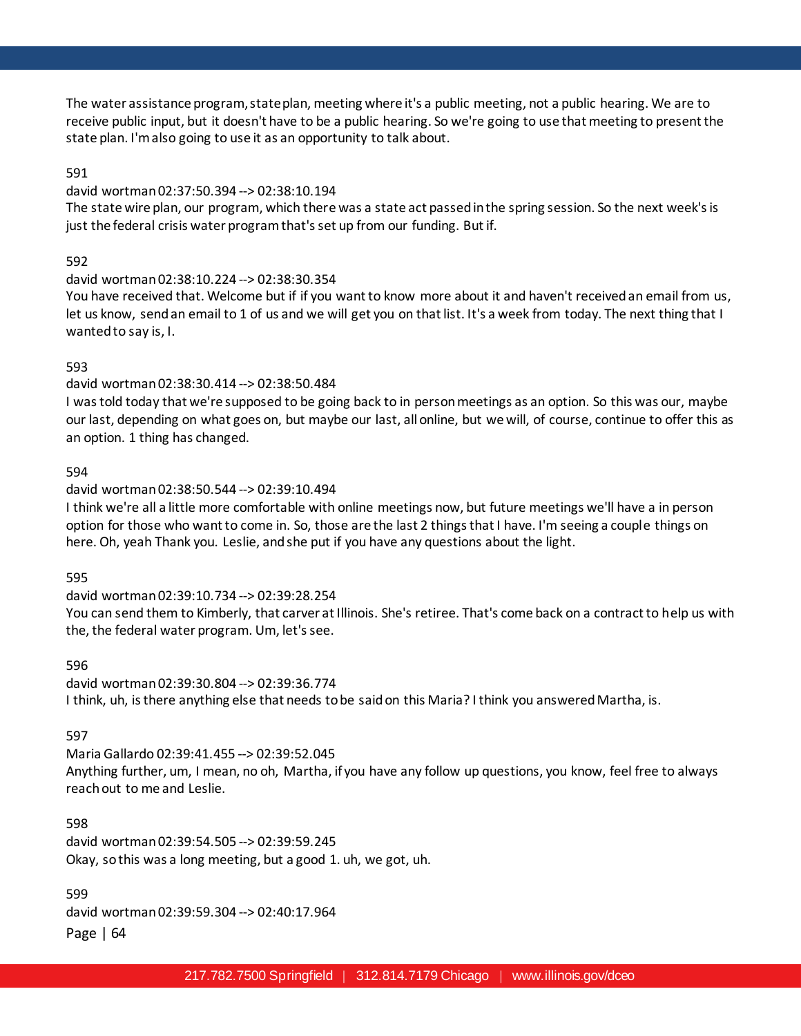The water assistance program, state plan, meeting where it's a public meeting, not a public hearing. We are to receive public input, but it doesn't have to be a public hearing. So we're going to use that meeting to present the state plan. I'm also going to use it as an opportunity to talk about.

591

david wortman 02:37:50.394 --> 02:38:10.194

The state wire plan, our program, which there was a state act passed in the spring session. So the next week's is just the federal crisis water program that's set up from our funding. But if.

592

david wortman 02:38:10.224 --> 02:38:30.354

You have received that. Welcome but if if you want to know more about it and haven't received an email from us, let us know, send an email to 1 of us and we will get you on that list. It's a week from today. The next thing that I wanted to say is, I.

593

david wortman 02:38:30.414 --> 02:38:50.484

I was told today that we're supposed to be going back to in person meetings as an option. So this was our, maybe our last, depending on what goes on, but maybe our last, all online, but we will, of course, continue to offer this as an option. 1 thing has changed.

594

david wortman 02:38:50.544 --> 02:39:10.494

I think we're all a little more comfortable with online meetings now, but future meetings we'll have a in person option for those who want to come in. So, those are the last 2 things that I have. I'm seeing a couple things on here. Oh, yeah Thank you. Leslie, and she put if you have any questions about the light.

595

david wortman 02:39:10.734 --> 02:39:28.254

You can send them to Kimberly, that carver at Illinois. She's retiree. That's come back on a contract to help us with the, the federal water program. Um, let's see.

596

david wortman 02:39:30.804 --> 02:39:36.774

I think, uh, is there anything else that needs to be said on this Maria? I think you answered Martha, is.

597

Maria Gallardo 02:39:41.455 --> 02:39:52.045

Anything further, um, I mean, no oh, Martha, if you have any follow up questions, you know, feel free to always reach out to me and Leslie.

598

david wortman 02:39:54.505 --> 02:39:59.245

Okay, so this was a long meeting, but a good 1. uh, we got, uh.

599

david wortman 02:39:59.304 --> 02:40:17.964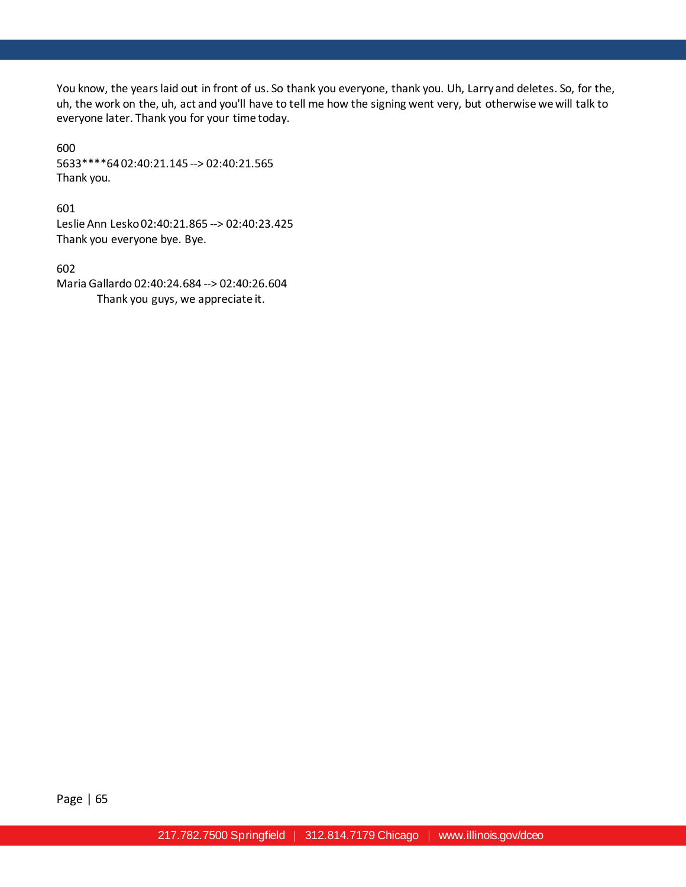You know, the years laid out in front of us. So thank you everyone, thank you. Uh, Larry and deletes. So, for the, uh, the work on the, uh, act and you'll have to tell me how the signing went very, but otherwise we will talk to everyone later. Thank you for your time today.

600
5633****64 02:40:21.145 --> 02:40:21.565
Thank you.

601
Leslie Ann Lesko 02:40:21.865 --> 02:40:23.425
Thank you everyone bye. Bye.

602
Maria Gallardo 02:40:24.684 --> 02:40:26.604
Thank you guys, we appreciate it.